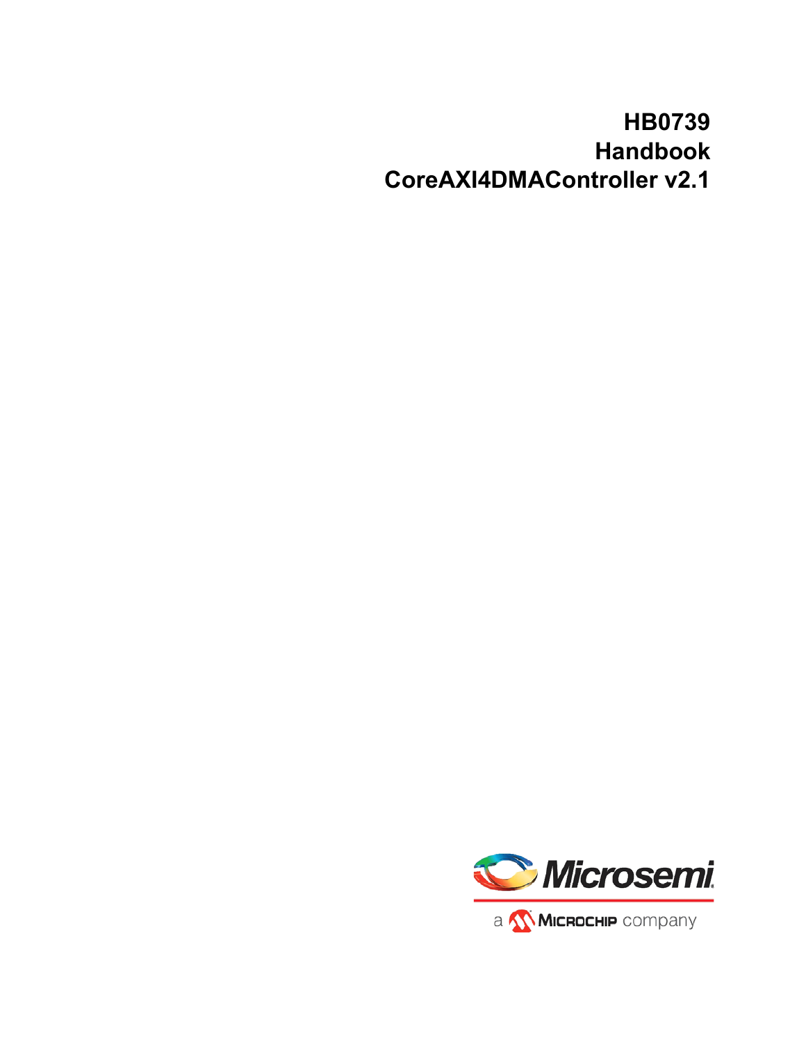# HB0739
# Handbook
# CoreAXI4DMAController v2.1

Microsemi

a Microchip company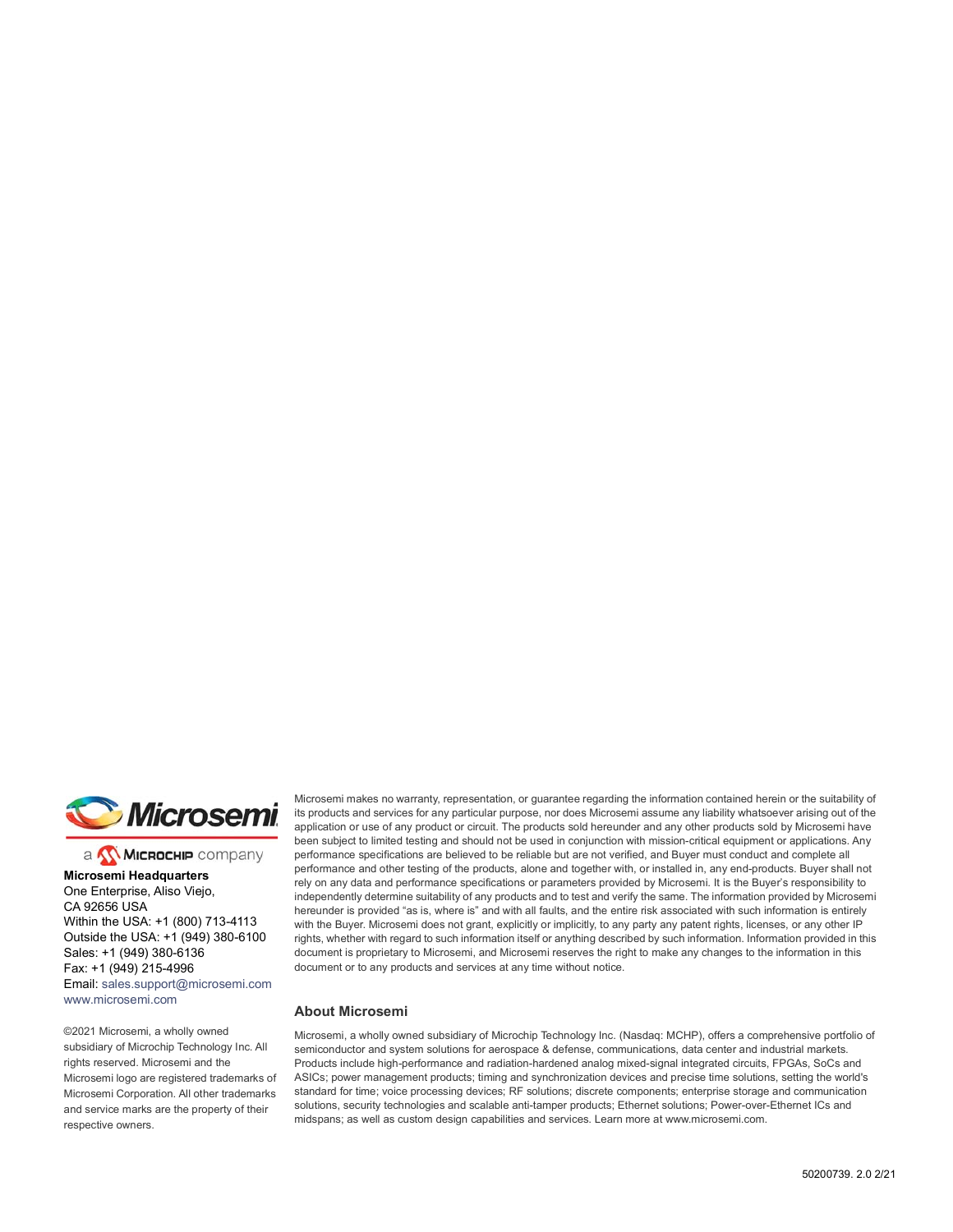Microsemi

a Microchip company

**Microsemi Headquarters**
One Enterprise, Aliso Viejo,
CA 92656 USA
Within the USA: +1 (800) 713-4113
Outside the USA: +1 (949) 380-6100
Sales: +1 (949) 380-6136
Fax: +1 (949) 215-4996
Email: sales.support@microsemi.com
www.microsemi.com

©2021 Microsemi, a wholly owned subsidiary of Microchip Technology Inc. All rights reserved. Microsemi and the Microsemi logo are registered trademarks of Microsemi Corporation. All other trademarks and service marks are the property of their respective owners.

Microsemi makes no warranty, representation, or guarantee regarding the information contained herein or the suitability of its products and services for any particular purpose, nor does Microsemi assume any liability whatsoever arising out of the application or use of any product or circuit. The products sold hereunder and any other products sold by Microsemi have been subject to limited testing and should not be used in conjunction with mission-critical equipment or applications. Any performance specifications are believed to be reliable but are not verified, and Buyer must conduct and complete all performance and other testing of the products, alone and together with, or installed in, any end-products. Buyer shall not rely on any data and performance specifications or parameters provided by Microsemi. It is the Buyer's responsibility to independently determine suitability of any products and to test and verify the same. The information provided by Microsemi hereunder is provided "as is, where is" and with all faults, and the entire risk associated with such information is entirely with the Buyer. Microsemi does not grant, explicitly or implicitly, to any party any patent rights, licenses, or any other IP rights, whether with regard to such information itself or anything described by such information. Information provided in this document is proprietary to Microsemi, and Microsemi reserves the right to make any changes to the information in this document or to any products and services at any time without notice.

### About Microsemi

Microsemi, a wholly owned subsidiary of Microchip Technology Inc. (Nasdaq: MCHP), offers a comprehensive portfolio of semiconductor and system solutions for aerospace & defense, communications, data center and industrial markets. Products include high-performance and radiation-hardened analog mixed-signal integrated circuits, FPGAs, SoCs and ASICs; power management products; timing and synchronization devices and precise time solutions, setting the world's standard for time; voice processing devices; RF solutions; discrete components; enterprise storage and communication solutions, security technologies and scalable anti-tamper products; Ethernet solutions; Power-over-Ethernet ICs and midspans; as well as custom design capabilities and services. Learn more at www.microsemi.com.

50200739. 2.0 2/21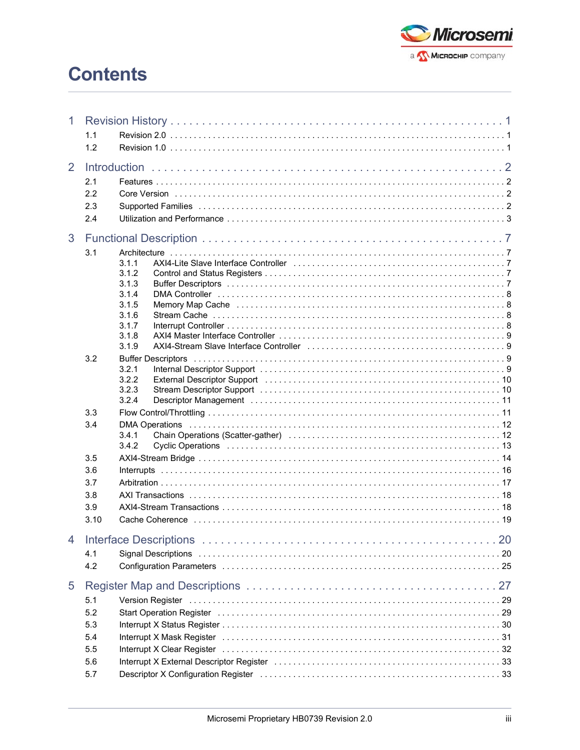# Contents

1 Revision History . . . . . . . . . . . . . . . . . . . . . . . . . . . . . . . . . . . . . . . . . . . 1
- 1.1 Revision 2.0 . . . . . . . . . . . . . . . . . . . . . . . . . . . . . . . . . . . . . . . . . . . 1
- 1.2 Revision 1.0 . . . . . . . . . . . . . . . . . . . . . . . . . . . . . . . . . . . . . . . . . . . 1

2 Introduction . . . . . . . . . . . . . . . . . . . . . . . . . . . . . . . . . . . . . . . . . . . 2
- 2.1 Features . . . . . . . . . . . . . . . . . . . . . . . . . . . . . . . . . . . . . . . . . . . 2
- 2.2 Core Version . . . . . . . . . . . . . . . . . . . . . . . . . . . . . . . . . . . . . . . . . . . 2
- 2.3 Supported Families . . . . . . . . . . . . . . . . . . . . . . . . . . . . . . . . . . . . . . . . . . . 2
- 2.4 Utilization and Performance . . . . . . . . . . . . . . . . . . . . . . . . . . . . . . . . . . . . . . . . . . . 3

3 Functional Description . . . . . . . . . . . . . . . . . . . . . . . . . . . . . . . . . . . . . . . . . . . 7
- 3.1 Architecture . . . . . . . . . . . . . . . . . . . . . . . . . . . . . . . . . . . . . . . . . . . 7
  - 3.1.1 AXI4-Lite Slave Interface Controller . . . . . . . . . . . . . . . . . . . . . . . . . . . . . . . . . . . . . . . . . . . 7
  - 3.1.2 Control and Status Registers . . . . . . . . . . . . . . . . . . . . . . . . . . . . . . . . . . . . . . . . . . . 7
  - 3.1.3 Buffer Descriptors . . . . . . . . . . . . . . . . . . . . . . . . . . . . . . . . . . . . . . . . . . . 7
  - 3.1.4 DMA Controller . . . . . . . . . . . . . . . . . . . . . . . . . . . . . . . . . . . . . . . . . . . 8
  - 3.1.5 Memory Map Cache . . . . . . . . . . . . . . . . . . . . . . . . . . . . . . . . . . . . . . . . . . . 8
  - 3.1.6 Stream Cache . . . . . . . . . . . . . . . . . . . . . . . . . . . . . . . . . . . . . . . . . . . 8
  - 3.1.7 Interrupt Controller . . . . . . . . . . . . . . . . . . . . . . . . . . . . . . . . . . . . . . . . . . . 8
  - 3.1.8 AXI4 Master Interface Controller . . . . . . . . . . . . . . . . . . . . . . . . . . . . . . . . . . . . . . . . . . . 9
  - 3.1.9 AXI4-Stream Slave Interface Controller . . . . . . . . . . . . . . . . . . . . . . . . . . . . . . . . . . . . . . . . . . . 9
- 3.2 Buffer Descriptors . . . . . . . . . . . . . . . . . . . . . . . . . . . . . . . . . . . . . . . . . . . 9
  - 3.2.1 Internal Descriptor Support . . . . . . . . . . . . . . . . . . . . . . . . . . . . . . . . . . . . . . . . . . . 9
  - 3.2.2 External Descriptor Support . . . . . . . . . . . . . . . . . . . . . . . . . . . . . . . . . . . . . . . . . . . 10
  - 3.2.3 Stream Descriptor Support . . . . . . . . . . . . . . . . . . . . . . . . . . . . . . . . . . . . . . . . . . . 10
  - 3.2.4 Descriptor Management . . . . . . . . . . . . . . . . . . . . . . . . . . . . . . . . . . . . . . . . . . . 11
- 3.3 Flow Control/Throttling . . . . . . . . . . . . . . . . . . . . . . . . . . . . . . . . . . . . . . . . . . . 11
- 3.4 DMA Operations . . . . . . . . . . . . . . . . . . . . . . . . . . . . . . . . . . . . . . . . . . . 12
  - 3.4.1 Chain Operations (Scatter-gather) . . . . . . . . . . . . . . . . . . . . . . . . . . . . . . . . . . . . . . . . . . . 12
  - 3.4.2 Cyclic Operations . . . . . . . . . . . . . . . . . . . . . . . . . . . . . . . . . . . . . . . . . . . 13
- 3.5 AXI4-Stream Bridge . . . . . . . . . . . . . . . . . . . . . . . . . . . . . . . . . . . . . . . . . . . 14
- 3.6 Interrupts . . . . . . . . . . . . . . . . . . . . . . . . . . . . . . . . . . . . . . . . . . . 16
- 3.7 Arbitration . . . . . . . . . . . . . . . . . . . . . . . . . . . . . . . . . . . . . . . . . . . 17
- 3.8 AXI Transactions . . . . . . . . . . . . . . . . . . . . . . . . . . . . . . . . . . . . . . . . . . . 18
- 3.9 AXI4-Stream Transactions . . . . . . . . . . . . . . . . . . . . . . . . . . . . . . . . . . . . . . . . . . . 18
- 3.10 Cache Coherence . . . . . . . . . . . . . . . . . . . . . . . . . . . . . . . . . . . . . . . . . . . 19

4 Interface Descriptions . . . . . . . . . . . . . . . . . . . . . . . . . . . . . . . . . . . . . . . . . . . 20
- 4.1 Signal Descriptions . . . . . . . . . . . . . . . . . . . . . . . . . . . . . . . . . . . . . . . . . . . 20
- 4.2 Configuration Parameters . . . . . . . . . . . . . . . . . . . . . . . . . . . . . . . . . . . . . . . . . . . 25

5 Register Map and Descriptions . . . . . . . . . . . . . . . . . . . . . . . . . . . . . . . . . . . . . . . . . . . 27
- 5.1 Version Register . . . . . . . . . . . . . . . . . . . . . . . . . . . . . . . . . . . . . . . . . . . 29
- 5.2 Start Operation Register . . . . . . . . . . . . . . . . . . . . . . . . . . . . . . . . . . . . . . . . . . . 29
- 5.3 Interrupt X Status Register . . . . . . . . . . . . . . . . . . . . . . . . . . . . . . . . . . . . . . . . . . . 30
- 5.4 Interrupt X Mask Register . . . . . . . . . . . . . . . . . . . . . . . . . . . . . . . . . . . . . . . . . . . 31
- 5.5 Interrupt X Clear Register . . . . . . . . . . . . . . . . . . . . . . . . . . . . . . . . . . . . . . . . . . . 32
- 5.6 Interrupt X External Descriptor Register . . . . . . . . . . . . . . . . . . . . . . . . . . . . . . . . . . . . . . . . . . . 33
- 5.7 Descriptor X Configuration Register . . . . . . . . . . . . . . . . . . . . . . . . . . . . . . . . . . . . . . . . . . . 33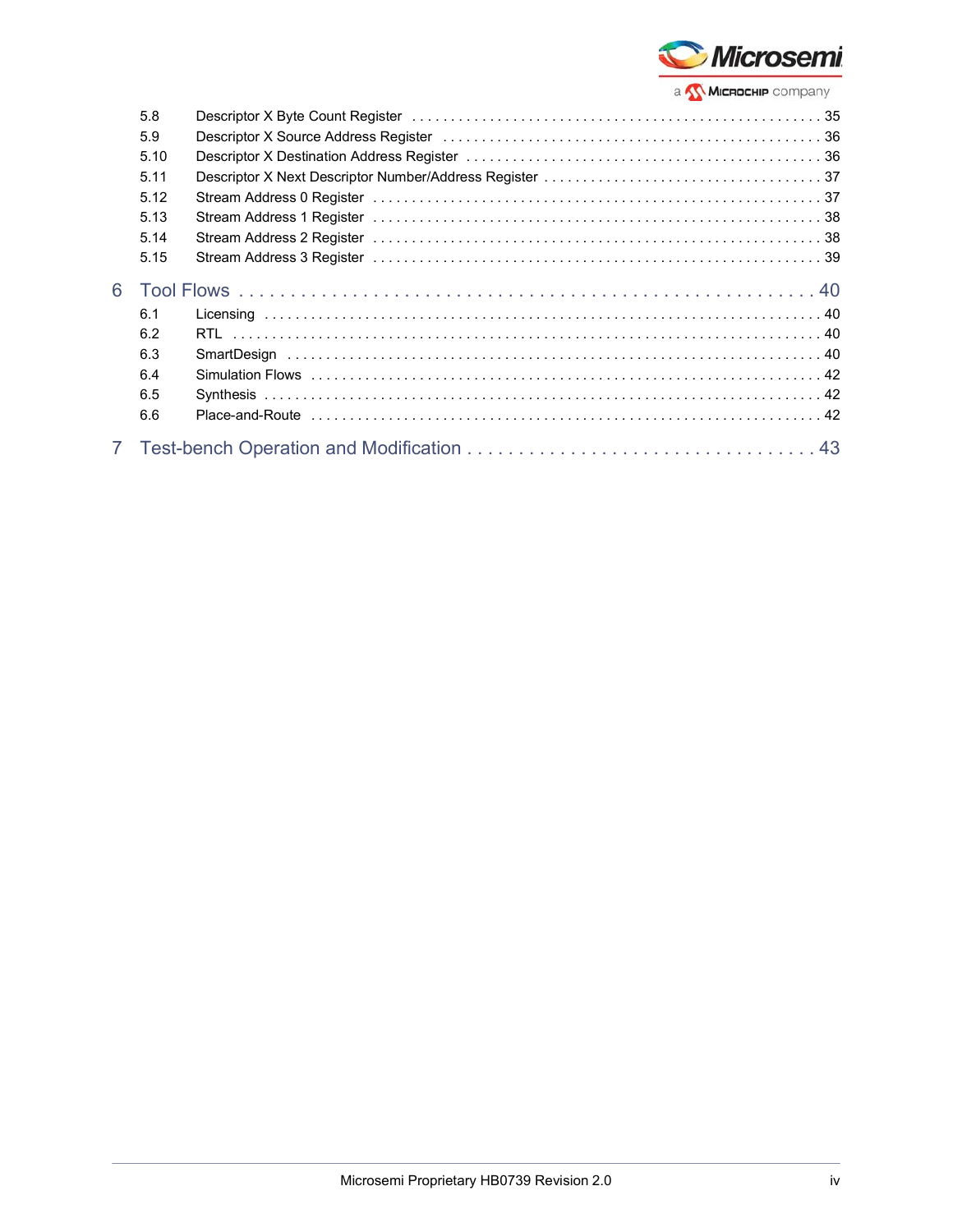| | | |
|---|---|---|
| 5.8 | Descriptor X Byte Count Register | 35 |
| 5.9 | Descriptor X Source Address Register | 36 |
| 5.10 | Descriptor X Destination Address Register | 36 |
| 5.11 | Descriptor X Next Descriptor Number/Address Register | 37 |
| 5.12 | Stream Address 0 Register | 37 |
| 5.13 | Stream Address 1 Register | 38 |
| 5.14 | Stream Address 2 Register | 38 |
| 5.15 | Stream Address 3 Register | 39 |

**6 Tool Flows . . . . . 40**

| | | |
|---|---|---|
| 6.1 | Licensing | 40 |
| 6.2 | RTL | 40 |
| 6.3 | SmartDesign | 40 |
| 6.4 | Simulation Flows | 42 |
| 6.5 | Synthesis | 42 |
| 6.6 | Place-and-Route | 42 |

**7 Test-bench Operation and Modification . . . . . 43**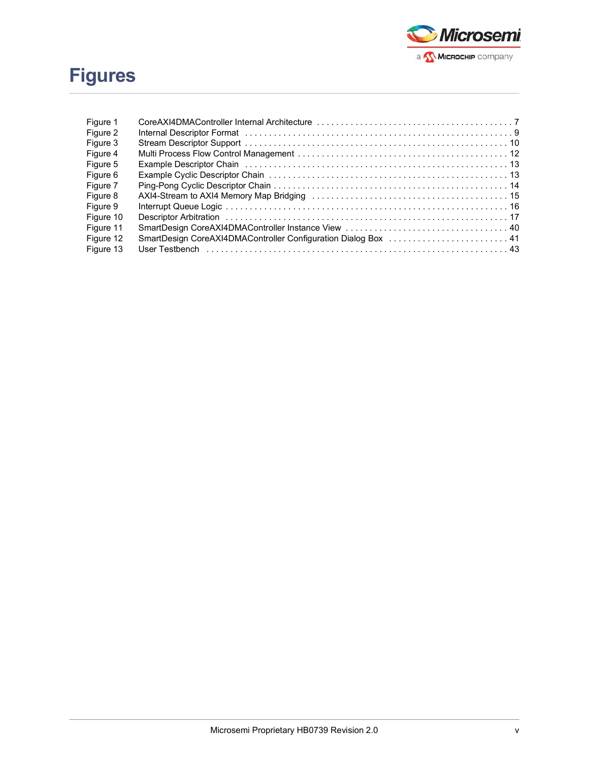# Figures

| | | |
|---|---|---|
| Figure 1 | CoreAXI4DMAController Internal Architecture | 7 |
| Figure 2 | Internal Descriptor Format | 9 |
| Figure 3 | Stream Descriptor Support | 10 |
| Figure 4 | Multi Process Flow Control Management | 12 |
| Figure 5 | Example Descriptor Chain | 13 |
| Figure 6 | Example Cyclic Descriptor Chain | 13 |
| Figure 7 | Ping-Pong Cyclic Descriptor Chain | 14 |
| Figure 8 | AXI4-Stream to AXI4 Memory Map Bridging | 15 |
| Figure 9 | Interrupt Queue Logic | 16 |
| Figure 10 | Descriptor Arbitration | 17 |
| Figure 11 | SmartDesign CoreAXI4DMAController Instance View | 40 |
| Figure 12 | SmartDesign CoreAXI4DMAController Configuration Dialog Box | 41 |
| Figure 13 | User Testbench | 43 |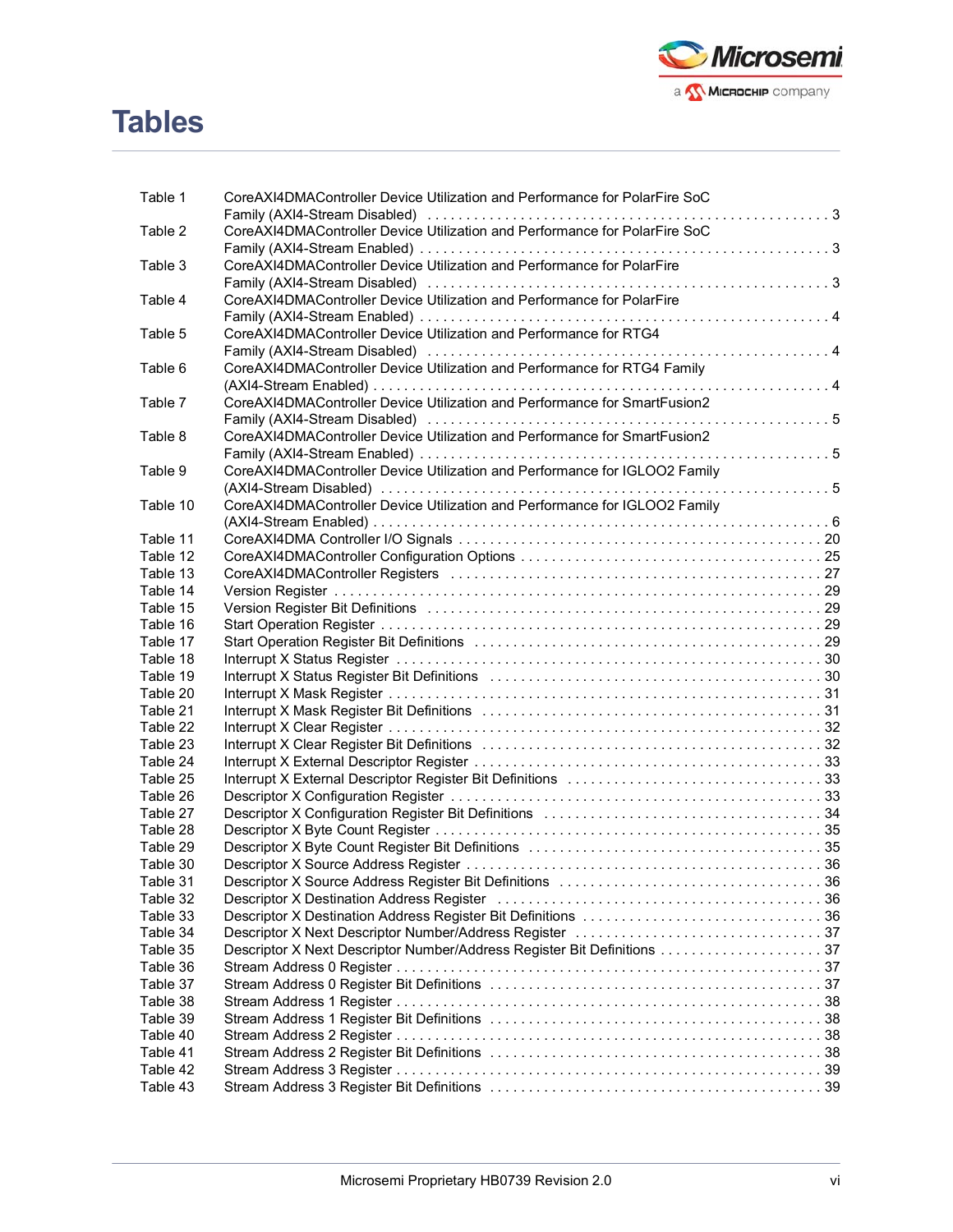# Tables

| | | |
|---|---|---|
| Table 1 | CoreAXI4DMAController Device Utilization and Performance for PolarFire SoC Family (AXI4-Stream Disabled) | 3 |
| Table 2 | CoreAXI4DMAController Device Utilization and Performance for PolarFire SoC Family (AXI4-Stream Enabled) | 3 |
| Table 3 | CoreAXI4DMAController Device Utilization and Performance for PolarFire Family (AXI4-Stream Disabled) | 3 |
| Table 4 | CoreAXI4DMAController Device Utilization and Performance for PolarFire Family (AXI4-Stream Enabled) | 4 |
| Table 5 | CoreAXI4DMAController Device Utilization and Performance for RTG4 Family (AXI4-Stream Disabled) | 4 |
| Table 6 | CoreAXI4DMAController Device Utilization and Performance for RTG4 Family (AXI4-Stream Enabled) | 4 |
| Table 7 | CoreAXI4DMAController Device Utilization and Performance for SmartFusion2 Family (AXI4-Stream Disabled) | 5 |
| Table 8 | CoreAXI4DMAController Device Utilization and Performance for SmartFusion2 Family (AXI4-Stream Enabled) | 5 |
| Table 9 | CoreAXI4DMAController Device Utilization and Performance for IGLOO2 Family (AXI4-Stream Disabled) | 5 |
| Table 10 | CoreAXI4DMAController Device Utilization and Performance for IGLOO2 Family (AXI4-Stream Enabled) | 6 |
| Table 11 | CoreAXI4DMA Controller I/O Signals | 20 |
| Table 12 | CoreAXI4DMAController Configuration Options | 25 |
| Table 13 | CoreAXI4DMAController Registers | 27 |
| Table 14 | Version Register | 29 |
| Table 15 | Version Register Bit Definitions | 29 |
| Table 16 | Start Operation Register | 29 |
| Table 17 | Start Operation Register Bit Definitions | 29 |
| Table 18 | Interrupt X Status Register | 30 |
| Table 19 | Interrupt X Status Register Bit Definitions | 30 |
| Table 20 | Interrupt X Mask Register | 31 |
| Table 21 | Interrupt X Mask Register Bit Definitions | 31 |
| Table 22 | Interrupt X Clear Register | 32 |
| Table 23 | Interrupt X Clear Register Bit Definitions | 32 |
| Table 24 | Interrupt X External Descriptor Register | 33 |
| Table 25 | Interrupt X External Descriptor Register Bit Definitions | 33 |
| Table 26 | Descriptor X Configuration Register | 33 |
| Table 27 | Descriptor X Configuration Register Bit Definitions | 34 |
| Table 28 | Descriptor X Byte Count Register | 35 |
| Table 29 | Descriptor X Byte Count Register Bit Definitions | 35 |
| Table 30 | Descriptor X Source Address Register | 36 |
| Table 31 | Descriptor X Source Address Register Bit Definitions | 36 |
| Table 32 | Descriptor X Destination Address Register | 36 |
| Table 33 | Descriptor X Destination Address Register Bit Definitions | 36 |
| Table 34 | Descriptor X Next Descriptor Number/Address Register | 37 |
| Table 35 | Descriptor X Next Descriptor Number/Address Register Bit Definitions | 37 |
| Table 36 | Stream Address 0 Register | 37 |
| Table 37 | Stream Address 0 Register Bit Definitions | 37 |
| Table 38 | Stream Address 1 Register | 38 |
| Table 39 | Stream Address 1 Register Bit Definitions | 38 |
| Table 40 | Stream Address 2 Register | 38 |
| Table 41 | Stream Address 2 Register Bit Definitions | 38 |
| Table 42 | Stream Address 3 Register | 39 |
| Table 43 | Stream Address 3 Register Bit Definitions | 39 |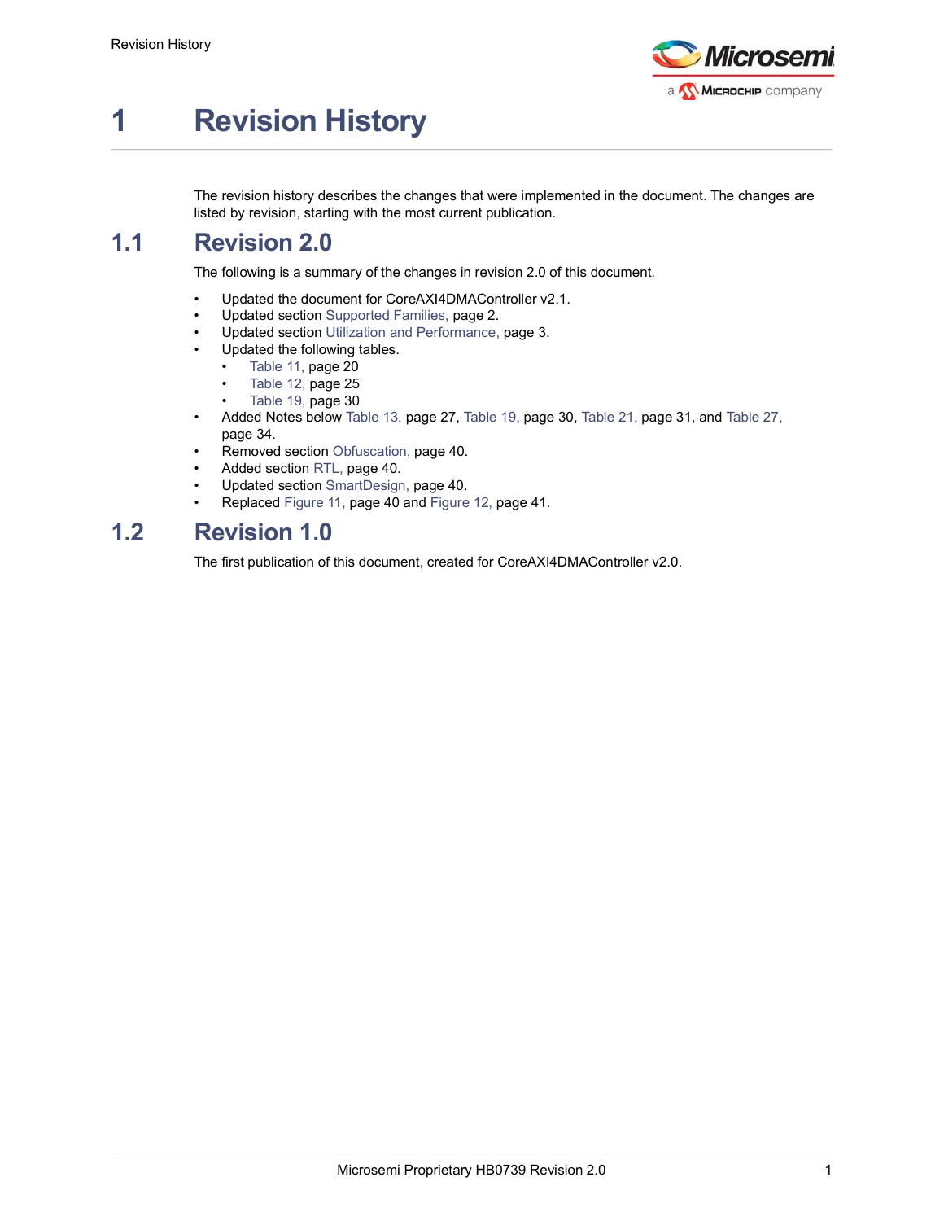# 1 Revision History

The revision history describes the changes that were implemented in the document. The changes are listed by revision, starting with the most current publication.

## 1.1 Revision 2.0

The following is a summary of the changes in revision 2.0 of this document.

- Updated the document for CoreAXI4DMAController v2.1.
- Updated section Supported Families, page 2.
- Updated section Utilization and Performance, page 3.
- Updated the following tables.
  - Table 11, page 20
  - Table 12, page 25
  - Table 19, page 30
- Added Notes below Table 13, page 27, Table 19, page 30, Table 21, page 31, and Table 27, page 34.
- Removed section Obfuscation, page 40.
- Added section RTL, page 40.
- Updated section SmartDesign, page 40.
- Replaced Figure 11, page 40 and Figure 12, page 41.

## 1.2 Revision 1.0

The first publication of this document, created for CoreAXI4DMAController v2.0.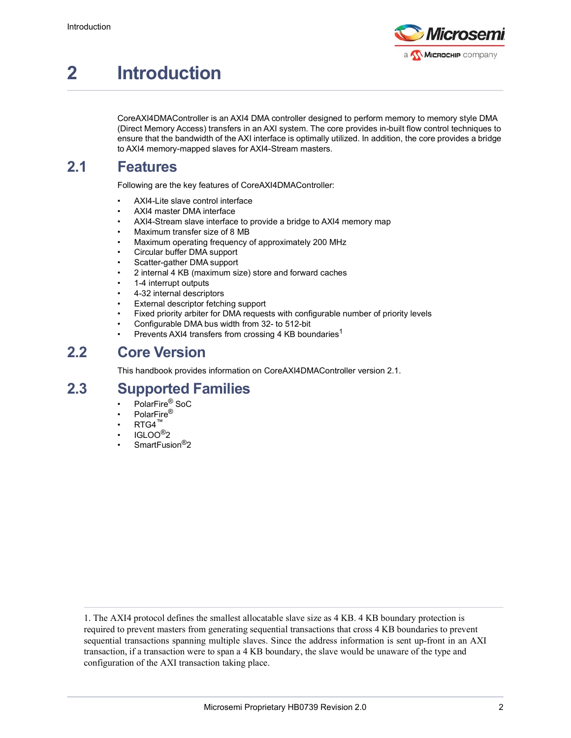# 2 Introduction

CoreAXI4DMAController is an AXI4 DMA controller designed to perform memory to memory style DMA (Direct Memory Access) transfers in an AXI system. The core provides in-built flow control techniques to ensure that the bandwidth of the AXI interface is optimally utilized. In addition, the core provides a bridge to AXI4 memory-mapped slaves for AXI4-Stream masters.

## 2.1 Features

Following are the key features of CoreAXI4DMAController:

- AXI4-Lite slave control interface
- AXI4 master DMA interface
- AXI4-Stream slave interface to provide a bridge to AXI4 memory map
- Maximum transfer size of 8 MB
- Maximum operating frequency of approximately 200 MHz
- Circular buffer DMA support
- Scatter-gather DMA support
- 2 internal 4 KB (maximum size) store and forward caches
- 1-4 interrupt outputs
- 4-32 internal descriptors
- External descriptor fetching support
- Fixed priority arbiter for DMA requests with configurable number of priority levels
- Configurable DMA bus width from 32- to 512-bit
- Prevents AXI4 transfers from crossing 4 KB boundaries[1]

## 2.2 Core Version

This handbook provides information on CoreAXI4DMAController version 2.1.

## 2.3 Supported Families

- PolarFire® SoC
- PolarFire®
- RTG4™
- IGLOO®2
- SmartFusion®2

1. The AXI4 protocol defines the smallest allocatable slave size as 4 KB. 4 KB boundary protection is required to prevent masters from generating sequential transactions that cross 4 KB boundaries to prevent sequential transactions spanning multiple slaves. Since the address information is sent up-front in an AXI transaction, if a transaction were to span a 4 KB boundary, the slave would be unaware of the type and configuration of the AXI transaction taking place.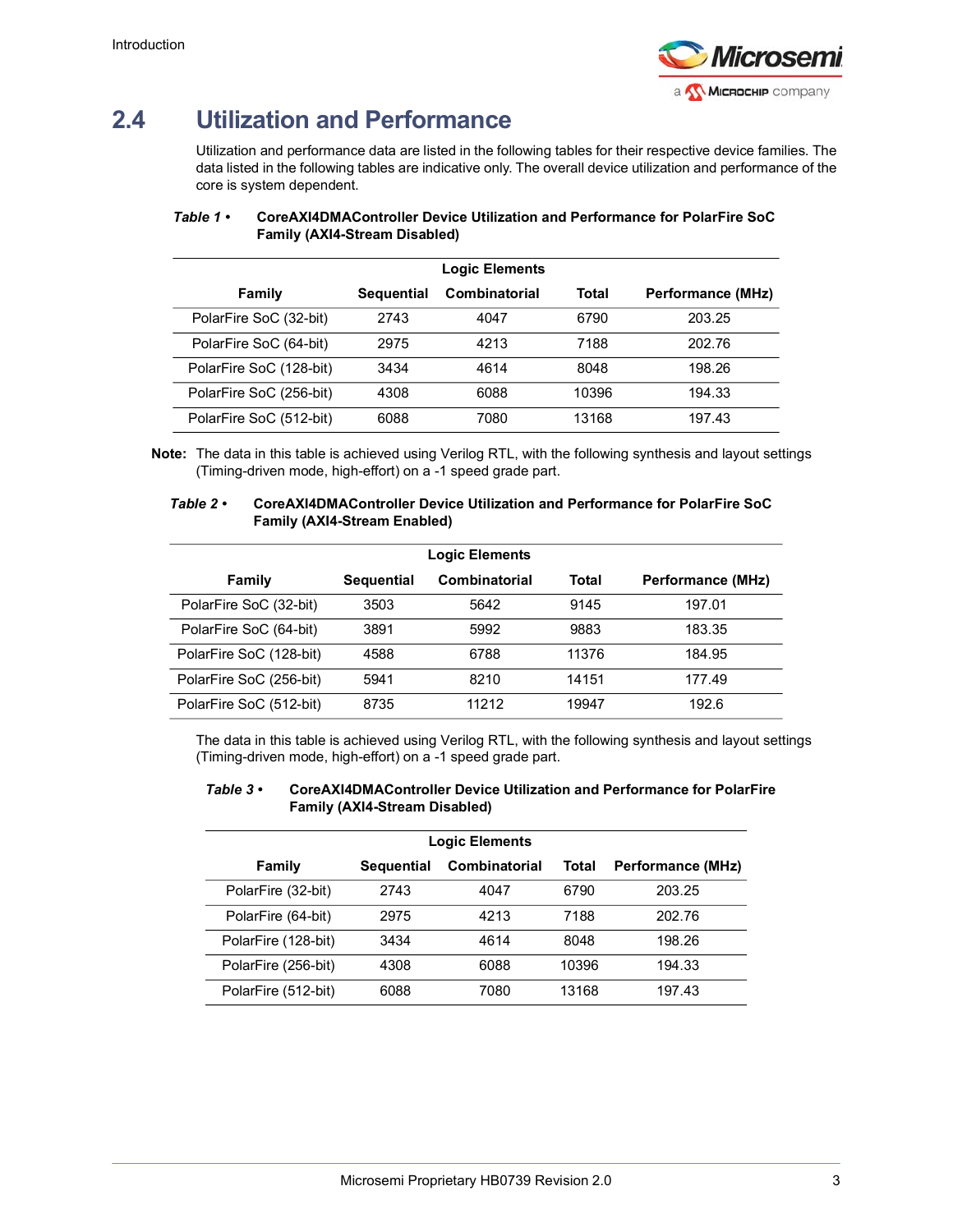## 2.4 Utilization and Performance

Utilization and performance data are listed in the following tables for their respective device families. The data listed in the following tables are indicative only. The overall device utilization and performance of the core is system dependent.

***Table 1 •*** **CoreAXI4DMAController Device Utilization and Performance for PolarFire SoC Family (AXI4-Stream Disabled)**

| | Logic Elements | | | |
|---|---|---|---|---|
| **Family** | **Sequential** | **Combinatorial** | **Total** | **Performance (MHz)** |
| PolarFire SoC (32-bit) | 2743 | 4047 | 6790 | 203.25 |
| PolarFire SoC (64-bit) | 2975 | 4213 | 7188 | 202.76 |
| PolarFire SoC (128-bit) | 3434 | 4614 | 8048 | 198.26 |
| PolarFire SoC (256-bit) | 4308 | 6088 | 10396 | 194.33 |
| PolarFire SoC (512-bit) | 6088 | 7080 | 13168 | 197.43 |

**Note:** The data in this table is achieved using Verilog RTL, with the following synthesis and layout settings (Timing-driven mode, high-effort) on a -1 speed grade part.

***Table 2 •*** **CoreAXI4DMAController Device Utilization and Performance for PolarFire SoC Family (AXI4-Stream Enabled)**

| | Logic Elements | | | |
|---|---|---|---|---|
| **Family** | **Sequential** | **Combinatorial** | **Total** | **Performance (MHz)** |
| PolarFire SoC (32-bit) | 3503 | 5642 | 9145 | 197.01 |
| PolarFire SoC (64-bit) | 3891 | 5992 | 9883 | 183.35 |
| PolarFire SoC (128-bit) | 4588 | 6788 | 11376 | 184.95 |
| PolarFire SoC (256-bit) | 5941 | 8210 | 14151 | 177.49 |
| PolarFire SoC (512-bit) | 8735 | 11212 | 19947 | 192.6 |

The data in this table is achieved using Verilog RTL, with the following synthesis and layout settings (Timing-driven mode, high-effort) on a -1 speed grade part.

***Table 3 •*** **CoreAXI4DMAController Device Utilization and Performance for PolarFire Family (AXI4-Stream Disabled)**

| | Logic Elements | | | |
|---|---|---|---|---|
| **Family** | **Sequential** | **Combinatorial** | **Total** | **Performance (MHz)** |
| PolarFire (32-bit) | 2743 | 4047 | 6790 | 203.25 |
| PolarFire (64-bit) | 2975 | 4213 | 7188 | 202.76 |
| PolarFire (128-bit) | 3434 | 4614 | 8048 | 198.26 |
| PolarFire (256-bit) | 4308 | 6088 | 10396 | 194.33 |
| PolarFire (512-bit) | 6088 | 7080 | 13168 | 197.43 |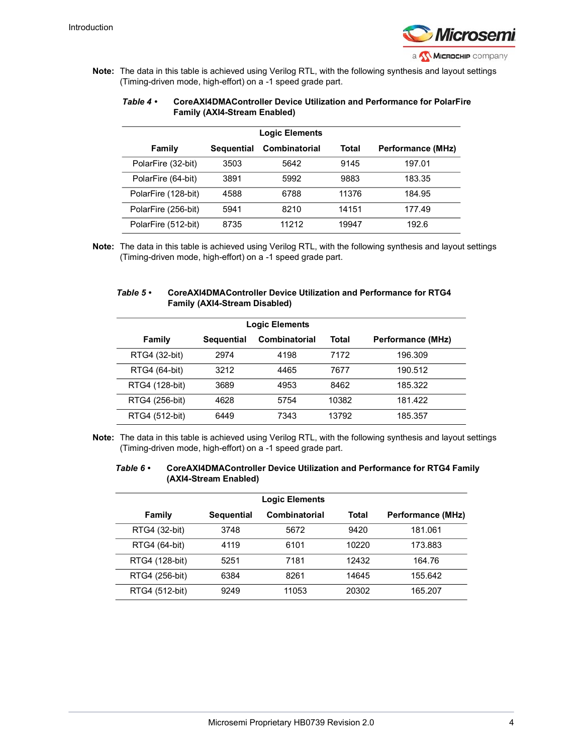**Note:** The data in this table is achieved using Verilog RTL, with the following synthesis and layout settings (Timing-driven mode, high-effort) on a -1 speed grade part.

*Table 4 •* **CoreAXI4DMAController Device Utilization and Performance for PolarFire Family (AXI4-Stream Enabled)**

| | Logic Elements | | | |
|---|---|---|---|---|
| **Family** | **Sequential** | **Combinatorial** | **Total** | **Performance (MHz)** |
| PolarFire (32-bit) | 3503 | 5642 | 9145 | 197.01 |
| PolarFire (64-bit) | 3891 | 5992 | 9883 | 183.35 |
| PolarFire (128-bit) | 4588 | 6788 | 11376 | 184.95 |
| PolarFire (256-bit) | 5941 | 8210 | 14151 | 177.49 |
| PolarFire (512-bit) | 8735 | 11212 | 19947 | 192.6 |

**Note:** The data in this table is achieved using Verilog RTL, with the following synthesis and layout settings (Timing-driven mode, high-effort) on a -1 speed grade part.

*Table 5 •* **CoreAXI4DMAController Device Utilization and Performance for RTG4 Family (AXI4-Stream Disabled)**

| | Logic Elements | | | |
|---|---|---|---|---|
| **Family** | **Sequential** | **Combinatorial** | **Total** | **Performance (MHz)** |
| RTG4 (32-bit) | 2974 | 4198 | 7172 | 196.309 |
| RTG4 (64-bit) | 3212 | 4465 | 7677 | 190.512 |
| RTG4 (128-bit) | 3689 | 4953 | 8462 | 185.322 |
| RTG4 (256-bit) | 4628 | 5754 | 10382 | 181.422 |
| RTG4 (512-bit) | 6449 | 7343 | 13792 | 185.357 |

**Note:** The data in this table is achieved using Verilog RTL, with the following synthesis and layout settings (Timing-driven mode, high-effort) on a -1 speed grade part.

*Table 6 •* **CoreAXI4DMAController Device Utilization and Performance for RTG4 Family (AXI4-Stream Enabled)**

| | Logic Elements | | | |
|---|---|---|---|---|
| **Family** | **Sequential** | **Combinatorial** | **Total** | **Performance (MHz)** |
| RTG4 (32-bit) | 3748 | 5672 | 9420 | 181.061 |
| RTG4 (64-bit) | 4119 | 6101 | 10220 | 173.883 |
| RTG4 (128-bit) | 5251 | 7181 | 12432 | 164.76 |
| RTG4 (256-bit) | 6384 | 8261 | 14645 | 155.642 |
| RTG4 (512-bit) | 9249 | 11053 | 20302 | 165.207 |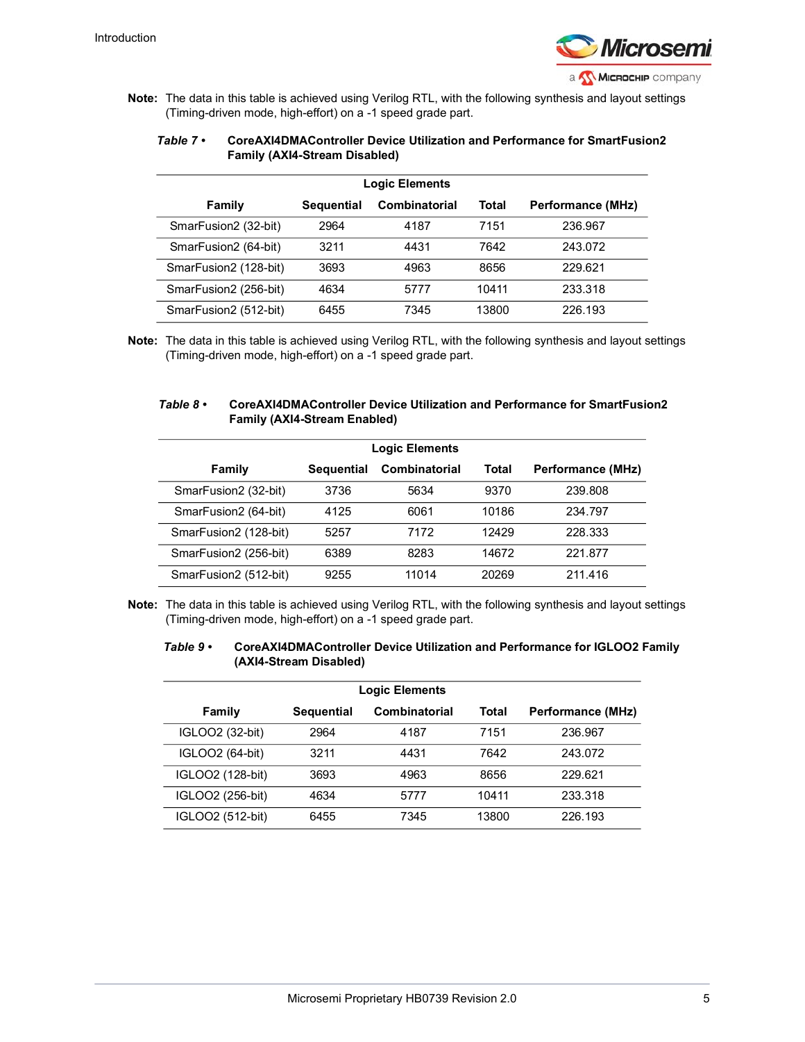**Note:** The data in this table is achieved using Verilog RTL, with the following synthesis and layout settings (Timing-driven mode, high-effort) on a -1 speed grade part.

*Table 7 •* **CoreAXI4DMAController Device Utilization and Performance for SmartFusion2 Family (AXI4-Stream Disabled)**

| | Logic Elements | | | |
|---|---|---|---|---|
| **Family** | **Sequential** | **Combinatorial** | **Total** | **Performance (MHz)** |
| SmarFusion2 (32-bit) | 2964 | 4187 | 7151 | 236.967 |
| SmarFusion2 (64-bit) | 3211 | 4431 | 7642 | 243.072 |
| SmarFusion2 (128-bit) | 3693 | 4963 | 8656 | 229.621 |
| SmarFusion2 (256-bit) | 4634 | 5777 | 10411 | 233.318 |
| SmarFusion2 (512-bit) | 6455 | 7345 | 13800 | 226.193 |

**Note:** The data in this table is achieved using Verilog RTL, with the following synthesis and layout settings (Timing-driven mode, high-effort) on a -1 speed grade part.

*Table 8 •* **CoreAXI4DMAController Device Utilization and Performance for SmartFusion2 Family (AXI4-Stream Enabled)**

| | Logic Elements | | | |
|---|---|---|---|---|
| **Family** | **Sequential** | **Combinatorial** | **Total** | **Performance (MHz)** |
| SmarFusion2 (32-bit) | 3736 | 5634 | 9370 | 239.808 |
| SmarFusion2 (64-bit) | 4125 | 6061 | 10186 | 234.797 |
| SmarFusion2 (128-bit) | 5257 | 7172 | 12429 | 228.333 |
| SmarFusion2 (256-bit) | 6389 | 8283 | 14672 | 221.877 |
| SmarFusion2 (512-bit) | 9255 | 11014 | 20269 | 211.416 |

**Note:** The data in this table is achieved using Verilog RTL, with the following synthesis and layout settings (Timing-driven mode, high-effort) on a -1 speed grade part.

*Table 9 •* **CoreAXI4DMAController Device Utilization and Performance for IGLOO2 Family (AXI4-Stream Disabled)**

| | Logic Elements | | | |
|---|---|---|---|---|
| **Family** | **Sequential** | **Combinatorial** | **Total** | **Performance (MHz)** |
| IGLOO2 (32-bit) | 2964 | 4187 | 7151 | 236.967 |
| IGLOO2 (64-bit) | 3211 | 4431 | 7642 | 243.072 |
| IGLOO2 (128-bit) | 3693 | 4963 | 8656 | 229.621 |
| IGLOO2 (256-bit) | 4634 | 5777 | 10411 | 233.318 |
| IGLOO2 (512-bit) | 6455 | 7345 | 13800 | 226.193 |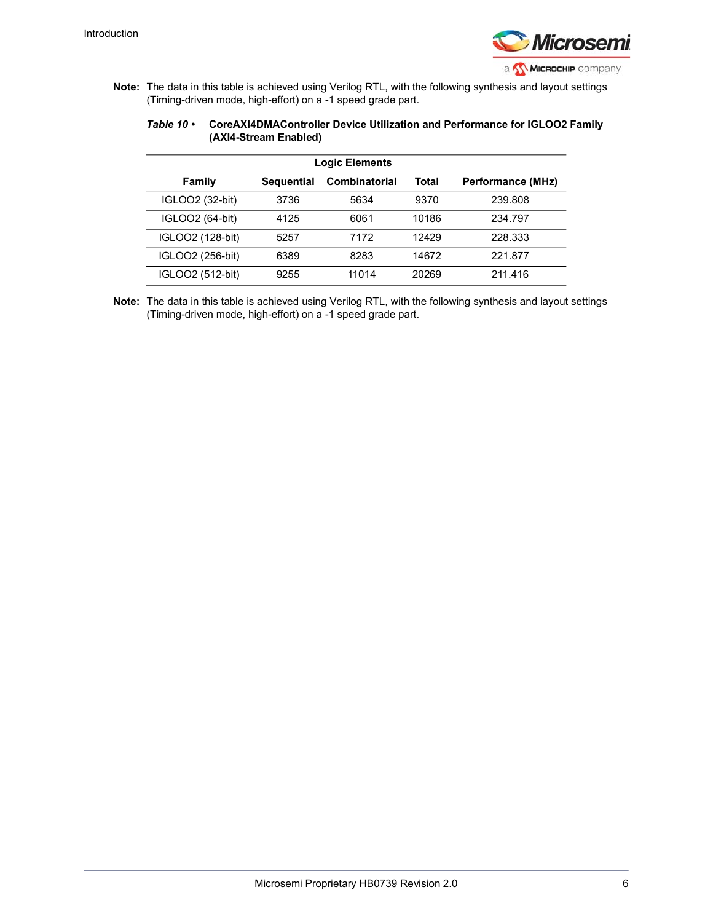**Note:** The data in this table is achieved using Verilog RTL, with the following synthesis and layout settings (Timing-driven mode, high-effort) on a -1 speed grade part.

***Table 10 •*** **CoreAXI4DMAController Device Utilization and Performance for IGLOO2 Family (AXI4-Stream Enabled)**

| | Logic Elements | | | |
|---|---|---|---|---|
| **Family** | **Sequential** | **Combinatorial** | **Total** | **Performance (MHz)** |
| IGLOO2 (32-bit) | 3736 | 5634 | 9370 | 239.808 |
| IGLOO2 (64-bit) | 4125 | 6061 | 10186 | 234.797 |
| IGLOO2 (128-bit) | 5257 | 7172 | 12429 | 228.333 |
| IGLOO2 (256-bit) | 6389 | 8283 | 14672 | 221.877 |
| IGLOO2 (512-bit) | 9255 | 11014 | 20269 | 211.416 |

**Note:** The data in this table is achieved using Verilog RTL, with the following synthesis and layout settings (Timing-driven mode, high-effort) on a -1 speed grade part.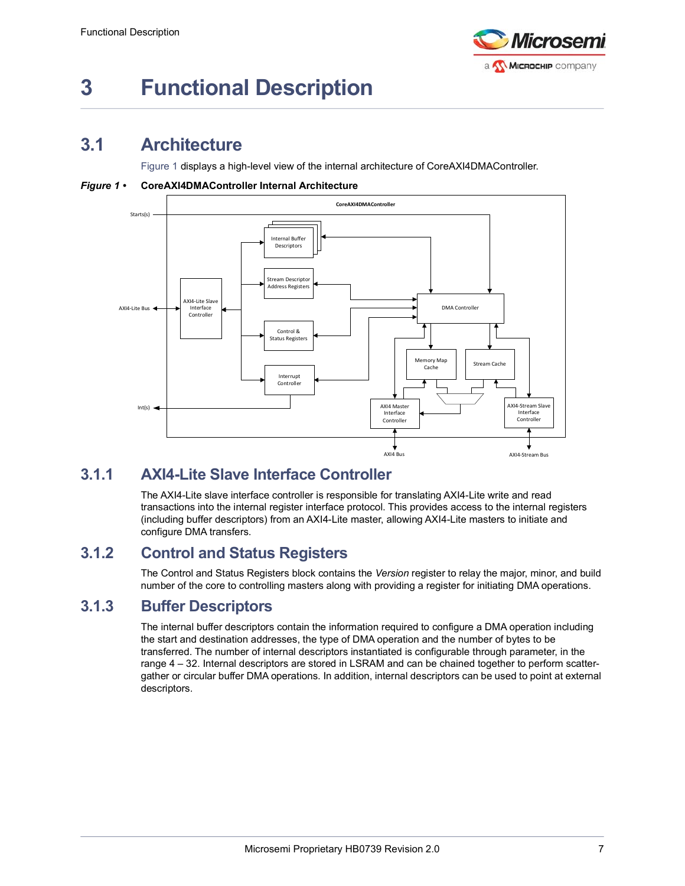# 3 Functional Description

## 3.1 Architecture

Figure 1 displays a high-level view of the internal architecture of CoreAXI4DMAController.

***Figure 1 •*** **CoreAXI4DMAController Internal Architecture**

### 3.1.1 AXI4-Lite Slave Interface Controller

The AXI4-Lite slave interface controller is responsible for translating AXI4-Lite write and read transactions into the internal register interface protocol. This provides access to the internal registers (including buffer descriptors) from an AXI4-Lite master, allowing AXI4-Lite masters to initiate and configure DMA transfers.

### 3.1.2 Control and Status Registers

The Control and Status Registers block contains the *Version* register to relay the major, minor, and build number of the core to controlling masters along with providing a register for initiating DMA operations.

### 3.1.3 Buffer Descriptors

The internal buffer descriptors contain the information required to configure a DMA operation including the start and destination addresses, the type of DMA operation and the number of bytes to be transferred. The number of internal descriptors instantiated is configurable through parameter, in the range 4 – 32. Internal descriptors are stored in LSRAM and can be chained together to perform scatter-gather or circular buffer DMA operations. In addition, internal descriptors can be used to point at external descriptors.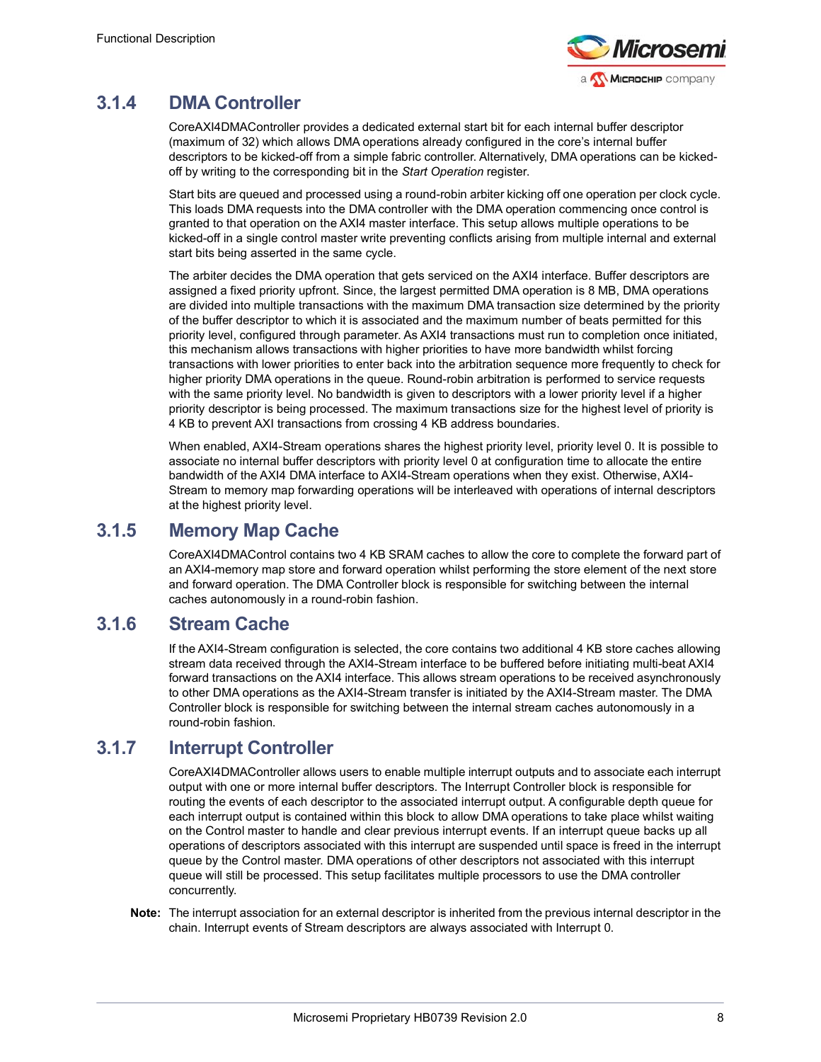### 3.1.4 DMA Controller

CoreAXI4DMAController provides a dedicated external start bit for each internal buffer descriptor (maximum of 32) which allows DMA operations already configured in the core's internal buffer descriptors to be kicked-off from a simple fabric controller. Alternatively, DMA operations can be kicked-off by writing to the corresponding bit in the *Start Operation* register.

Start bits are queued and processed using a round-robin arbiter kicking off one operation per clock cycle. This loads DMA requests into the DMA controller with the DMA operation commencing once control is granted to that operation on the AXI4 master interface. This setup allows multiple operations to be kicked-off in a single control master write preventing conflicts arising from multiple internal and external start bits being asserted in the same cycle.

The arbiter decides the DMA operation that gets serviced on the AXI4 interface. Buffer descriptors are assigned a fixed priority upfront. Since, the largest permitted DMA operation is 8 MB, DMA operations are divided into multiple transactions with the maximum DMA transaction size determined by the priority of the buffer descriptor to which it is associated and the maximum number of beats permitted for this priority level, configured through parameter. As AXI4 transactions must run to completion once initiated, this mechanism allows transactions with higher priorities to have more bandwidth whilst forcing transactions with lower priorities to enter back into the arbitration sequence more frequently to check for higher priority DMA operations in the queue. Round-robin arbitration is performed to service requests with the same priority level. No bandwidth is given to descriptors with a lower priority level if a higher priority descriptor is being processed. The maximum transactions size for the highest level of priority is 4 KB to prevent AXI transactions from crossing 4 KB address boundaries.

When enabled, AXI4-Stream operations shares the highest priority level, priority level 0. It is possible to associate no internal buffer descriptors with priority level 0 at configuration time to allocate the entire bandwidth of the AXI4 DMA interface to AXI4-Stream operations when they exist. Otherwise, AXI4-Stream to memory map forwarding operations will be interleaved with operations of internal descriptors at the highest priority level.

### 3.1.5 Memory Map Cache

CoreAXI4DMAControl contains two 4 KB SRAM caches to allow the core to complete the forward part of an AXI4-memory map store and forward operation whilst performing the store element of the next store and forward operation. The DMA Controller block is responsible for switching between the internal caches autonomously in a round-robin fashion.

### 3.1.6 Stream Cache

If the AXI4-Stream configuration is selected, the core contains two additional 4 KB store caches allowing stream data received through the AXI4-Stream interface to be buffered before initiating multi-beat AXI4 forward transactions on the AXI4 interface. This allows stream operations to be received asynchronously to other DMA operations as the AXI4-Stream transfer is initiated by the AXI4-Stream master. The DMA Controller block is responsible for switching between the internal stream caches autonomously in a round-robin fashion.

### 3.1.7 Interrupt Controller

CoreAXI4DMAController allows users to enable multiple interrupt outputs and to associate each interrupt output with one or more internal buffer descriptors. The Interrupt Controller block is responsible for routing the events of each descriptor to the associated interrupt output. A configurable depth queue for each interrupt output is contained within this block to allow DMA operations to take place whilst waiting on the Control master to handle and clear previous interrupt events. If an interrupt queue backs up all operations of descriptors associated with this interrupt are suspended until space is freed in the interrupt queue by the Control master. DMA operations of other descriptors not associated with this interrupt queue will still be processed. This setup facilitates multiple processors to use the DMA controller concurrently.

**Note:** The interrupt association for an external descriptor is inherited from the previous internal descriptor in the chain. Interrupt events of Stream descriptors are always associated with Interrupt 0.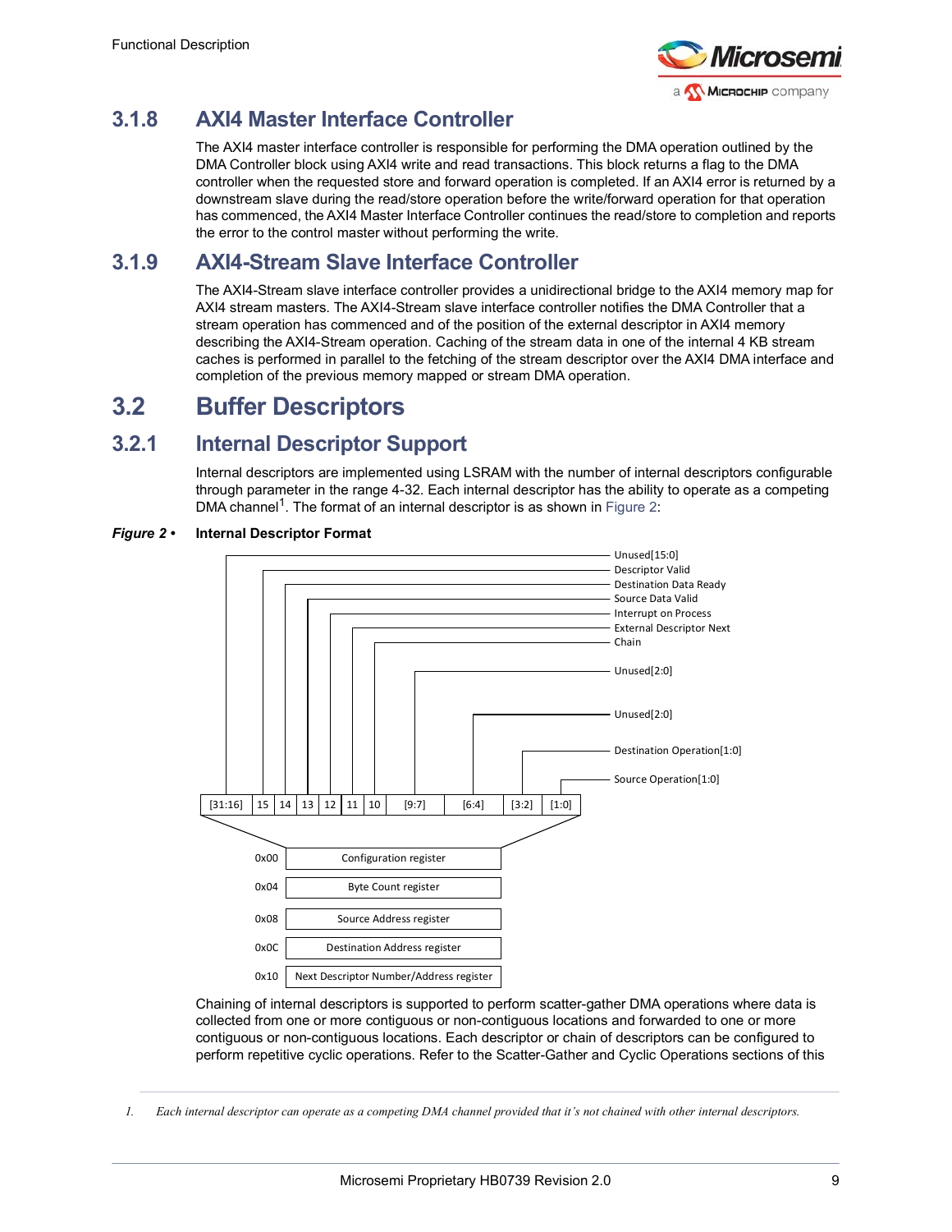### 3.1.8 AXI4 Master Interface Controller

The AXI4 master interface controller is responsible for performing the DMA operation outlined by the DMA Controller block using AXI4 write and read transactions. This block returns a flag to the DMA controller when the requested store and forward operation is completed. If an AXI4 error is returned by a downstream slave during the read/store operation before the write/forward operation for that operation has commenced, the AXI4 Master Interface Controller continues the read/store to completion and reports the error to the control master without performing the write.

### 3.1.9 AXI4-Stream Slave Interface Controller

The AXI4-Stream slave interface controller provides a unidirectional bridge to the AXI4 memory map for AXI4 stream masters. The AXI4-Stream slave interface controller notifies the DMA Controller that a stream operation has commenced and of the position of the external descriptor in AXI4 memory describing the AXI4-Stream operation. Caching of the stream data in one of the internal 4 KB stream caches is performed in parallel to the fetching of the stream descriptor over the AXI4 DMA interface and completion of the previous memory mapped or stream DMA operation.

## 3.2 Buffer Descriptors

### 3.2.1 Internal Descriptor Support

Internal descriptors are implemented using LSRAM with the number of internal descriptors configurable through parameter in the range 4-32. Each internal descriptor has the ability to operate as a competing DMA channel[1]. The format of an internal descriptor is as shown in Figure 2:

***Figure 2 •*** **Internal Descriptor Format**

Configuration register (0x00) bit fields:

| Bits | Field |
|---|---|
| [31:16] | Unused[15:0] |
| 15 | Descriptor Valid |
| 14 | Destination Data Ready |
| 13 | Source Data Valid |
| 12 | Interrupt on Process |
| 11 | External Descriptor Next |
| 10 | Chain |
| [9:7] | Unused[2:0] |
| [6:4] | Unused[2:0] |
| [3:2] | Destination Operation[1:0] |
| [1:0] | Source Operation[1:0] |

| Offset | Register |
|---|---|
| 0x00 | Configuration register |
| 0x04 | Byte Count register |
| 0x08 | Source Address register |
| 0x0C | Destination Address register |
| 0x10 | Next Descriptor Number/Address register |

Chaining of internal descriptors is supported to perform scatter-gather DMA operations where data is collected from one or more contiguous or non-contiguous locations and forwarded to one or more contiguous or non-contiguous locations. Each descriptor or chain of descriptors can be configured to perform repetitive cyclic operations. Refer to the Scatter-Gather and Cyclic Operations sections of this

1. *Each internal descriptor can operate as a competing DMA channel provided that it's not chained with other internal descriptors.*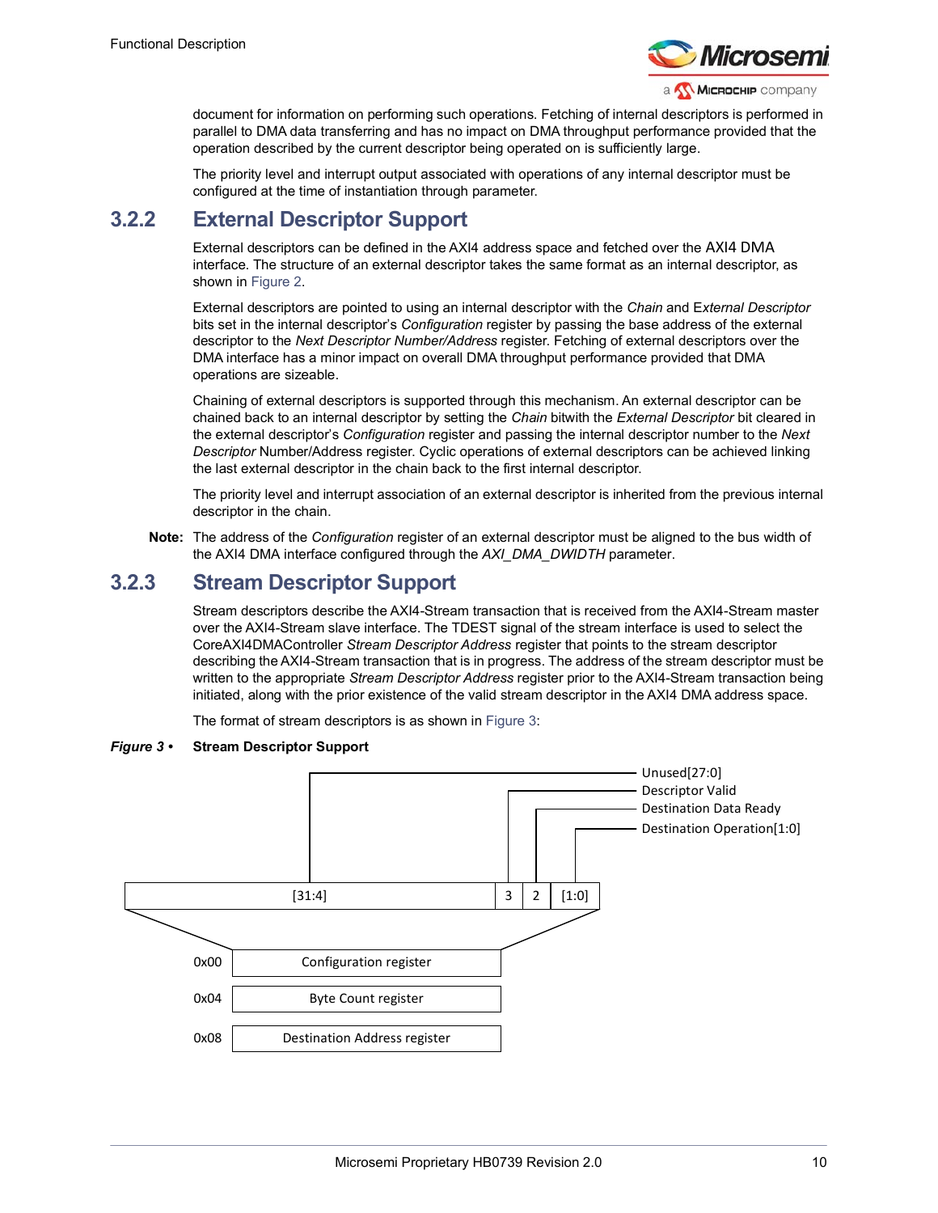document for information on performing such operations. Fetching of internal descriptors is performed in parallel to DMA data transferring and has no impact on DMA throughput performance provided that the operation described by the current descriptor being operated on is sufficiently large.

The priority level and interrupt output associated with operations of any internal descriptor must be configured at the time of instantiation through parameter.

### 3.2.2 External Descriptor Support

External descriptors can be defined in the AXI4 address space and fetched over the AXI4 DMA interface. The structure of an external descriptor takes the same format as an internal descriptor, as shown in Figure 2.

External descriptors are pointed to using an internal descriptor with the *Chain* and E*xternal Descriptor* bits set in the internal descriptor's *Configuration* register by passing the base address of the external descriptor to the *Next Descriptor Number/Address* register. Fetching of external descriptors over the DMA interface has a minor impact on overall DMA throughput performance provided that DMA operations are sizeable.

Chaining of external descriptors is supported through this mechanism. An external descriptor can be chained back to an internal descriptor by setting the *Chain* bitwith the *External Descriptor* bit cleared in the external descriptor's *Configuration* register and passing the internal descriptor number to the *Next Descriptor* Number/Address register. Cyclic operations of external descriptors can be achieved linking the last external descriptor in the chain back to the first internal descriptor.

The priority level and interrupt association of an external descriptor is inherited from the previous internal descriptor in the chain.

**Note:** The address of the *Configuration* register of an external descriptor must be aligned to the bus width of the AXI4 DMA interface configured through the *AXI_DMA_DWIDTH* parameter.

### 3.2.3 Stream Descriptor Support

Stream descriptors describe the AXI4-Stream transaction that is received from the AXI4-Stream master over the AXI4-Stream slave interface. The TDEST signal of the stream interface is used to select the CoreAXI4DMAController *Stream Descriptor Address* register that points to the stream descriptor describing the AXI4-Stream transaction that is in progress. The address of the stream descriptor must be written to the appropriate *Stream Descriptor Address* register prior to the AXI4-Stream transaction being initiated, along with the prior existence of the valid stream descriptor in the AXI4 DMA address space.

The format of stream descriptors is as shown in Figure 3:

***Figure 3 •*** **Stream Descriptor Support**

| [31:4] | 3 | 2 | [1:0] |
|---|---|---|---|
| Unused[27:0] | Descriptor Valid | Destination Data Ready | Destination Operation[1:0] |

| Offset | Register |
|---|---|
| 0x00 | Configuration register |
| 0x04 | Byte Count register |
| 0x08 | Destination Address register |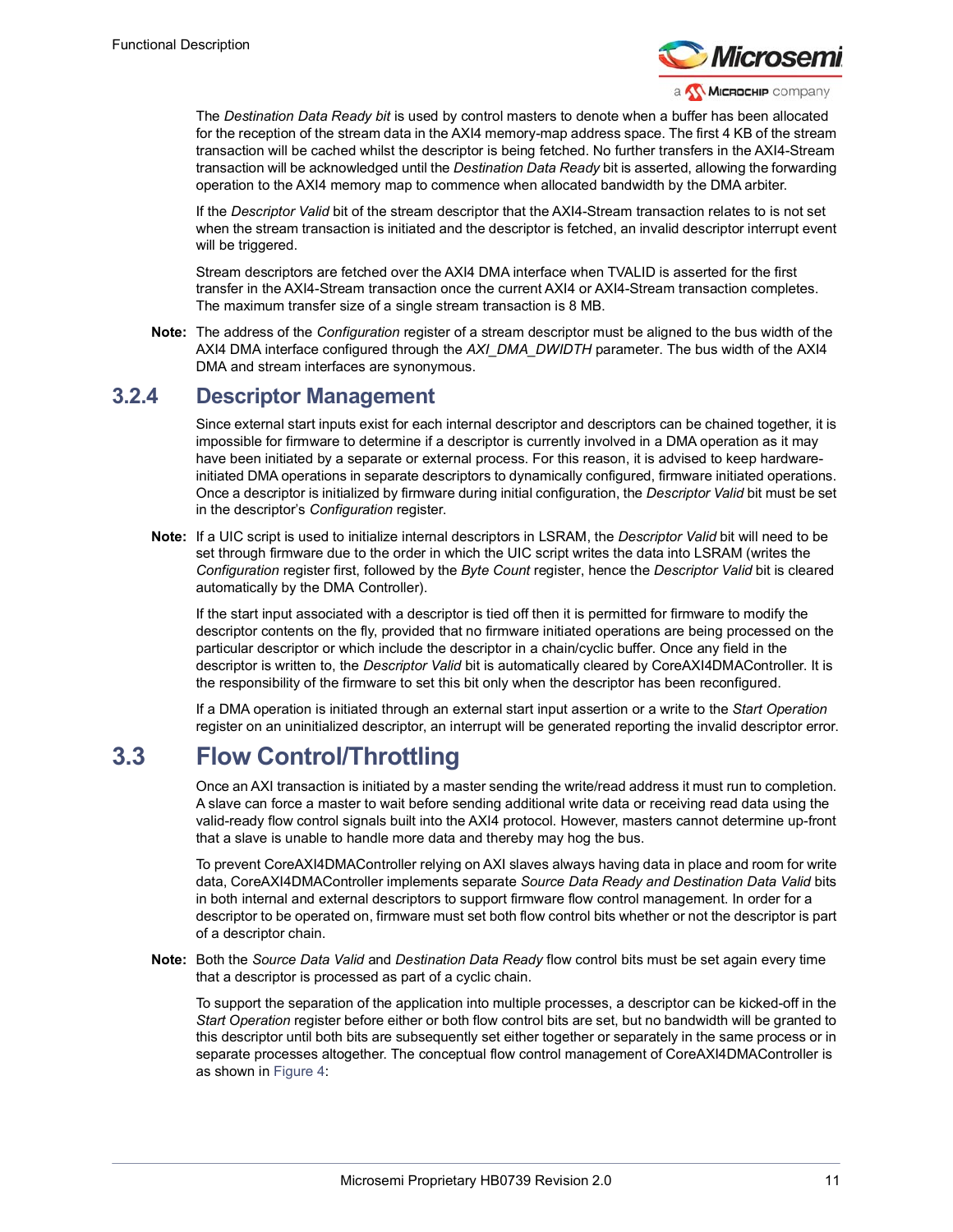The *Destination Data Ready bit* is used by control masters to denote when a buffer has been allocated for the reception of the stream data in the AXI4 memory-map address space. The first 4 KB of the stream transaction will be cached whilst the descriptor is being fetched. No further transfers in the AXI4-Stream transaction will be acknowledged until the *Destination Data Ready* bit is asserted, allowing the forwarding operation to the AXI4 memory map to commence when allocated bandwidth by the DMA arbiter.

If the *Descriptor Valid* bit of the stream descriptor that the AXI4-Stream transaction relates to is not set when the stream transaction is initiated and the descriptor is fetched, an invalid descriptor interrupt event will be triggered.

Stream descriptors are fetched over the AXI4 DMA interface when TVALID is asserted for the first transfer in the AXI4-Stream transaction once the current AXI4 or AXI4-Stream transaction completes. The maximum transfer size of a single stream transaction is 8 MB.

**Note:** The address of the *Configuration* register of a stream descriptor must be aligned to the bus width of the AXI4 DMA interface configured through the *AXI_DMA_DWIDTH* parameter. The bus width of the AXI4 DMA and stream interfaces are synonymous.

### 3.2.4 Descriptor Management

Since external start inputs exist for each internal descriptor and descriptors can be chained together, it is impossible for firmware to determine if a descriptor is currently involved in a DMA operation as it may have been initiated by a separate or external process. For this reason, it is advised to keep hardware-initiated DMA operations in separate descriptors to dynamically configured, firmware initiated operations. Once a descriptor is initialized by firmware during initial configuration, the *Descriptor Valid* bit must be set in the descriptor's *Configuration* register.

**Note:** If a UIC script is used to initialize internal descriptors in LSRAM, the *Descriptor Valid* bit will need to be set through firmware due to the order in which the UIC script writes the data into LSRAM (writes the *Configuration* register first, followed by the *Byte Count* register, hence the *Descriptor Valid* bit is cleared automatically by the DMA Controller).

If the start input associated with a descriptor is tied off then it is permitted for firmware to modify the descriptor contents on the fly, provided that no firmware initiated operations are being processed on the particular descriptor or which include the descriptor in a chain/cyclic buffer. Once any field in the descriptor is written to, the *Descriptor Valid* bit is automatically cleared by CoreAXI4DMAController. It is the responsibility of the firmware to set this bit only when the descriptor has been reconfigured.

If a DMA operation is initiated through an external start input assertion or a write to the *Start Operation* register on an uninitialized descriptor, an interrupt will be generated reporting the invalid descriptor error.

## 3.3 Flow Control/Throttling

Once an AXI transaction is initiated by a master sending the write/read address it must run to completion. A slave can force a master to wait before sending additional write data or receiving read data using the valid-ready flow control signals built into the AXI4 protocol. However, masters cannot determine up-front that a slave is unable to handle more data and thereby may hog the bus.

To prevent CoreAXI4DMAController relying on AXI slaves always having data in place and room for write data, CoreAXI4DMAController implements separate *Source Data Ready and Destination Data Valid* bits in both internal and external descriptors to support firmware flow control management. In order for a descriptor to be operated on, firmware must set both flow control bits whether or not the descriptor is part of a descriptor chain.

**Note:** Both the *Source Data Valid* and *Destination Data Ready* flow control bits must be set again every time that a descriptor is processed as part of a cyclic chain.

To support the separation of the application into multiple processes, a descriptor can be kicked-off in the *Start Operation* register before either or both flow control bits are set, but no bandwidth will be granted to this descriptor until both bits are subsequently set either together or separately in the same process or in separate processes altogether. The conceptual flow control management of CoreAXI4DMAController is as shown in Figure 4: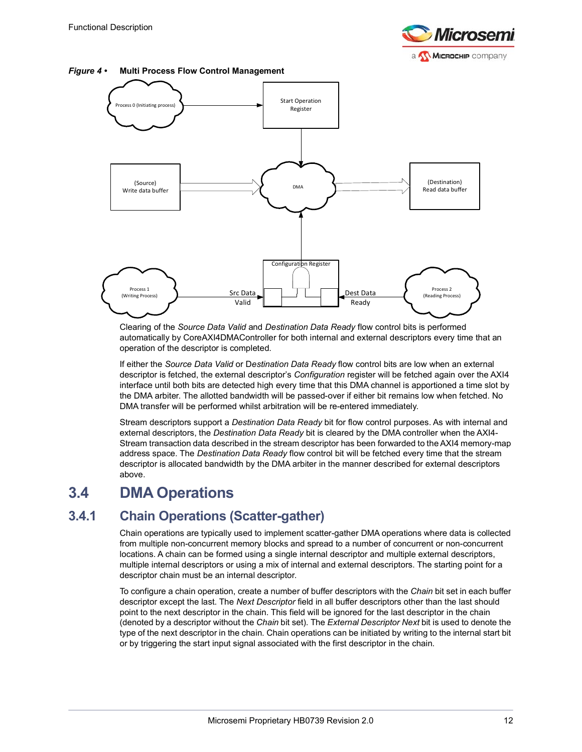*Figure 4 •* **Multi Process Flow Control Management**

Clearing of the *Source Data Valid* and *Destination Data Ready* flow control bits is performed automatically by CoreAXI4DMAController for both internal and external descriptors every time that an operation of the descriptor is completed.

If either the *Source Data Valid* or D*estination Data Ready* flow control bits are low when an external descriptor is fetched, the external descriptor's *Configuration* register will be fetched again over the AXI4 interface until both bits are detected high every time that this DMA channel is apportioned a time slot by the DMA arbiter. The allotted bandwidth will be passed-over if either bit remains low when fetched. No DMA transfer will be performed whilst arbitration will be re-entered immediately.

Stream descriptors support a *Destination Data Ready* bit for flow control purposes. As with internal and external descriptors, the *Destination Data Ready* bit is cleared by the DMA controller when the AXI4-Stream transaction data described in the stream descriptor has been forwarded to the AXI4 memory-map address space. The *Destination Data Ready* flow control bit will be fetched every time that the stream descriptor is allocated bandwidth by the DMA arbiter in the manner described for external descriptors above.

## 3.4 DMA Operations

### 3.4.1 Chain Operations (Scatter-gather)

Chain operations are typically used to implement scatter-gather DMA operations where data is collected from multiple non-concurrent memory blocks and spread to a number of concurrent or non-concurrent locations. A chain can be formed using a single internal descriptor and multiple external descriptors, multiple internal descriptors or using a mix of internal and external descriptors. The starting point for a descriptor chain must be an internal descriptor.

To configure a chain operation, create a number of buffer descriptors with the *Chain* bit set in each buffer descriptor except the last. The *Next Descriptor* field in all buffer descriptors other than the last should point to the next descriptor in the chain. This field will be ignored for the last descriptor in the chain (denoted by a descriptor without the *Chain* bit set). The *External Descriptor Next* bit is used to denote the type of the next descriptor in the chain. Chain operations can be initiated by writing to the internal start bit or by triggering the start input signal associated with the first descriptor in the chain.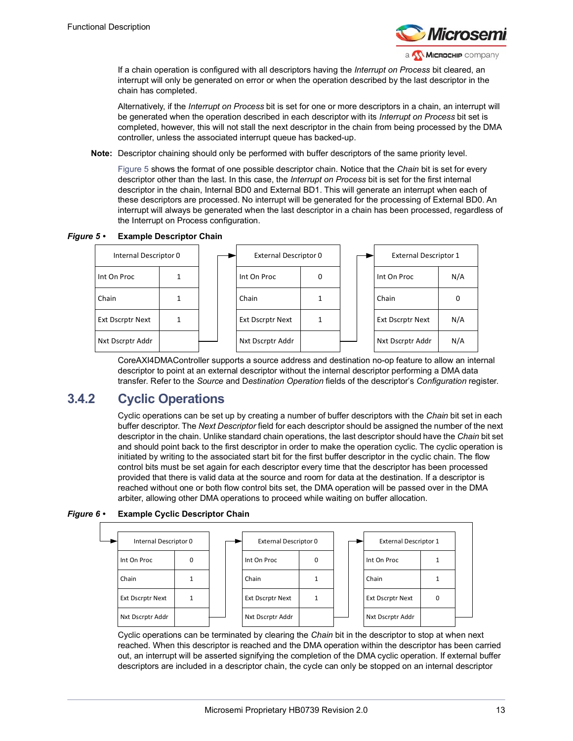If a chain operation is configured with all descriptors having the *Interrupt on Process* bit cleared, an interrupt will only be generated on error or when the operation described by the last descriptor in the chain has completed.

Alternatively, if the *Interrupt on Process* bit is set for one or more descriptors in a chain, an interrupt will be generated when the operation described in each descriptor with its *Interrupt on Process* bit set is completed, however, this will not stall the next descriptor in the chain from being processed by the DMA controller, unless the associated interrupt queue has backed-up.

**Note:** Descriptor chaining should only be performed with buffer descriptors of the same priority level.

Figure 5 shows the format of one possible descriptor chain. Notice that the *Chain* bit is set for every descriptor other than the last. In this case, the *Interrupt on Process* bit is set for the first internal descriptor in the chain, Internal BD0 and External BD1. This will generate an interrupt when each of these descriptors are processed. No interrupt will be generated for the processing of External BD0. An interrupt will always be generated when the last descriptor in a chain has been processed, regardless of the Interrupt on Process configuration.

***Figure 5 •*** **Example Descriptor Chain**

| Internal Descriptor 0 | |
|---|---|
| Int On Proc | 1 |
| Chain | 1 |
| Ext Dscrptr Next | 1 |
| Nxt Dscrptr Addr | → External Descriptor 0 |

| External Descriptor 0 | |
|---|---|
| Int On Proc | 0 |
| Chain | 1 |
| Ext Dscrptr Next | 1 |
| Nxt Dscrptr Addr | → External Descriptor 1 |

| External Descriptor 1 | |
|---|---|
| Int On Proc | N/A |
| Chain | 0 |
| Ext Dscrptr Next | N/A |
| Nxt Dscrptr Addr | N/A |

CoreAXI4DMAController supports a source address and destination no-op feature to allow an internal descriptor to point at an external descriptor without the internal descriptor performing a DMA data transfer. Refer to the *Source* and D*estination Operation* fields of the descriptor's *Configuration* register.

## 3.4.2 Cyclic Operations

Cyclic operations can be set up by creating a number of buffer descriptors with the *Chain* bit set in each buffer descriptor. The *Next Descriptor* field for each descriptor should be assigned the number of the next descriptor in the chain. Unlike standard chain operations, the last descriptor should have the *Chain* bit set and should point back to the first descriptor in order to make the operation cyclic. The cyclic operation is initiated by writing to the associated start bit for the first buffer descriptor in the cyclic chain. The flow control bits must be set again for each descriptor every time that the descriptor has been processed provided that there is valid data at the source and room for data at the destination. If a descriptor is reached without one or both flow control bits set, the DMA operation will be passed over in the DMA arbiter, allowing other DMA operations to proceed while waiting on buffer allocation.

***Figure 6 •*** **Example Cyclic Descriptor Chain**

| Internal Descriptor 0 | |
|---|---|
| Int On Proc | 0 |
| Chain | 1 |
| Ext Dscrptr Next | 1 |
| Nxt Dscrptr Addr | → External Descriptor 0 |

| External Descriptor 0 | |
|---|---|
| Int On Proc | 0 |
| Chain | 1 |
| Ext Dscrptr Next | 1 |
| Nxt Dscrptr Addr | → External Descriptor 1 |

| External Descriptor 1 | |
|---|---|
| Int On Proc | 1 |
| Chain | 1 |
| Ext Dscrptr Next | 0 |
| Nxt Dscrptr Addr | → Internal Descriptor 0 |

Cyclic operations can be terminated by clearing the *Chain* bit in the descriptor to stop at when next reached. When this descriptor is reached and the DMA operation within the descriptor has been carried out, an interrupt will be asserted signifying the completion of the DMA cyclic operation. If external buffer descriptors are included in a descriptor chain, the cycle can only be stopped on an internal descriptor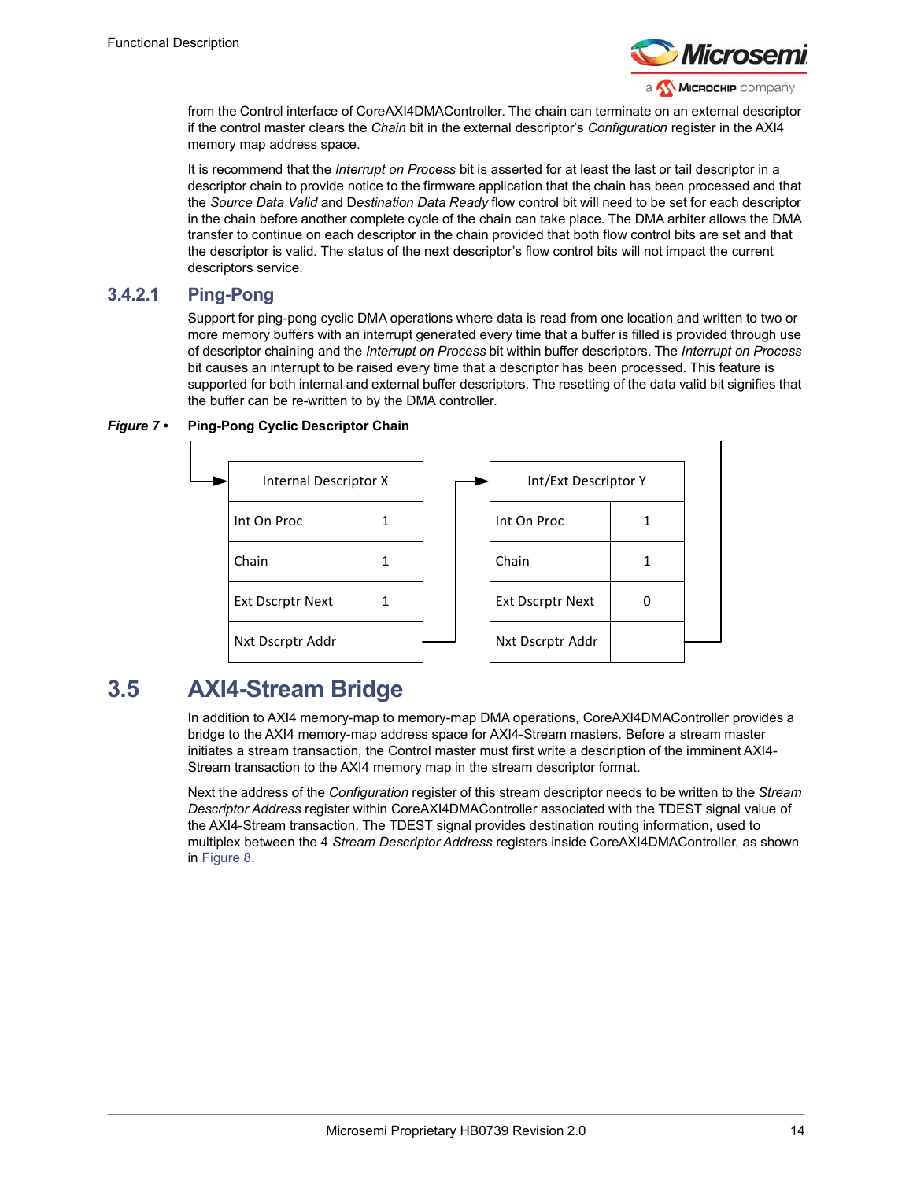from the Control interface of CoreAXI4DMAController. The chain can terminate on an external descriptor if the control master clears the *Chain* bit in the external descriptor's *Configuration* register in the AXI4 memory map address space.

It is recommend that the *Interrupt on Process* bit is asserted for at least the last or tail descriptor in a descriptor chain to provide notice to the firmware application that the chain has been processed and that the *Source Data Valid* and D*estination Data Ready* flow control bit will need to be set for each descriptor in the chain before another complete cycle of the chain can take place. The DMA arbiter allows the DMA transfer to continue on each descriptor in the chain provided that both flow control bits are set and that the descriptor is valid. The status of the next descriptor's flow control bits will not impact the current descriptors service.

### 3.4.2.1 Ping-Pong

Support for ping-pong cyclic DMA operations where data is read from one location and written to two or more memory buffers with an interrupt generated every time that a buffer is filled is provided through use of descriptor chaining and the *Interrupt on Process* bit within buffer descriptors. The *Interrupt on Process* bit causes an interrupt to be raised every time that a descriptor has been processed. This feature is supported for both internal and external buffer descriptors. The resetting of the data valid bit signifies that the buffer can be re-written to by the DMA controller.

***Figure 7 •*** **Ping-Pong Cyclic Descriptor Chain**

| Internal Descriptor X | |
|---|---|
| Int On Proc | 1 |
| Chain | 1 |
| Ext Dscrptr Next | 1 |
| Nxt Dscrptr Addr | |

| Int/Ext Descriptor Y | |
|---|---|
| Int On Proc | 1 |
| Chain | 1 |
| Ext Dscrptr Next | 0 |
| Nxt Dscrptr Addr | |

## 3.5 AXI4-Stream Bridge

In addition to AXI4 memory-map to memory-map DMA operations, CoreAXI4DMAController provides a bridge to the AXI4 memory-map address space for AXI4-Stream masters. Before a stream master initiates a stream transaction, the Control master must first write a description of the imminent AXI4-Stream transaction to the AXI4 memory map in the stream descriptor format.

Next the address of the *Configuration* register of this stream descriptor needs to be written to the *Stream Descriptor Address* register within CoreAXI4DMAController associated with the TDEST signal value of the AXI4-Stream transaction. The TDEST signal provides destination routing information, used to multiplex between the 4 *Stream Descriptor Address* registers inside CoreAXI4DMAController, as shown in Figure 8.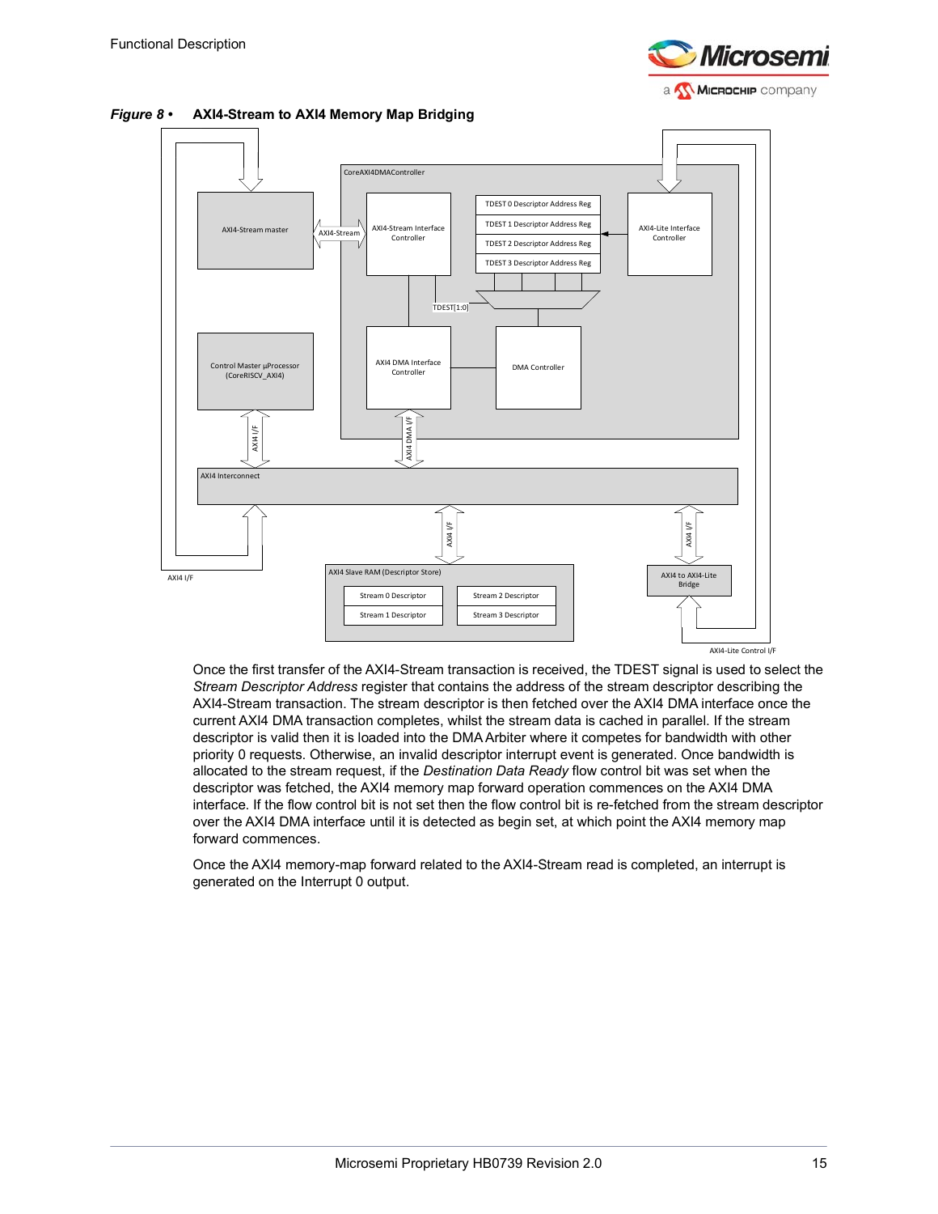*Figure 8 •* **AXI4-Stream to AXI4 Memory Map Bridging**

Once the first transfer of the AXI4-Stream transaction is received, the TDEST signal is used to select the *Stream Descriptor Address* register that contains the address of the stream descriptor describing the AXI4-Stream transaction. The stream descriptor is then fetched over the AXI4 DMA interface once the current AXI4 DMA transaction completes, whilst the stream data is cached in parallel. If the stream descriptor is valid then it is loaded into the DMA Arbiter where it competes for bandwidth with other priority 0 requests. Otherwise, an invalid descriptor interrupt event is generated. Once bandwidth is allocated to the stream request, if the *Destination Data Ready* flow control bit was set when the descriptor was fetched, the AXI4 memory map forward operation commences on the AXI4 DMA interface. If the flow control bit is not set then the flow control bit is re-fetched from the stream descriptor over the AXI4 DMA interface until it is detected as begin set, at which point the AXI4 memory map forward commences.

Once the AXI4 memory-map forward related to the AXI4-Stream read is completed, an interrupt is generated on the Interrupt 0 output.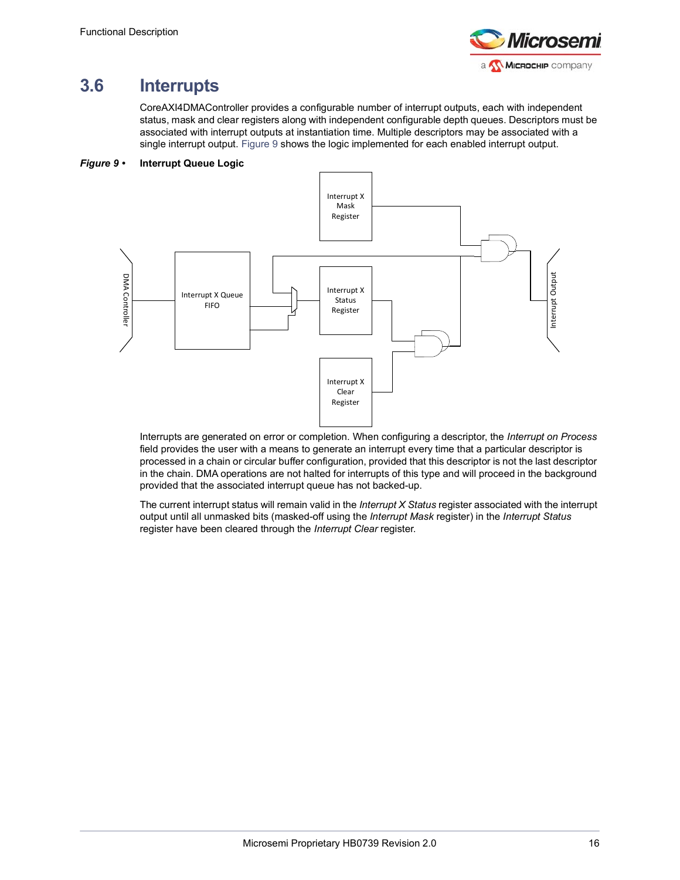## 3.6 Interrupts

CoreAXI4DMAController provides a configurable number of interrupt outputs, each with independent status, mask and clear registers along with independent configurable depth queues. Descriptors must be associated with interrupt outputs at instantiation time. Multiple descriptors may be associated with a single interrupt output. Figure 9 shows the logic implemented for each enabled interrupt output.

***Figure 9 •*** **Interrupt Queue Logic**

Interrupts are generated on error or completion. When configuring a descriptor, the *Interrupt on Process* field provides the user with a means to generate an interrupt every time that a particular descriptor is processed in a chain or circular buffer configuration, provided that this descriptor is not the last descriptor in the chain. DMA operations are not halted for interrupts of this type and will proceed in the background provided that the associated interrupt queue has not backed-up.

The current interrupt status will remain valid in the *Interrupt X Status* register associated with the interrupt output until all unmasked bits (masked-off using the *Interrupt Mask* register) in the *Interrupt Status* register have been cleared through the *Interrupt Clear* register.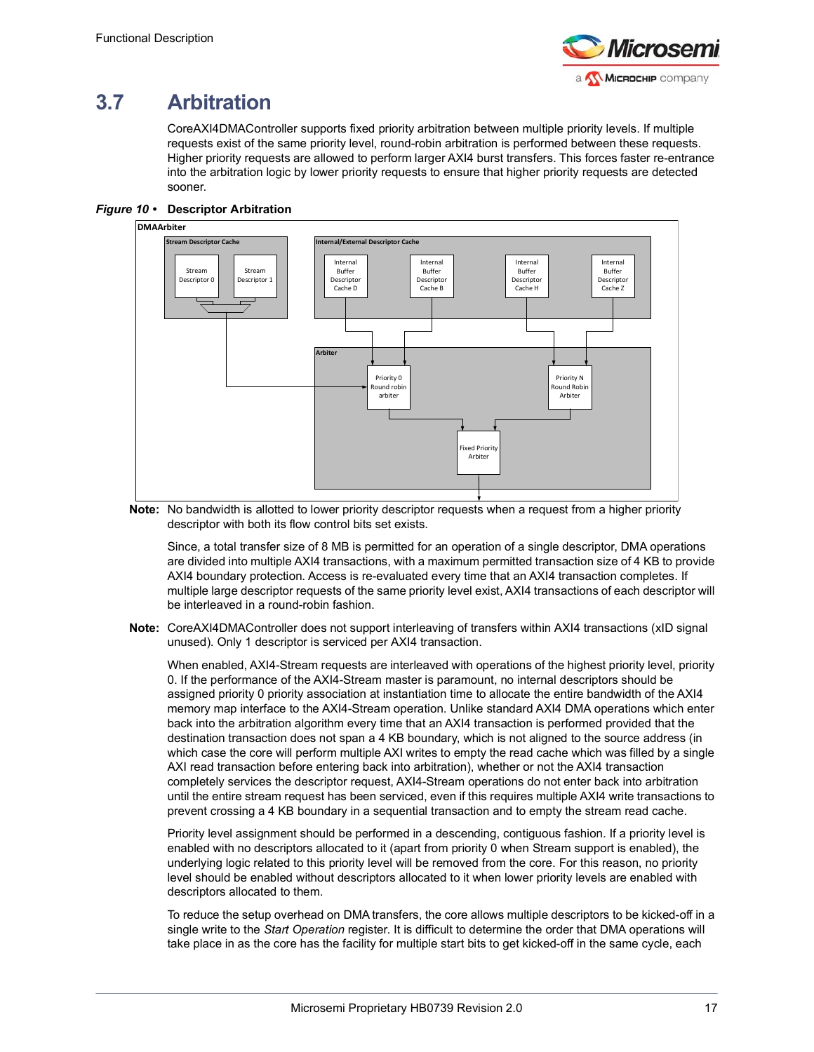## 3.7 Arbitration

CoreAXI4DMAController supports fixed priority arbitration between multiple priority levels. If multiple requests exist of the same priority level, round-robin arbitration is performed between these requests. Higher priority requests are allowed to perform larger AXI4 burst transfers. This forces faster re-entrance into the arbitration logic by lower priority requests to ensure that higher priority requests are detected sooner.

***Figure 10 •*** **Descriptor Arbitration**

DMAArbiter

Stream Descriptor Cache: Stream Descriptor 0, Stream Descriptor 1

Internal/External Descriptor Cache: Internal Buffer Descriptor Cache D, Internal Buffer Descriptor Cache B, Internal Buffer Descriptor Cache H, Internal Buffer Descriptor Cache Z

Arbiter: Priority 0 Round robin arbiter, Priority N Round Robin Arbiter, Fixed Priority Arbiter

**Note:** No bandwidth is allotted to lower priority descriptor requests when a request from a higher priority descriptor with both its flow control bits set exists.

Since, a total transfer size of 8 MB is permitted for an operation of a single descriptor, DMA operations are divided into multiple AXI4 transactions, with a maximum permitted transaction size of 4 KB to provide AXI4 boundary protection. Access is re-evaluated every time that an AXI4 transaction completes. If multiple large descriptor requests of the same priority level exist, AXI4 transactions of each descriptor will be interleaved in a round-robin fashion.

**Note:** CoreAXI4DMAController does not support interleaving of transfers within AXI4 transactions (xID signal unused). Only 1 descriptor is serviced per AXI4 transaction.

When enabled, AXI4-Stream requests are interleaved with operations of the highest priority level, priority 0. If the performance of the AXI4-Stream master is paramount, no internal descriptors should be assigned priority 0 priority association at instantiation time to allocate the entire bandwidth of the AXI4 memory map interface to the AXI4-Stream operation. Unlike standard AXI4 DMA operations which enter back into the arbitration algorithm every time that an AXI4 transaction is performed provided that the destination transaction does not span a 4 KB boundary, which is not aligned to the source address (in which case the core will perform multiple AXI writes to empty the read cache which was filled by a single AXI read transaction before entering back into arbitration), whether or not the AXI4 transaction completely services the descriptor request, AXI4-Stream operations do not enter back into arbitration until the entire stream request has been serviced, even if this requires multiple AXI4 write transactions to prevent crossing a 4 KB boundary in a sequential transaction and to empty the stream read cache.

Priority level assignment should be performed in a descending, contiguous fashion. If a priority level is enabled with no descriptors allocated to it (apart from priority 0 when Stream support is enabled), the underlying logic related to this priority level will be removed from the core. For this reason, no priority level should be enabled without descriptors allocated to it when lower priority levels are enabled with descriptors allocated to them.

To reduce the setup overhead on DMA transfers, the core allows multiple descriptors to be kicked-off in a single write to the *Start Operation* register. It is difficult to determine the order that DMA operations will take place in as the core has the facility for multiple start bits to get kicked-off in the same cycle, each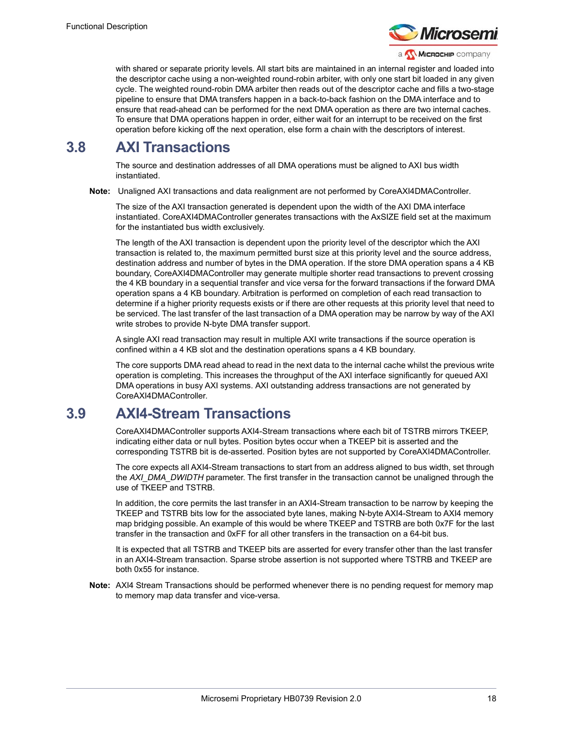with shared or separate priority levels. All start bits are maintained in an internal register and loaded into the descriptor cache using a non-weighted round-robin arbiter, with only one start bit loaded in any given cycle. The weighted round-robin DMA arbiter then reads out of the descriptor cache and fills a two-stage pipeline to ensure that DMA transfers happen in a back-to-back fashion on the DMA interface and to ensure that read-ahead can be performed for the next DMA operation as there are two internal caches. To ensure that DMA operations happen in order, either wait for an interrupt to be received on the first operation before kicking off the next operation, else form a chain with the descriptors of interest.

## 3.8 AXI Transactions

The source and destination addresses of all DMA operations must be aligned to AXI bus width instantiated.

**Note:** Unaligned AXI transactions and data realignment are not performed by CoreAXI4DMAController.

The size of the AXI transaction generated is dependent upon the width of the AXI DMA interface instantiated. CoreAXI4DMAController generates transactions with the AxSIZE field set at the maximum for the instantiated bus width exclusively.

The length of the AXI transaction is dependent upon the priority level of the descriptor which the AXI transaction is related to, the maximum permitted burst size at this priority level and the source address, destination address and number of bytes in the DMA operation. If the store DMA operation spans a 4 KB boundary, CoreAXI4DMAController may generate multiple shorter read transactions to prevent crossing the 4 KB boundary in a sequential transfer and vice versa for the forward transactions if the forward DMA operation spans a 4 KB boundary. Arbitration is performed on completion of each read transaction to determine if a higher priority requests exists or if there are other requests at this priority level that need to be serviced. The last transfer of the last transaction of a DMA operation may be narrow by way of the AXI write strobes to provide N-byte DMA transfer support.

A single AXI read transaction may result in multiple AXI write transactions if the source operation is confined within a 4 KB slot and the destination operations spans a 4 KB boundary.

The core supports DMA read ahead to read in the next data to the internal cache whilst the previous write operation is completing. This increases the throughput of the AXI interface significantly for queued AXI DMA operations in busy AXI systems. AXI outstanding address transactions are not generated by CoreAXI4DMAController.

## 3.9 AXI4-Stream Transactions

CoreAXI4DMAController supports AXI4-Stream transactions where each bit of TSTRB mirrors TKEEP, indicating either data or null bytes. Position bytes occur when a TKEEP bit is asserted and the corresponding TSTRB bit is de-asserted. Position bytes are not supported by CoreAXI4DMAController.

The core expects all AXI4-Stream transactions to start from an address aligned to bus width, set through the *AXI_DMA_DWIDTH* parameter. The first transfer in the transaction cannot be unaligned through the use of TKEEP and TSTRB.

In addition, the core permits the last transfer in an AXI4-Stream transaction to be narrow by keeping the TKEEP and TSTRB bits low for the associated byte lanes, making N-byte AXI4-Stream to AXI4 memory map bridging possible. An example of this would be where TKEEP and TSTRB are both 0x7F for the last transfer in the transaction and 0xFF for all other transfers in the transaction on a 64-bit bus.

It is expected that all TSTRB and TKEEP bits are asserted for every transfer other than the last transfer in an AXI4-Stream transaction. Sparse strobe assertion is not supported where TSTRB and TKEEP are both 0x55 for instance.

**Note:** AXI4 Stream Transactions should be performed whenever there is no pending request for memory map to memory map data transfer and vice-versa.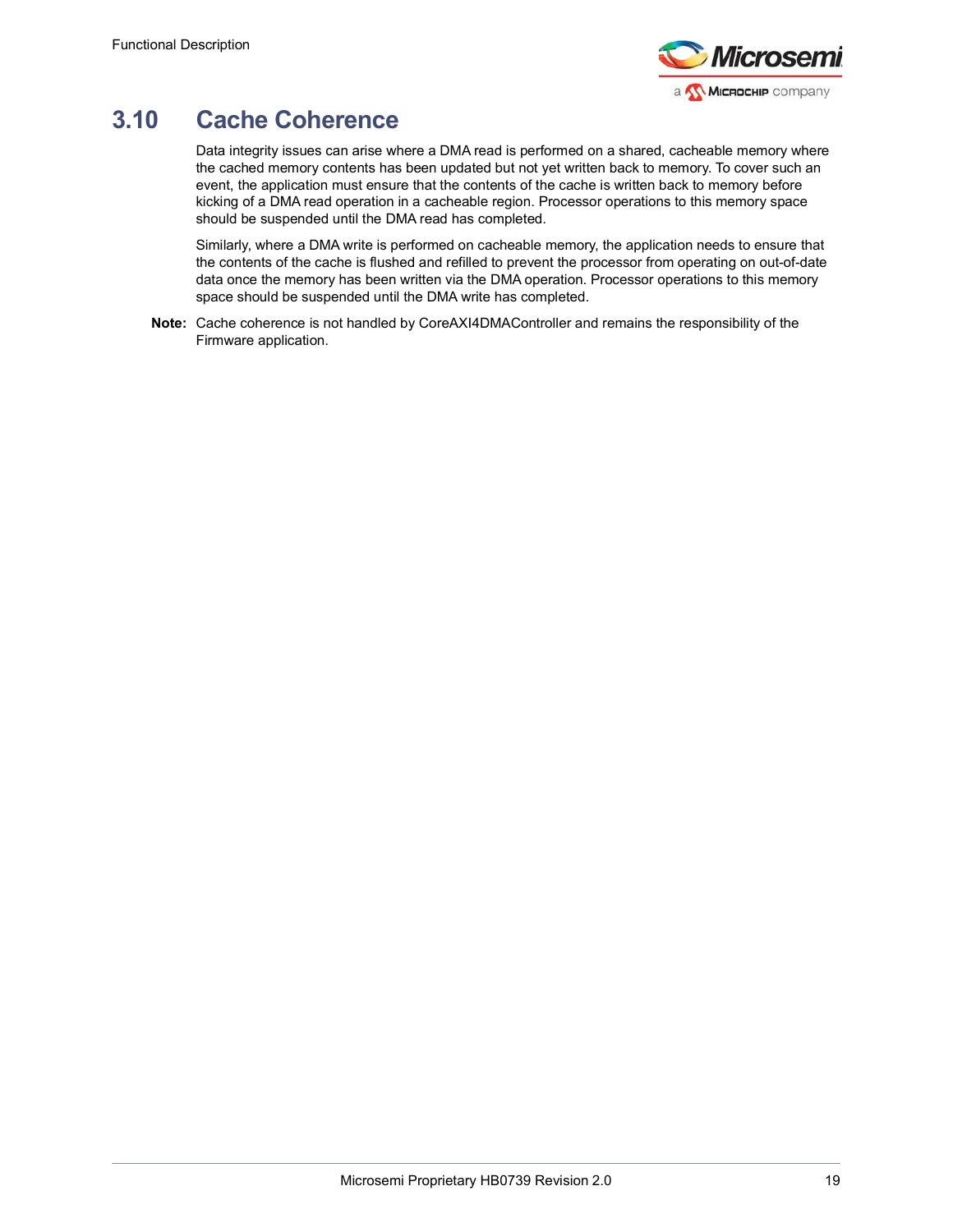## 3.10 Cache Coherence

Data integrity issues can arise where a DMA read is performed on a shared, cacheable memory where the cached memory contents has been updated but not yet written back to memory. To cover such an event, the application must ensure that the contents of the cache is written back to memory before kicking of a DMA read operation in a cacheable region. Processor operations to this memory space should be suspended until the DMA read has completed.

Similarly, where a DMA write is performed on cacheable memory, the application needs to ensure that the contents of the cache is flushed and refilled to prevent the processor from operating on out-of-date data once the memory has been written via the DMA operation. Processor operations to this memory space should be suspended until the DMA write has completed.

**Note:** Cache coherence is not handled by CoreAXI4DMAController and remains the responsibility of the Firmware application.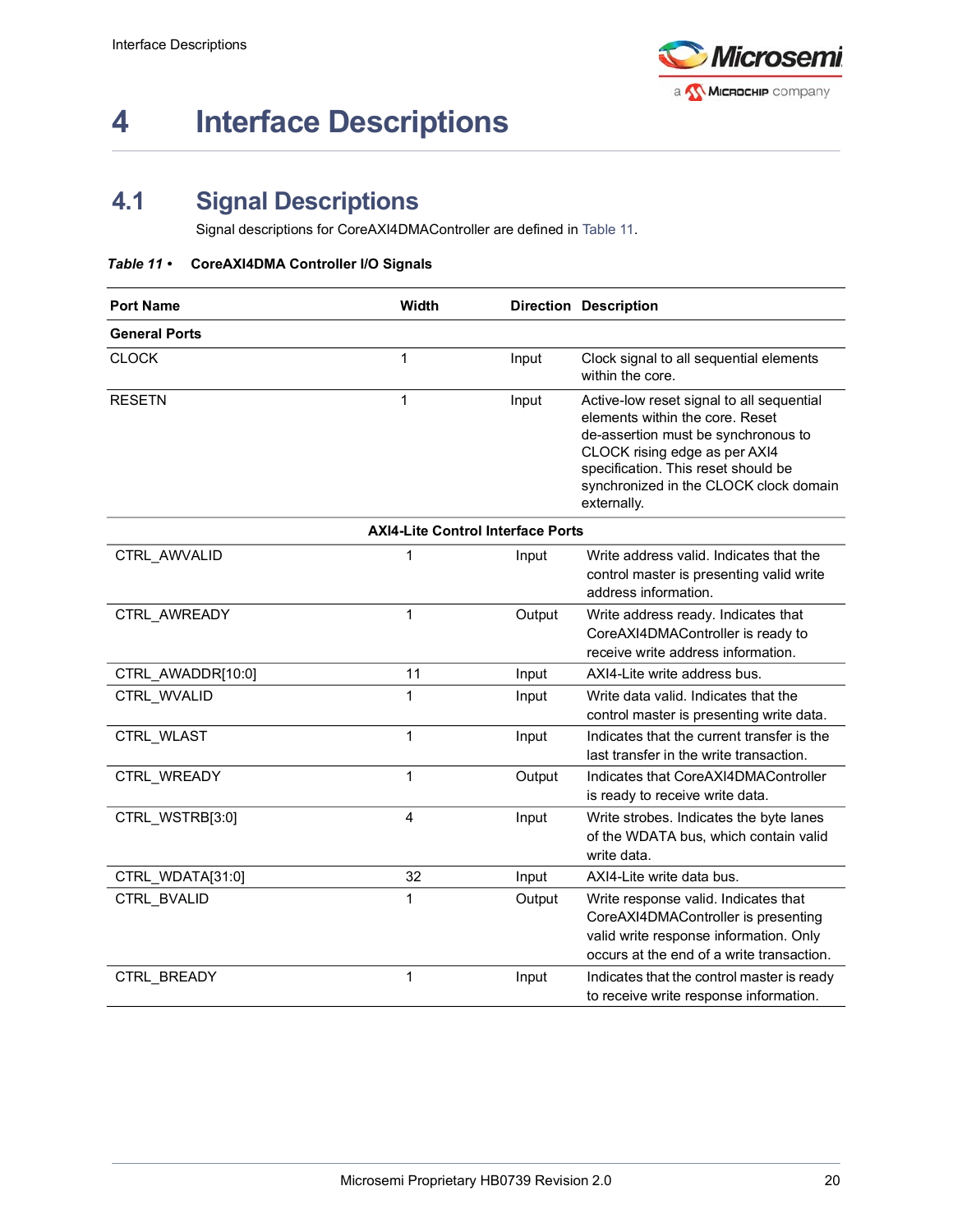# 4 Interface Descriptions

## 4.1 Signal Descriptions

Signal descriptions for CoreAXI4DMAController are defined in Table 11.

*Table 11 •* **CoreAXI4DMA Controller I/O Signals**

| Port Name | Width | Direction | Description |
|---|---|---|---|
| **General Ports** | | | |
| CLOCK | 1 | Input | Clock signal to all sequential elements within the core. |
| RESETN | 1 | Input | Active-low reset signal to all sequential elements within the core. Reset de-assertion must be synchronous to CLOCK rising edge as per AXI4 specification. This reset should be synchronized in the CLOCK clock domain externally. |
| **AXI4-Lite Control Interface Ports** | | | |
| CTRL_AWVALID | 1 | Input | Write address valid. Indicates that the control master is presenting valid write address information. |
| CTRL_AWREADY | 1 | Output | Write address ready. Indicates that CoreAXI4DMAController is ready to receive write address information. |
| CTRL_AWADDR[10:0] | 11 | Input | AXI4-Lite write address bus. |
| CTRL_WVALID | 1 | Input | Write data valid. Indicates that the control master is presenting write data. |
| CTRL_WLAST | 1 | Input | Indicates that the current transfer is the last transfer in the write transaction. |
| CTRL_WREADY | 1 | Output | Indicates that CoreAXI4DMAController is ready to receive write data. |
| CTRL_WSTRB[3:0] | 4 | Input | Write strobes. Indicates the byte lanes of the WDATA bus, which contain valid write data. |
| CTRL_WDATA[31:0] | 32 | Input | AXI4-Lite write data bus. |
| CTRL_BVALID | 1 | Output | Write response valid. Indicates that CoreAXI4DMAController is presenting valid write response information. Only occurs at the end of a write transaction. |
| CTRL_BREADY | 1 | Input | Indicates that the control master is ready to receive write response information. |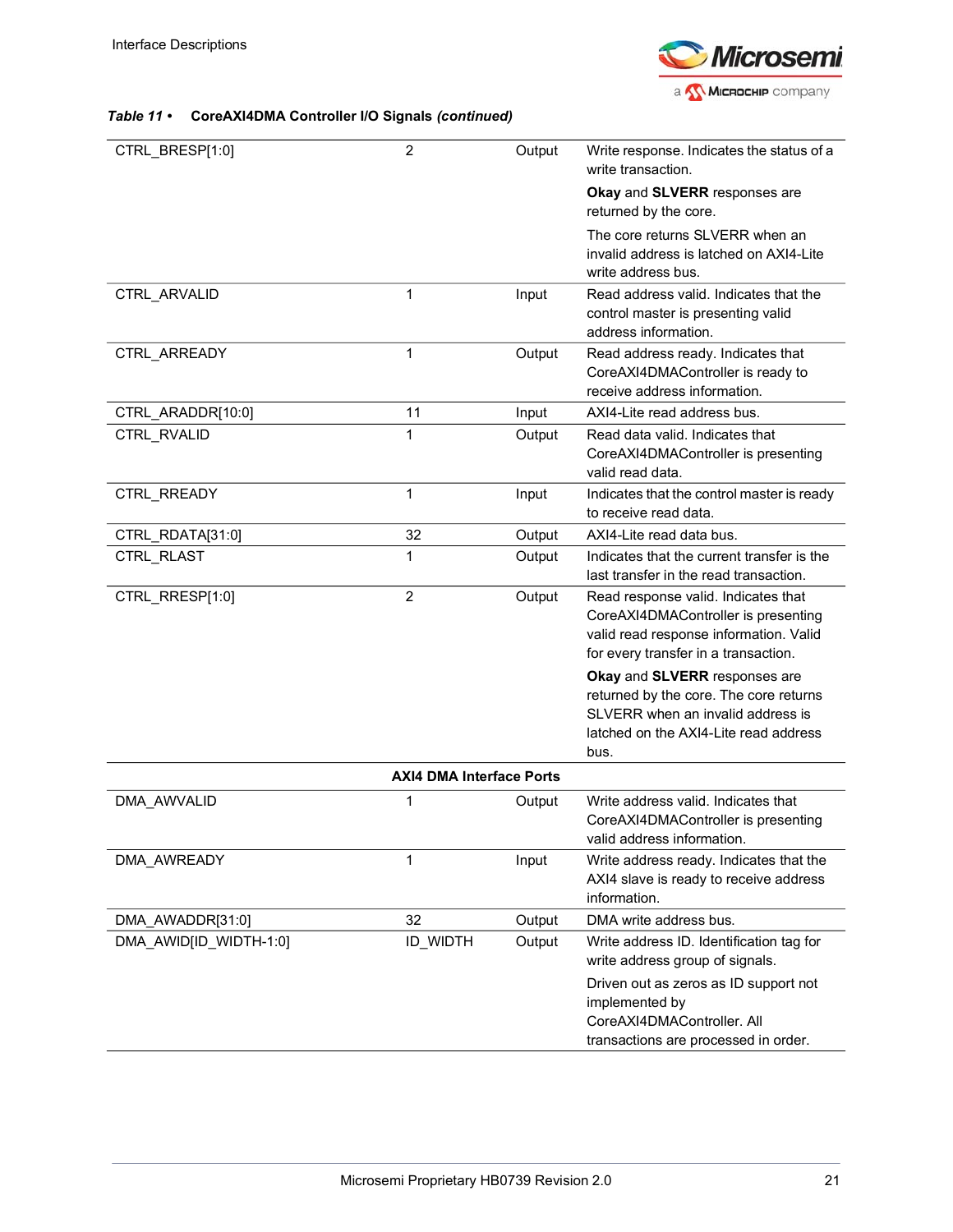*Table 11 •* **CoreAXI4DMA Controller I/O Signals *(continued)***

| | | | |
|---|---|---|---|
| CTRL_BRESP[1:0] | 2 | Output | Write response. Indicates the status of a write transaction.<br>**Okay** and **SLVERR** responses are returned by the core.<br>The core returns SLVERR when an invalid address is latched on AXI4-Lite write address bus. |
| CTRL_ARVALID | 1 | Input | Read address valid. Indicates that the control master is presenting valid address information. |
| CTRL_ARREADY | 1 | Output | Read address ready. Indicates that CoreAXI4DMAController is ready to receive address information. |
| CTRL_ARADDR[10:0] | 11 | Input | AXI4-Lite read address bus. |
| CTRL_RVALID | 1 | Output | Read data valid. Indicates that CoreAXI4DMAController is presenting valid read data. |
| CTRL_RREADY | 1 | Input | Indicates that the control master is ready to receive read data. |
| CTRL_RDATA[31:0] | 32 | Output | AXI4-Lite read data bus. |
| CTRL_RLAST | 1 | Output | Indicates that the current transfer is the last transfer in the read transaction. |
| CTRL_RRESP[1:0] | 2 | Output | Read response valid. Indicates that CoreAXI4DMAController is presenting valid read response information. Valid for every transfer in a transaction.<br>**Okay** and **SLVERR** responses are returned by the core. The core returns SLVERR when an invalid address is latched on the AXI4-Lite read address bus. |
| | **AXI4 DMA Interface Ports** | | |
| DMA_AWVALID | 1 | Output | Write address valid. Indicates that CoreAXI4DMAController is presenting valid address information. |
| DMA_AWREADY | 1 | Input | Write address ready. Indicates that the AXI4 slave is ready to receive address information. |
| DMA_AWADDR[31:0] | 32 | Output | DMA write address bus. |
| DMA_AWID[ID_WIDTH-1:0] | ID_WIDTH | Output | Write address ID. Identification tag for write address group of signals.<br>Driven out as zeros as ID support not implemented by CoreAXI4DMAController. All transactions are processed in order. |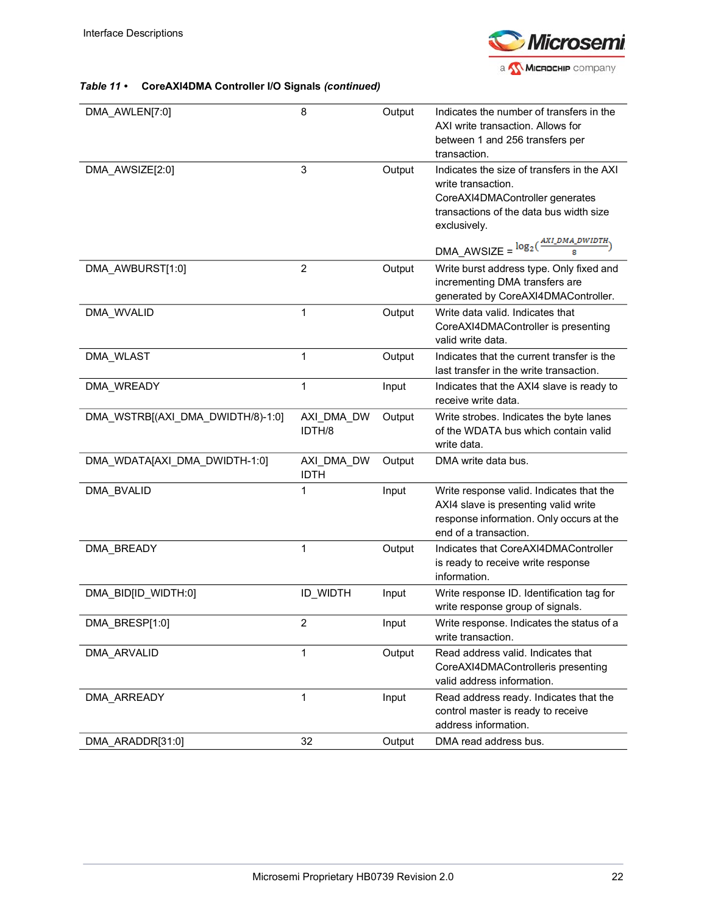**Table 11 • CoreAXI4DMA Controller I/O Signals *(continued)***

| | | | |
|---|---|---|---|
| DMA_AWLEN[7:0] | 8 | Output | Indicates the number of transfers in the AXI write transaction. Allows for between 1 and 256 transfers per transaction. |
| DMA_AWSIZE[2:0] | 3 | Output | Indicates the size of transfers in the AXI write transaction. CoreAXI4DMAController generates transactions of the data bus width size exclusively. DMA_AWSIZE = $\log_2(\frac{AXI\_DMA\_DWIDTH}{8})$ |
| DMA_AWBURST[1:0] | 2 | Output | Write burst address type. Only fixed and incrementing DMA transfers are generated by CoreAXI4DMAController. |
| DMA_WVALID | 1 | Output | Write data valid. Indicates that CoreAXI4DMAController is presenting valid write data. |
| DMA_WLAST | 1 | Output | Indicates that the current transfer is the last transfer in the write transaction. |
| DMA_WREADY | 1 | Input | Indicates that the AXI4 slave is ready to receive write data. |
| DMA_WSTRB[(AXI_DMA_DWIDTH/8)-1:0] | AXI_DMA_DWIDTH/8 | Output | Write strobes. Indicates the byte lanes of the WDATA bus which contain valid write data. |
| DMA_WDATA[AXI_DMA_DWIDTH-1:0] | AXI_DMA_DWIDTH | Output | DMA write data bus. |
| DMA_BVALID | 1 | Input | Write response valid. Indicates that the AXI4 slave is presenting valid write response information. Only occurs at the end of a transaction. |
| DMA_BREADY | 1 | Output | Indicates that CoreAXI4DMAController is ready to receive write response information. |
| DMA_BID[ID_WIDTH:0] | ID_WIDTH | Input | Write response ID. Identification tag for write response group of signals. |
| DMA_BRESP[1:0] | 2 | Input | Write response. Indicates the status of a write transaction. |
| DMA_ARVALID | 1 | Output | Read address valid. Indicates that CoreAXI4DMAControlleris presenting valid address information. |
| DMA_ARREADY | 1 | Input | Read address ready. Indicates that the control master is ready to receive address information. |
| DMA_ARADDR[31:0] | 32 | Output | DMA read address bus. |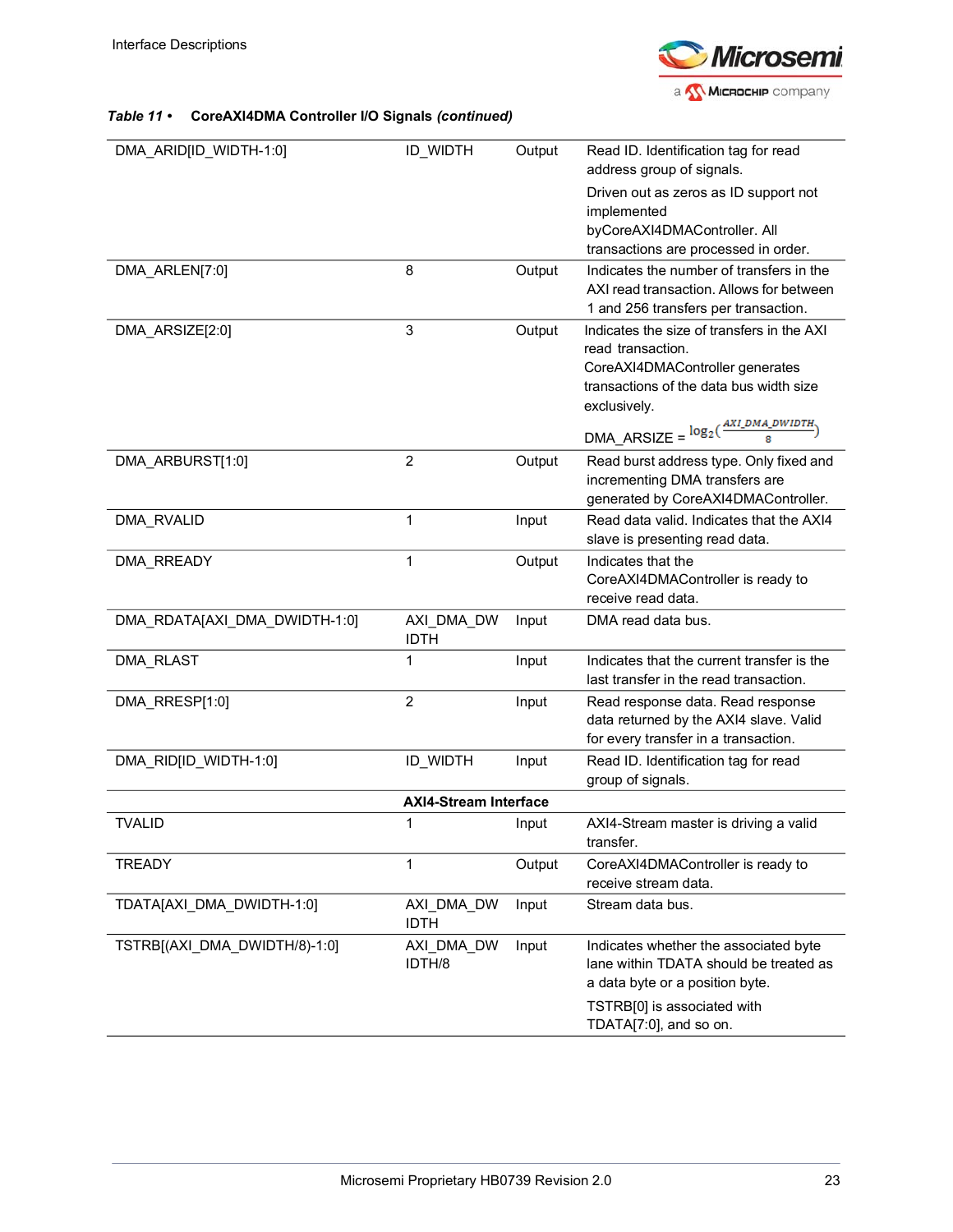**Table 11 • CoreAXI4DMA Controller I/O Signals *(continued)***

| Signal | Width | Direction | Description |
|---|---|---|---|
| DMA_ARID[ID_WIDTH-1:0] | ID_WIDTH | Output | Read ID. Identification tag for read address group of signals. Driven out as zeros as ID support not implemented byCoreAXI4DMAController. All transactions are processed in order. |
| DMA_ARLEN[7:0] | 8 | Output | Indicates the number of transfers in the AXI read transaction. Allows for between 1 and 256 transfers per transaction. |
| DMA_ARSIZE[2:0] | 3 | Output | Indicates the size of transfers in the AXI read transaction. CoreAXI4DMAController generates transactions of the data bus width size exclusively. DMA_ARSIZE = $\log_2(\frac{AXI\_DMA\_DWIDTH}{8})$ |
| DMA_ARBURST[1:0] | 2 | Output | Read burst address type. Only fixed and incrementing DMA transfers are generated by CoreAXI4DMAController. |
| DMA_RVALID | 1 | Input | Read data valid. Indicates that the AXI4 slave is presenting read data. |
| DMA_RREADY | 1 | Output | Indicates that the CoreAXI4DMAController is ready to receive read data. |
| DMA_RDATA[AXI_DMA_DWIDTH-1:0] | AXI_DMA_DWIDTH | Input | DMA read data bus. |
| DMA_RLAST | 1 | Input | Indicates that the current transfer is the last transfer in the read transaction. |
| DMA_RRESP[1:0] | 2 | Input | Read response data. Read response data returned by the AXI4 slave. Valid for every transfer in a transaction. |
| DMA_RID[ID_WIDTH-1:0] | ID_WIDTH | Input | Read ID. Identification tag for read group of signals. |
| | **AXI4-Stream Interface** | | |
| TVALID | 1 | Input | AXI4-Stream master is driving a valid transfer. |
| TREADY | 1 | Output | CoreAXI4DMAController is ready to receive stream data. |
| TDATA[AXI_DMA_DWIDTH-1:0] | AXI_DMA_DWIDTH | Input | Stream data bus. |
| TSTRB[(AXI_DMA_DWIDTH/8)-1:0] | AXI_DMA_DWIDTH/8 | Input | Indicates whether the associated byte lane within TDATA should be treated as a data byte or a position byte. TSTRB[0] is associated with TDATA[7:0], and so on. |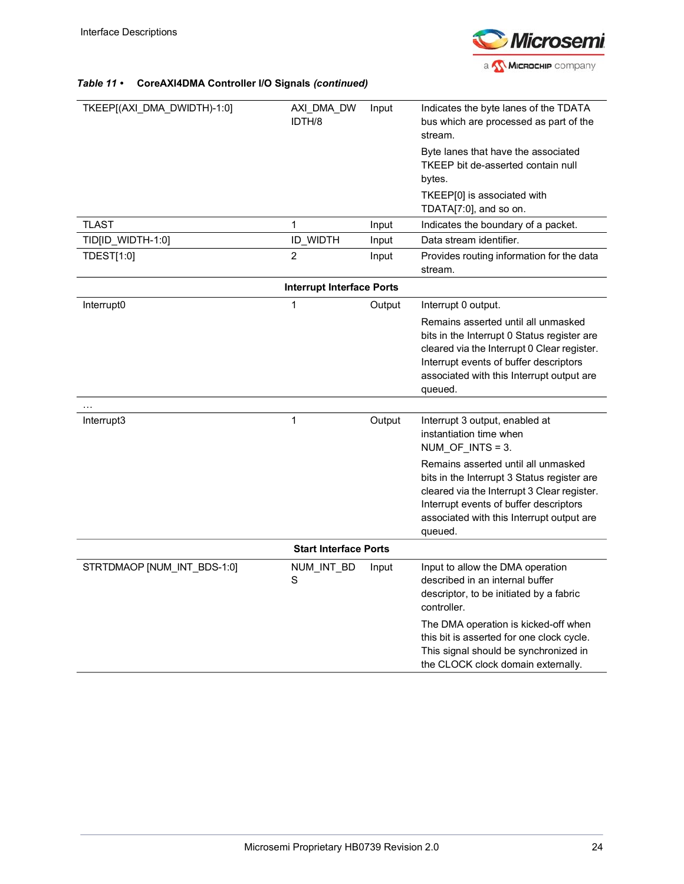**Table 11 • CoreAXI4DMA Controller I/O Signals (continued)**

| | | | |
|---|---|---|---|
| TKEEP[(AXI_DMA_DWIDTH)-1:0] | AXI_DMA_DWIDTH/8 | Input | Indicates the byte lanes of the TDATA bus which are processed as part of the stream.<br><br>Byte lanes that have the associated TKEEP bit de-asserted contain null bytes.<br><br>TKEEP[0] is associated with TDATA[7:0], and so on. |
| TLAST | 1 | Input | Indicates the boundary of a packet. |
| TID[ID_WIDTH-1:0] | ID_WIDTH | Input | Data stream identifier. |
| TDEST[1:0] | 2 | Input | Provides routing information for the data stream. |
| **Interrupt Interface Ports** | | | |
| Interrupt0 | 1 | Output | Interrupt 0 output.<br><br>Remains asserted until all unmasked bits in the Interrupt 0 Status register are cleared via the Interrupt 0 Clear register. Interrupt events of buffer descriptors associated with this Interrupt output are queued. |
| … | | | |
| Interrupt3 | 1 | Output | Interrupt 3 output, enabled at instantiation time when NUM_OF_INTS = 3.<br><br>Remains asserted until all unmasked bits in the Interrupt 3 Status register are cleared via the Interrupt 3 Clear register. Interrupt events of buffer descriptors associated with this Interrupt output are queued. |
| **Start Interface Ports** | | | |
| STRTDMAOP [NUM_INT_BDS-1:0] | NUM_INT_BDS | Input | Input to allow the DMA operation described in an internal buffer descriptor, to be initiated by a fabric controller.<br><br>The DMA operation is kicked-off when this bit is asserted for one clock cycle. This signal should be synchronized in the CLOCK clock domain externally. |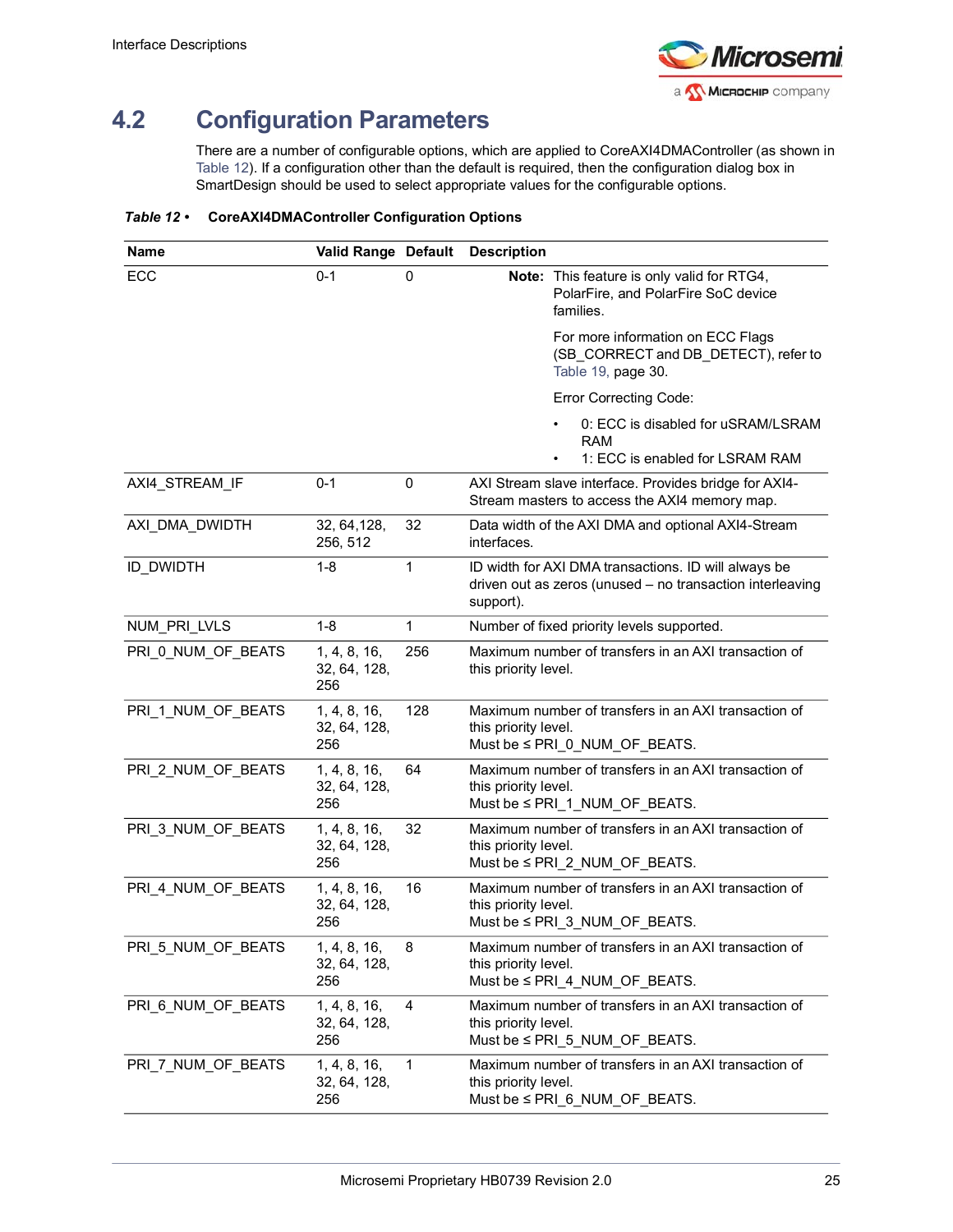## 4.2 Configuration Parameters

There are a number of configurable options, which are applied to CoreAXI4DMAController (as shown in Table 12). If a configuration other than the default is required, then the configuration dialog box in SmartDesign should be used to select appropriate values for the configurable options.

***Table 12 •*** **CoreAXI4DMAController Configuration Options**

| Name | Valid Range | Default | Description |
|---|---|---|---|
| ECC | 0-1 | 0 | **Note:** This feature is only valid for RTG4, PolarFire, and PolarFire SoC device families.<br>For more information on ECC Flags (SB_CORRECT and DB_DETECT), refer to Table 19, page 30.<br>Error Correcting Code:<br>• 0: ECC is disabled for uSRAM/LSRAM RAM<br>• 1: ECC is enabled for LSRAM RAM |
| AXI4_STREAM_IF | 0-1 | 0 | AXI Stream slave interface. Provides bridge for AXI4-Stream masters to access the AXI4 memory map. |
| AXI_DMA_DWIDTH | 32, 64,128, 256, 512 | 32 | Data width of the AXI DMA and optional AXI4-Stream interfaces. |
| ID_DWIDTH | 1-8 | 1 | ID width for AXI DMA transactions. ID will always be driven out as zeros (unused – no transaction interleaving support). |
| NUM_PRI_LVLS | 1-8 | 1 | Number of fixed priority levels supported. |
| PRI_0_NUM_OF_BEATS | 1, 4, 8, 16, 32, 64, 128, 256 | 256 | Maximum number of transfers in an AXI transaction of this priority level. |
| PRI_1_NUM_OF_BEATS | 1, 4, 8, 16, 32, 64, 128, 256 | 128 | Maximum number of transfers in an AXI transaction of this priority level.<br>Must be ≤ PRI_0_NUM_OF_BEATS. |
| PRI_2_NUM_OF_BEATS | 1, 4, 8, 16, 32, 64, 128, 256 | 64 | Maximum number of transfers in an AXI transaction of this priority level.<br>Must be ≤ PRI_1_NUM_OF_BEATS. |
| PRI_3_NUM_OF_BEATS | 1, 4, 8, 16, 32, 64, 128, 256 | 32 | Maximum number of transfers in an AXI transaction of this priority level.<br>Must be ≤ PRI_2_NUM_OF_BEATS. |
| PRI_4_NUM_OF_BEATS | 1, 4, 8, 16, 32, 64, 128, 256 | 16 | Maximum number of transfers in an AXI transaction of this priority level.<br>Must be ≤ PRI_3_NUM_OF_BEATS. |
| PRI_5_NUM_OF_BEATS | 1, 4, 8, 16, 32, 64, 128, 256 | 8 | Maximum number of transfers in an AXI transaction of this priority level.<br>Must be ≤ PRI_4_NUM_OF_BEATS. |
| PRI_6_NUM_OF_BEATS | 1, 4, 8, 16, 32, 64, 128, 256 | 4 | Maximum number of transfers in an AXI transaction of this priority level.<br>Must be ≤ PRI_5_NUM_OF_BEATS. |
| PRI_7_NUM_OF_BEATS | 1, 4, 8, 16, 32, 64, 128, 256 | 1 | Maximum number of transfers in an AXI transaction of this priority level.<br>Must be ≤ PRI_6_NUM_OF_BEATS. |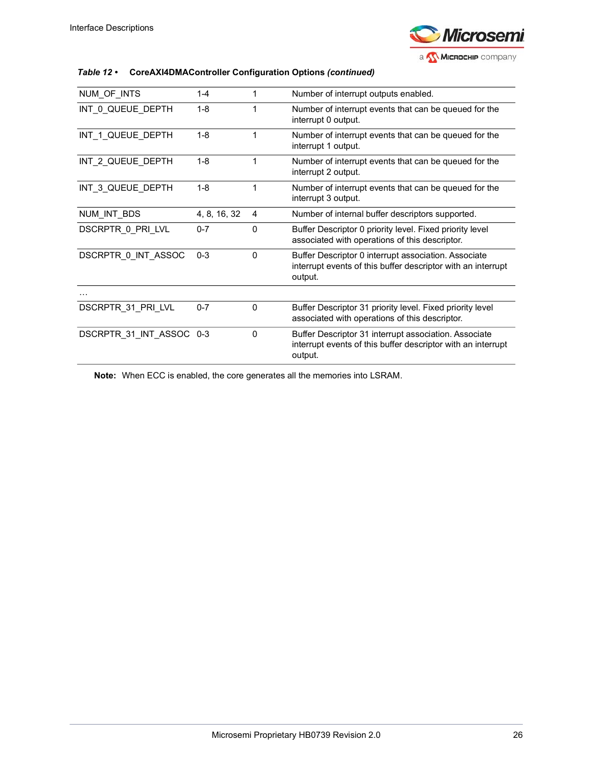**Table 12 • CoreAXI4DMAController Configuration Options (continued)**

| | | | |
|---|---|---|---|
| NUM_OF_INTS | 1-4 | 1 | Number of interrupt outputs enabled. |
| INT_0_QUEUE_DEPTH | 1-8 | 1 | Number of interrupt events that can be queued for the interrupt 0 output. |
| INT_1_QUEUE_DEPTH | 1-8 | 1 | Number of interrupt events that can be queued for the interrupt 1 output. |
| INT_2_QUEUE_DEPTH | 1-8 | 1 | Number of interrupt events that can be queued for the interrupt 2 output. |
| INT_3_QUEUE_DEPTH | 1-8 | 1 | Number of interrupt events that can be queued for the interrupt 3 output. |
| NUM_INT_BDS | 4, 8, 16, 32 | 4 | Number of internal buffer descriptors supported. |
| DSCRPTR_0_PRI_LVL | 0-7 | 0 | Buffer Descriptor 0 priority level. Fixed priority level associated with operations of this descriptor. |
| DSCRPTR_0_INT_ASSOC | 0-3 | 0 | Buffer Descriptor 0 interrupt association. Associate interrupt events of this buffer descriptor with an interrupt output. |
| … | | | |
| DSCRPTR_31_PRI_LVL | 0-7 | 0 | Buffer Descriptor 31 priority level. Fixed priority level associated with operations of this descriptor. |
| DSCRPTR_31_INT_ASSOC | 0-3 | 0 | Buffer Descriptor 31 interrupt association. Associate interrupt events of this buffer descriptor with an interrupt output. |

**Note:** When ECC is enabled, the core generates all the memories into LSRAM.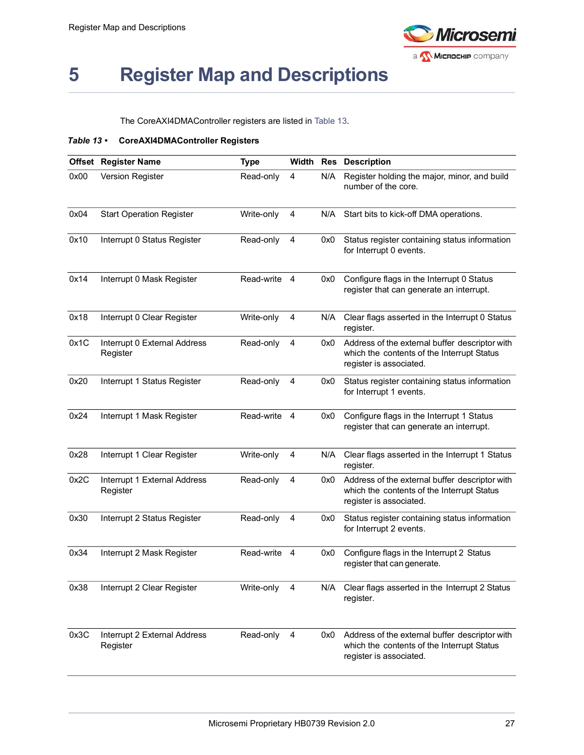# 5 Register Map and Descriptions

The CoreAXI4DMAController registers are listed in Table 13.

***Table 13 •* CoreAXI4DMAController Registers**

| Offset | Register Name | Type | Width | Res | Description |
|---|---|---|---|---|---|
| 0x00 | Version Register | Read-only | 4 | N/A | Register holding the major, minor, and build number of the core. |
| 0x04 | Start Operation Register | Write-only | 4 | N/A | Start bits to kick-off DMA operations. |
| 0x10 | Interrupt 0 Status Register | Read-only | 4 | 0x0 | Status register containing status information for Interrupt 0 events. |
| 0x14 | Interrupt 0 Mask Register | Read-write | 4 | 0x0 | Configure flags in the Interrupt 0 Status register that can generate an interrupt. |
| 0x18 | Interrupt 0 Clear Register | Write-only | 4 | N/A | Clear flags asserted in the Interrupt 0 Status register. |
| 0x1C | Interrupt 0 External Address Register | Read-only | 4 | 0x0 | Address of the external buffer descriptor with which the contents of the Interrupt Status register is associated. |
| 0x20 | Interrupt 1 Status Register | Read-only | 4 | 0x0 | Status register containing status information for Interrupt 1 events. |
| 0x24 | Interrupt 1 Mask Register | Read-write | 4 | 0x0 | Configure flags in the Interrupt 1 Status register that can generate an interrupt. |
| 0x28 | Interrupt 1 Clear Register | Write-only | 4 | N/A | Clear flags asserted in the Interrupt 1 Status register. |
| 0x2C | Interrupt 1 External Address Register | Read-only | 4 | 0x0 | Address of the external buffer descriptor with which the contents of the Interrupt Status register is associated. |
| 0x30 | Interrupt 2 Status Register | Read-only | 4 | 0x0 | Status register containing status information for Interrupt 2 events. |
| 0x34 | Interrupt 2 Mask Register | Read-write | 4 | 0x0 | Configure flags in the Interrupt 2 Status register that can generate. |
| 0x38 | Interrupt 2 Clear Register | Write-only | 4 | N/A | Clear flags asserted in the Interrupt 2 Status register. |
| 0x3C | Interrupt 2 External Address Register | Read-only | 4 | 0x0 | Address of the external buffer descriptor with which the contents of the Interrupt Status register is associated. |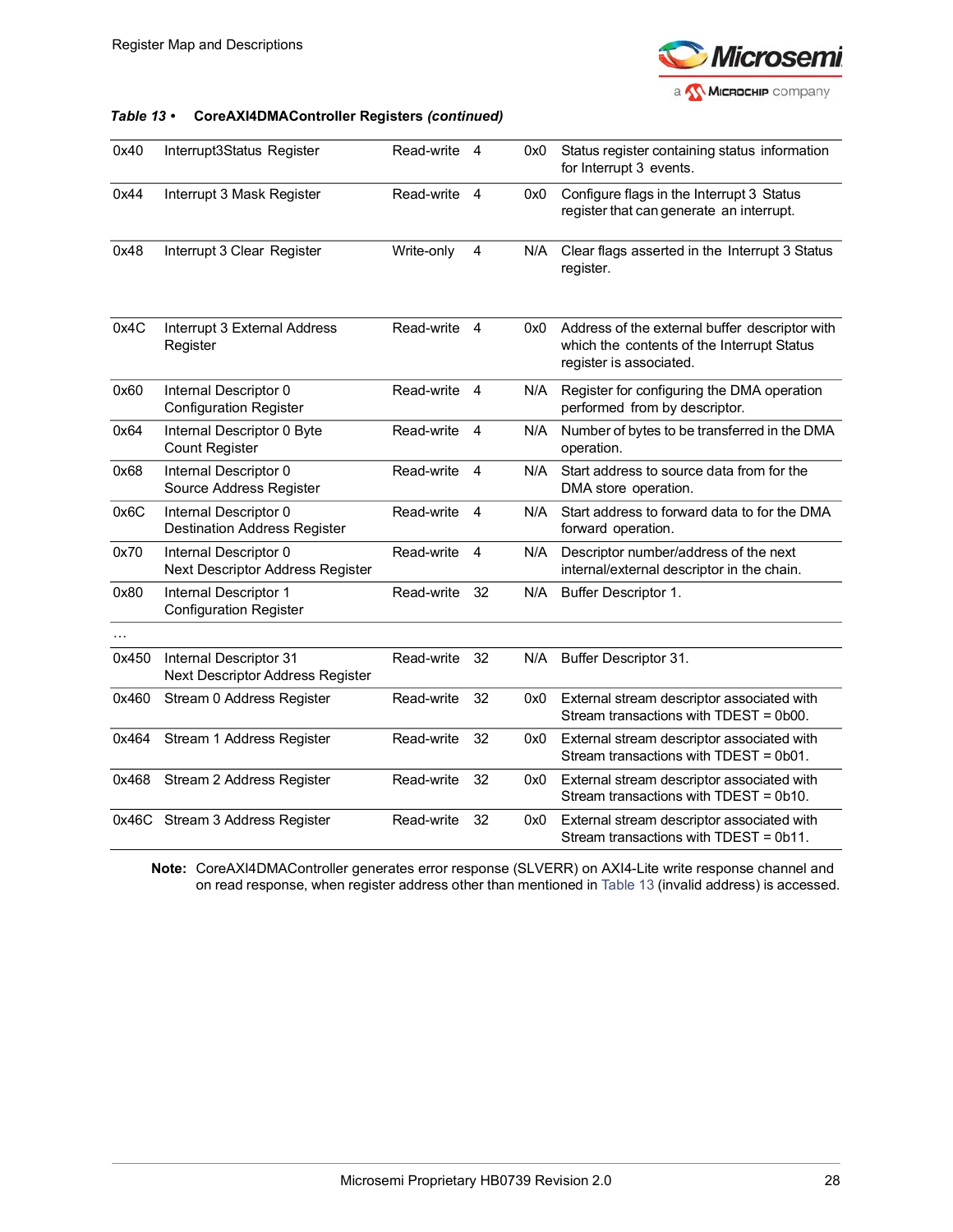*Table 13 •* **CoreAXI4DMAController Registers *(continued)***

| | | | | | |
|---|---|---|---|---|---|
| 0x40 | Interrupt3Status Register | Read-write | 4 | 0x0 | Status register containing status information for Interrupt 3 events. |
| 0x44 | Interrupt 3 Mask Register | Read-write | 4 | 0x0 | Configure flags in the Interrupt 3 Status register that can generate an interrupt. |
| 0x48 | Interrupt 3 Clear Register | Write-only | 4 | N/A | Clear flags asserted in the Interrupt 3 Status register. |
| 0x4C | Interrupt 3 External Address Register | Read-write | 4 | 0x0 | Address of the external buffer descriptor with which the contents of the Interrupt Status register is associated. |
| 0x60 | Internal Descriptor 0 Configuration Register | Read-write | 4 | N/A | Register for configuring the DMA operation performed from by descriptor. |
| 0x64 | Internal Descriptor 0 Byte Count Register | Read-write | 4 | N/A | Number of bytes to be transferred in the DMA operation. |
| 0x68 | Internal Descriptor 0 Source Address Register | Read-write | 4 | N/A | Start address to source data from for the DMA store operation. |
| 0x6C | Internal Descriptor 0 Destination Address Register | Read-write | 4 | N/A | Start address to forward data to for the DMA forward operation. |
| 0x70 | Internal Descriptor 0 Next Descriptor Address Register | Read-write | 4 | N/A | Descriptor number/address of the next internal/external descriptor in the chain. |
| 0x80 | Internal Descriptor 1 Configuration Register | Read-write | 32 | N/A | Buffer Descriptor 1. |
| … | | | | | |
| 0x450 | Internal Descriptor 31 Next Descriptor Address Register | Read-write | 32 | N/A | Buffer Descriptor 31. |
| 0x460 | Stream 0 Address Register | Read-write | 32 | 0x0 | External stream descriptor associated with Stream transactions with TDEST = 0b00. |
| 0x464 | Stream 1 Address Register | Read-write | 32 | 0x0 | External stream descriptor associated with Stream transactions with TDEST = 0b01. |
| 0x468 | Stream 2 Address Register | Read-write | 32 | 0x0 | External stream descriptor associated with Stream transactions with TDEST = 0b10. |
| 0x46C | Stream 3 Address Register | Read-write | 32 | 0x0 | External stream descriptor associated with Stream transactions with TDEST = 0b11. |

**Note:** CoreAXI4DMAController generates error response (SLVERR) on AXI4-Lite write response channel and on read response, when register address other than mentioned in Table 13 (invalid address) is accessed.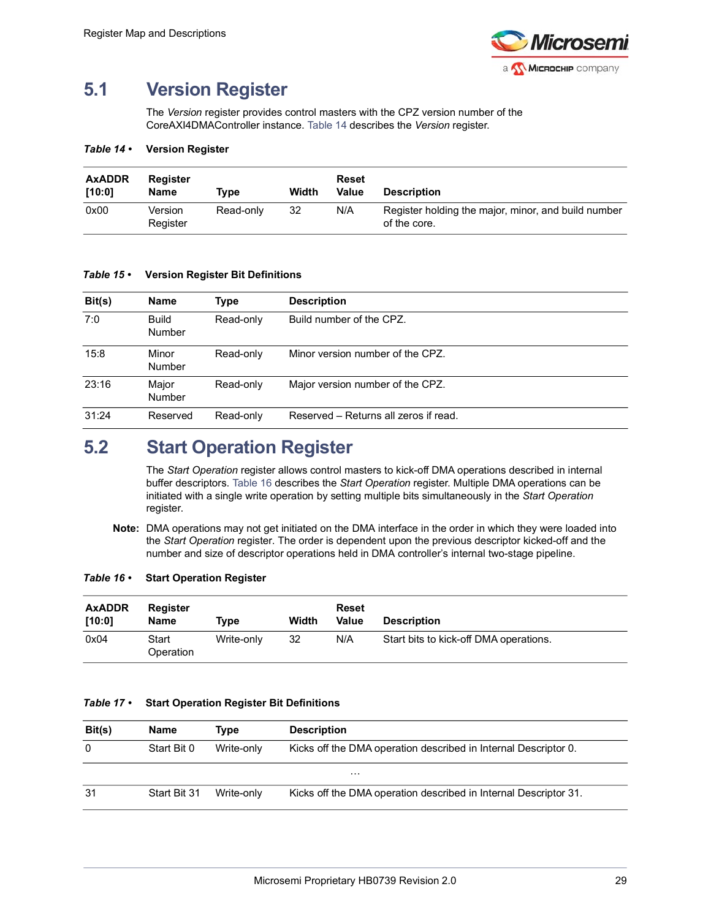## 5.1 Version Register

The *Version* register provides control masters with the CPZ version number of the CoreAXI4DMAController instance. Table 14 describes the *Version* register.

***Table 14 •*** **Version Register**

| AxADDR [10:0] | Register Name | Type | Width | Reset Value | Description |
|---|---|---|---|---|---|
| 0x00 | Version Register | Read-only | 32 | N/A | Register holding the major, minor, and build number of the core. |

***Table 15 •*** **Version Register Bit Definitions**

| Bit(s) | Name | Type | Description |
|---|---|---|---|
| 7:0 | Build Number | Read-only | Build number of the CPZ. |
| 15:8 | Minor Number | Read-only | Minor version number of the CPZ. |
| 23:16 | Major Number | Read-only | Major version number of the CPZ. |
| 31:24 | Reserved | Read-only | Reserved – Returns all zeros if read. |

## 5.2 Start Operation Register

The *Start Operation* register allows control masters to kick-off DMA operations described in internal buffer descriptors. Table 16 describes the *Start Operation* register. Multiple DMA operations can be initiated with a single write operation by setting multiple bits simultaneously in the *Start Operation* register.

**Note:** DMA operations may not get initiated on the DMA interface in the order in which they were loaded into the *Start Operation* register. The order is dependent upon the previous descriptor kicked-off and the number and size of descriptor operations held in DMA controller's internal two-stage pipeline.

***Table 16 •*** **Start Operation Register**

| AxADDR [10:0] | Register Name | Type | Width | Reset Value | Description |
|---|---|---|---|---|---|
| 0x04 | Start Operation | Write-only | 32 | N/A | Start bits to kick-off DMA operations. |

***Table 17 •*** **Start Operation Register Bit Definitions**

| Bit(s) | Name | Type | Description |
|---|---|---|---|
| 0 | Start Bit 0 | Write-only | Kicks off the DMA operation described in Internal Descriptor 0. |
| | | | … |
| 31 | Start Bit 31 | Write-only | Kicks off the DMA operation described in Internal Descriptor 31. |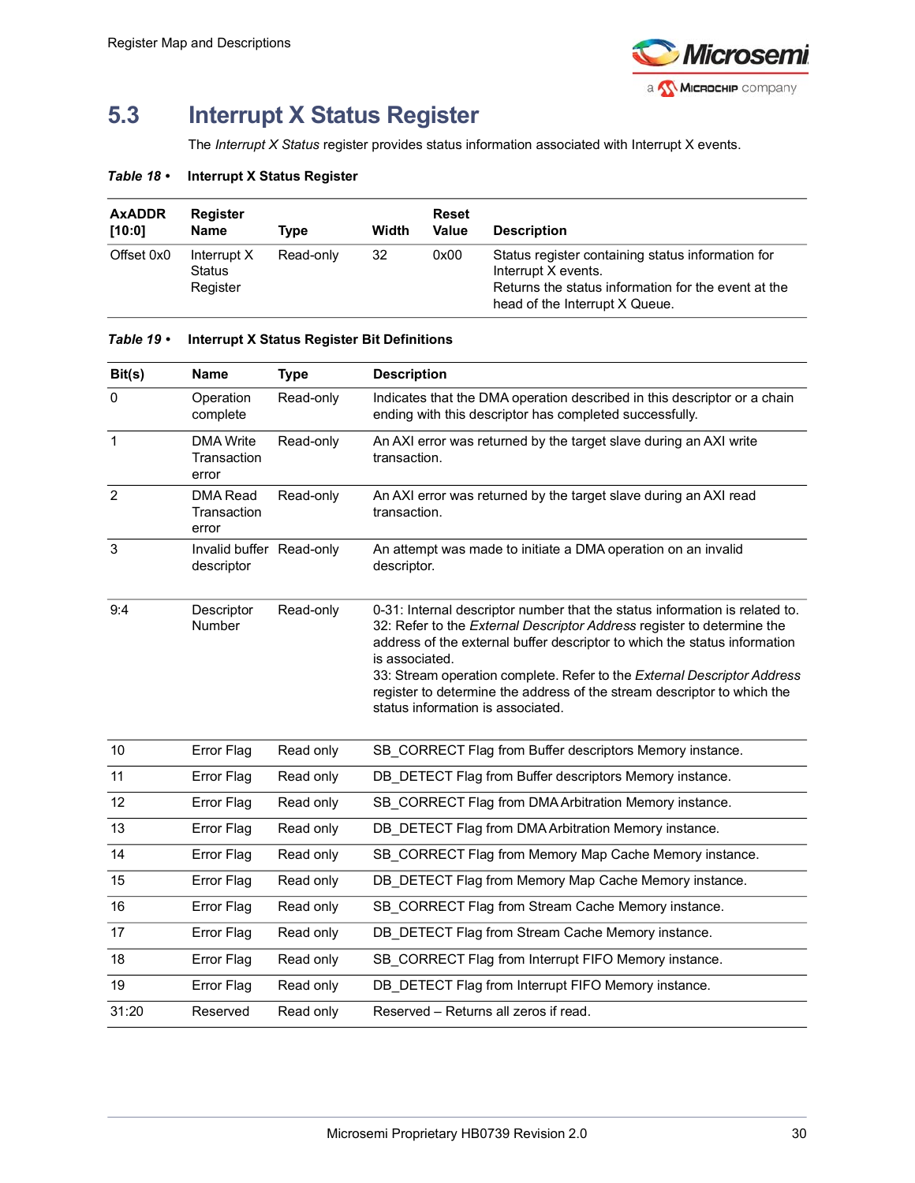## 5.3 Interrupt X Status Register

The *Interrupt X Status* register provides status information associated with Interrupt X events.

***Table 18 •*** **Interrupt X Status Register**

| AxADDR [10:0] | Register Name | Type | Width | Reset Value | Description |
|---|---|---|---|---|---|
| Offset 0x0 | Interrupt X Status Register | Read-only | 32 | 0x00 | Status register containing status information for Interrupt X events.<br>Returns the status information for the event at the head of the Interrupt X Queue. |

***Table 19 •*** **Interrupt X Status Register Bit Definitions**

| Bit(s) | Name | Type | Description |
|---|---|---|---|
| 0 | Operation complete | Read-only | Indicates that the DMA operation described in this descriptor or a chain ending with this descriptor has completed successfully. |
| 1 | DMA Write Transaction error | Read-only | An AXI error was returned by the target slave during an AXI write transaction. |
| 2 | DMA Read Transaction error | Read-only | An AXI error was returned by the target slave during an AXI read transaction. |
| 3 | Invalid buffer descriptor | Read-only | An attempt was made to initiate a DMA operation on an invalid descriptor. |
| 9:4 | Descriptor Number | Read-only | 0-31: Internal descriptor number that the status information is related to.<br>32: Refer to the *External Descriptor Address* register to determine the address of the external buffer descriptor to which the status information is associated.<br>33: Stream operation complete. Refer to the *External Descriptor Address* register to determine the address of the stream descriptor to which the status information is associated. |
| 10 | Error Flag | Read only | SB_CORRECT Flag from Buffer descriptors Memory instance. |
| 11 | Error Flag | Read only | DB_DETECT Flag from Buffer descriptors Memory instance. |
| 12 | Error Flag | Read only | SB_CORRECT Flag from DMA Arbitration Memory instance. |
| 13 | Error Flag | Read only | DB_DETECT Flag from DMA Arbitration Memory instance. |
| 14 | Error Flag | Read only | SB_CORRECT Flag from Memory Map Cache Memory instance. |
| 15 | Error Flag | Read only | DB_DETECT Flag from Memory Map Cache Memory instance. |
| 16 | Error Flag | Read only | SB_CORRECT Flag from Stream Cache Memory instance. |
| 17 | Error Flag | Read only | DB_DETECT Flag from Stream Cache Memory instance. |
| 18 | Error Flag | Read only | SB_CORRECT Flag from Interrupt FIFO Memory instance. |
| 19 | Error Flag | Read only | DB_DETECT Flag from Interrupt FIFO Memory instance. |
| 31:20 | Reserved | Read only | Reserved – Returns all zeros if read. |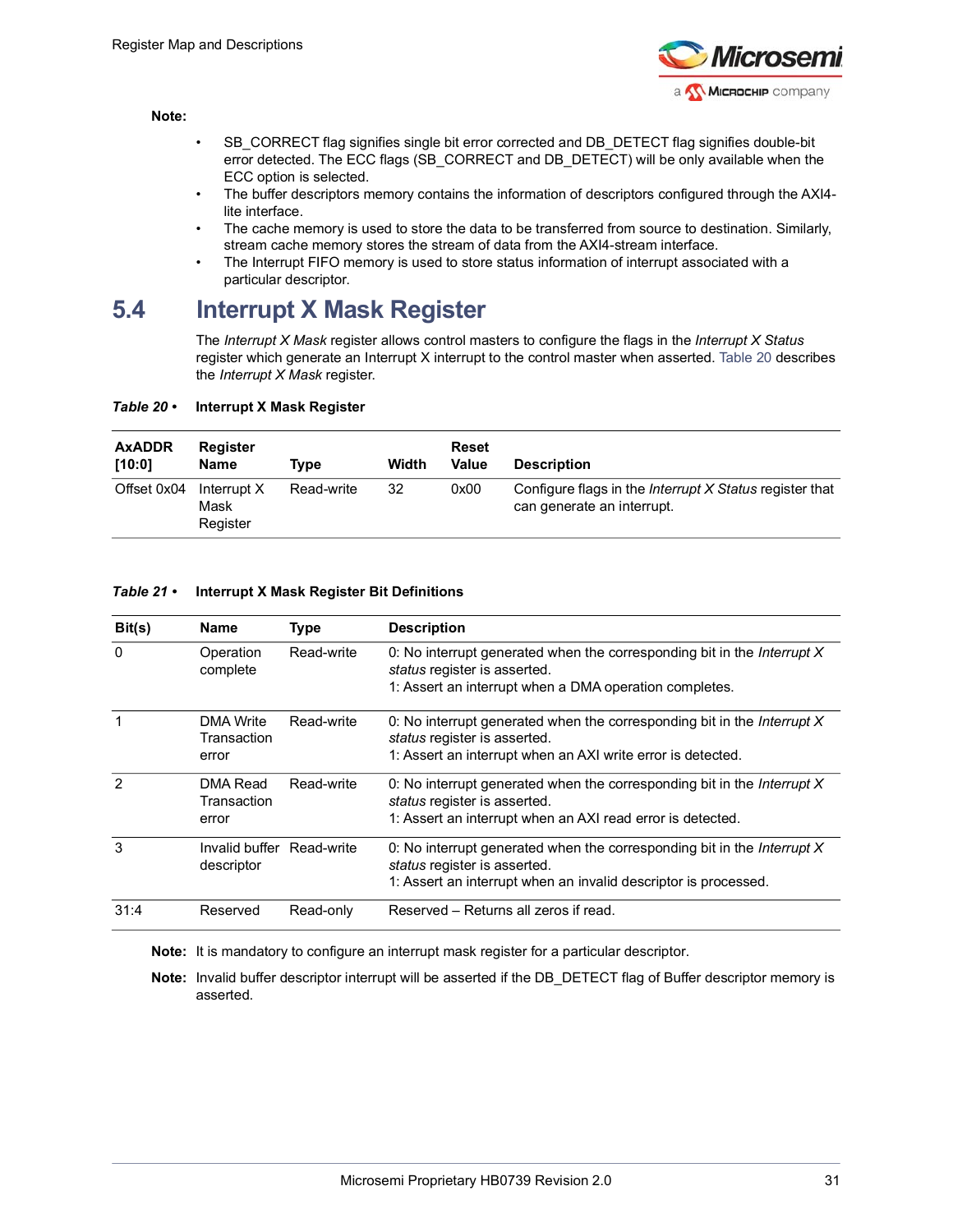**Note:**

- SB_CORRECT flag signifies single bit error corrected and DB_DETECT flag signifies double-bit error detected. The ECC flags (SB_CORRECT and DB_DETECT) will be only available when the ECC option is selected.
- The buffer descriptors memory contains the information of descriptors configured through the AXI4-lite interface.
- The cache memory is used to store the data to be transferred from source to destination. Similarly, stream cache memory stores the stream of data from the AXI4-stream interface.
- The Interrupt FIFO memory is used to store status information of interrupt associated with a particular descriptor.

## 5.4 Interrupt X Mask Register

The *Interrupt X Mask* register allows control masters to configure the flags in the *Interrupt X Status* register which generate an Interrupt X interrupt to the control master when asserted. Table 20 describes the *Interrupt X Mask* register.

***Table 20 •*** **Interrupt X Mask Register**

| AxADDR [10:0] | Register Name | Type | Width | Reset Value | Description |
|---|---|---|---|---|---|
| Offset 0x04 | Interrupt X Mask Register | Read-write | 32 | 0x00 | Configure flags in the *Interrupt X Status* register that can generate an interrupt. |

***Table 21 •*** **Interrupt X Mask Register Bit Definitions**

| Bit(s) | Name | Type | Description |
|---|---|---|---|
| 0 | Operation complete | Read-write | 0: No interrupt generated when the corresponding bit in the *Interrupt X status* register is asserted.<br>1: Assert an interrupt when a DMA operation completes. |
| 1 | DMA Write Transaction error | Read-write | 0: No interrupt generated when the corresponding bit in the *Interrupt X status* register is asserted.<br>1: Assert an interrupt when an AXI write error is detected. |
| 2 | DMA Read Transaction error | Read-write | 0: No interrupt generated when the corresponding bit in the *Interrupt X status* register is asserted.<br>1: Assert an interrupt when an AXI read error is detected. |
| 3 | Invalid buffer descriptor | Read-write | 0: No interrupt generated when the corresponding bit in the *Interrupt X status* register is asserted.<br>1: Assert an interrupt when an invalid descriptor is processed. |
| 31:4 | Reserved | Read-only | Reserved – Returns all zeros if read. |

**Note:** It is mandatory to configure an interrupt mask register for a particular descriptor.

**Note:** Invalid buffer descriptor interrupt will be asserted if the DB_DETECT flag of Buffer descriptor memory is asserted.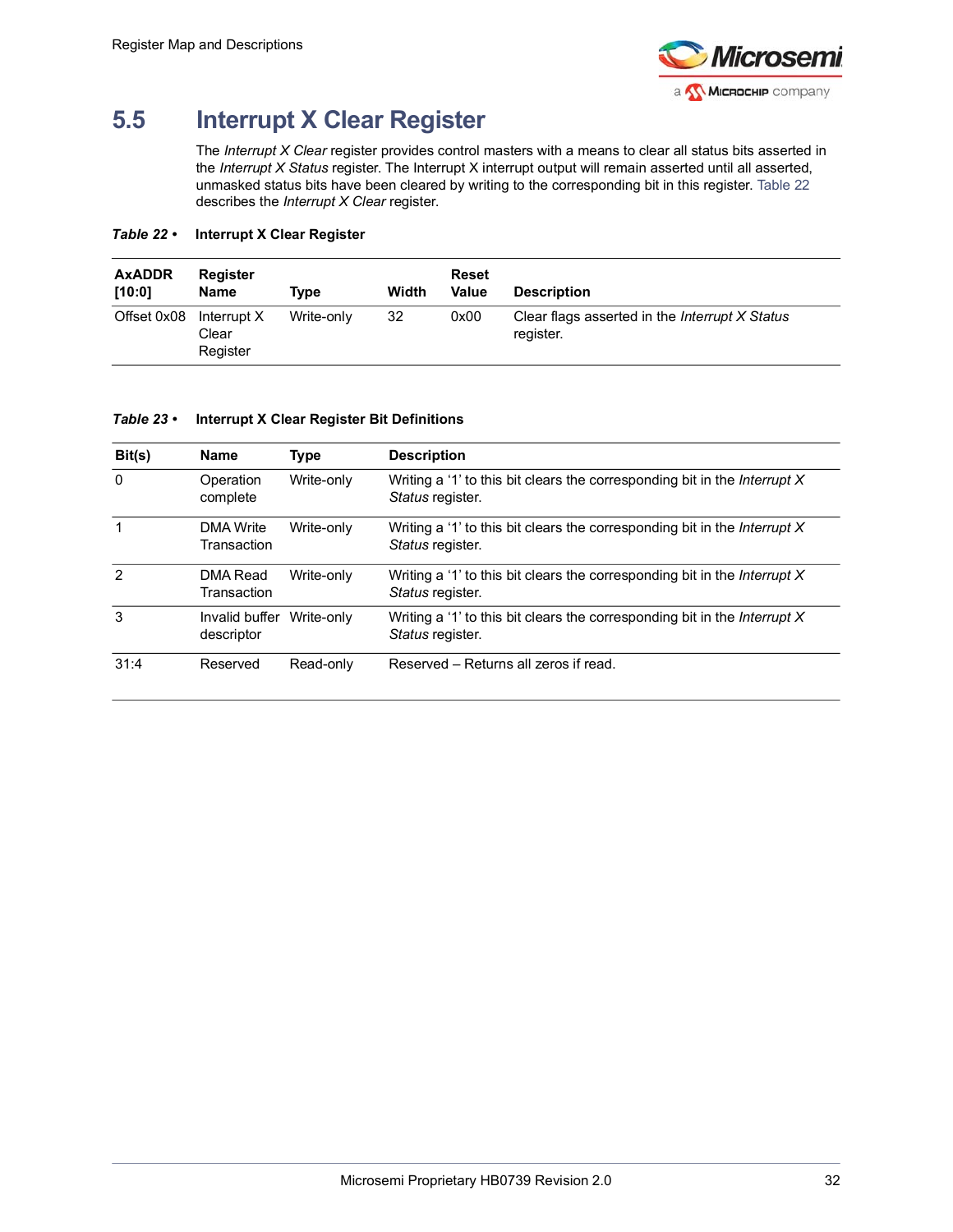## 5.5 Interrupt X Clear Register

The *Interrupt X Clear* register provides control masters with a means to clear all status bits asserted in the *Interrupt X Status* register. The Interrupt X interrupt output will remain asserted until all asserted, unmasked status bits have been cleared by writing to the corresponding bit in this register. Table 22 describes the *Interrupt X Clear* register.

***Table 22 •*** **Interrupt X Clear Register**

| AxADDR [10:0] | Register Name | Type | Width | Reset Value | Description |
|---|---|---|---|---|---|
| Offset 0x08 | Interrupt X Clear Register | Write-only | 32 | 0x00 | Clear flags asserted in the *Interrupt X Status* register. |

***Table 23 •*** **Interrupt X Clear Register Bit Definitions**

| Bit(s) | Name | Type | Description |
|---|---|---|---|
| 0 | Operation complete | Write-only | Writing a '1' to this bit clears the corresponding bit in the *Interrupt X Status* register. |
| 1 | DMA Write Transaction | Write-only | Writing a '1' to this bit clears the corresponding bit in the *Interrupt X Status* register. |
| 2 | DMA Read Transaction | Write-only | Writing a '1' to this bit clears the corresponding bit in the *Interrupt X Status* register. |
| 3 | Invalid buffer descriptor | Write-only | Writing a '1' to this bit clears the corresponding bit in the *Interrupt X Status* register. |
| 31:4 | Reserved | Read-only | Reserved – Returns all zeros if read. |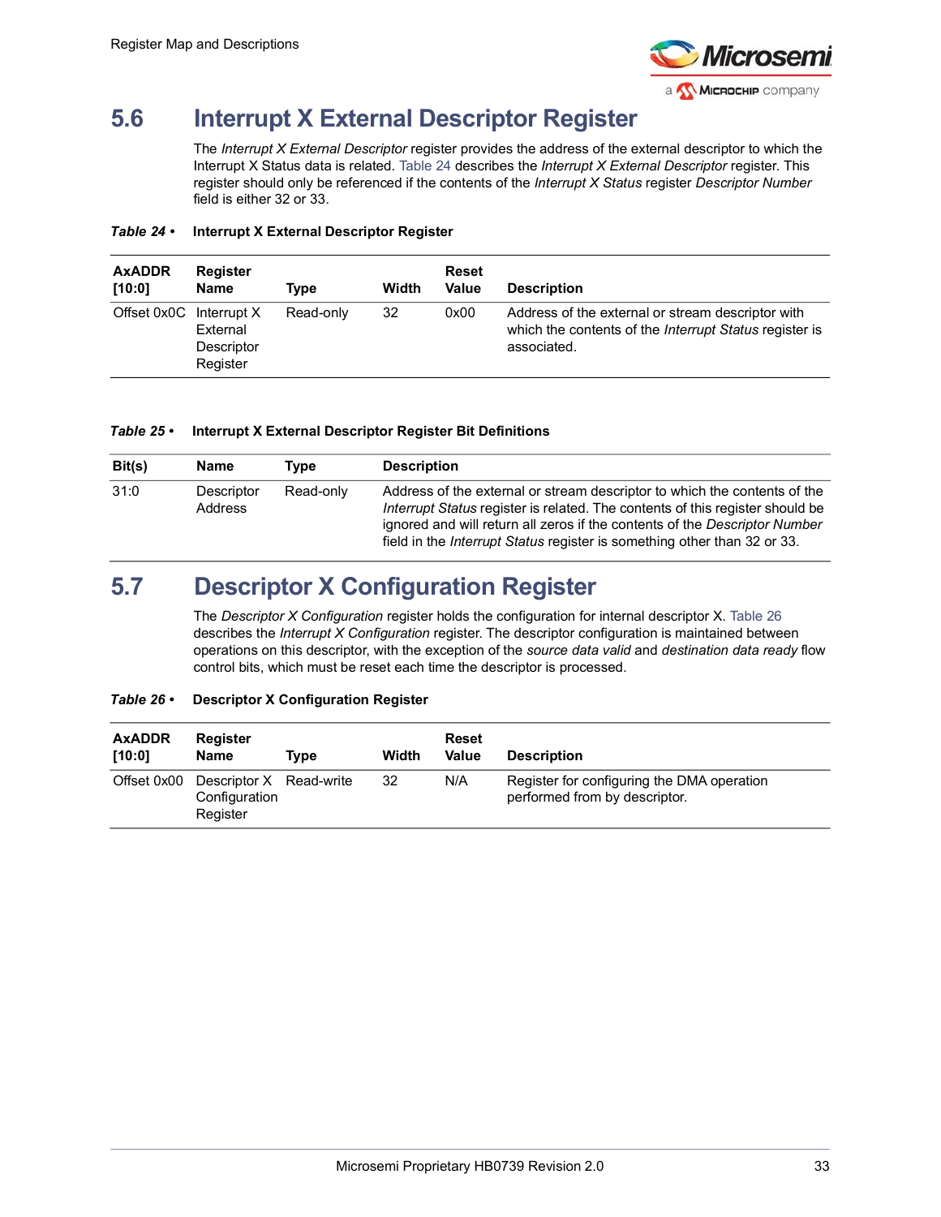## 5.6 Interrupt X External Descriptor Register

The *Interrupt X External Descriptor* register provides the address of the external descriptor to which the Interrupt X Status data is related. Table 24 describes the *Interrupt X External Descriptor* register. This register should only be referenced if the contents of the *Interrupt X Status* register *Descriptor Number* field is either 32 or 33.

***Table 24 •*** **Interrupt X External Descriptor Register**

| AxADDR [10:0] | Register Name | Type | Width | Reset Value | Description |
|---|---|---|---|---|---|
| Offset 0x0C | Interrupt X External Descriptor Register | Read-only | 32 | 0x00 | Address of the external or stream descriptor with which the contents of the *Interrupt Status* register is associated. |

***Table 25 •*** **Interrupt X External Descriptor Register Bit Definitions**

| Bit(s) | Name | Type | Description |
|---|---|---|---|
| 31:0 | Descriptor Address | Read-only | Address of the external or stream descriptor to which the contents of the *Interrupt Status* register is related. The contents of this register should be ignored and will return all zeros if the contents of the *Descriptor Number* field in the *Interrupt Status* register is something other than 32 or 33. |

## 5.7 Descriptor X Configuration Register

The *Descriptor X Configuration* register holds the configuration for internal descriptor X. Table 26 describes the *Interrupt X Configuration* register. The descriptor configuration is maintained between operations on this descriptor, with the exception of the *source data valid* and *destination data ready* flow control bits, which must be reset each time the descriptor is processed.

***Table 26 •*** **Descriptor X Configuration Register**

| AxADDR [10:0] | Register Name | Type | Width | Reset Value | Description |
|---|---|---|---|---|---|
| Offset 0x00 | Descriptor X Configuration Register | Read-write | 32 | N/A | Register for configuring the DMA operation performed from by descriptor. |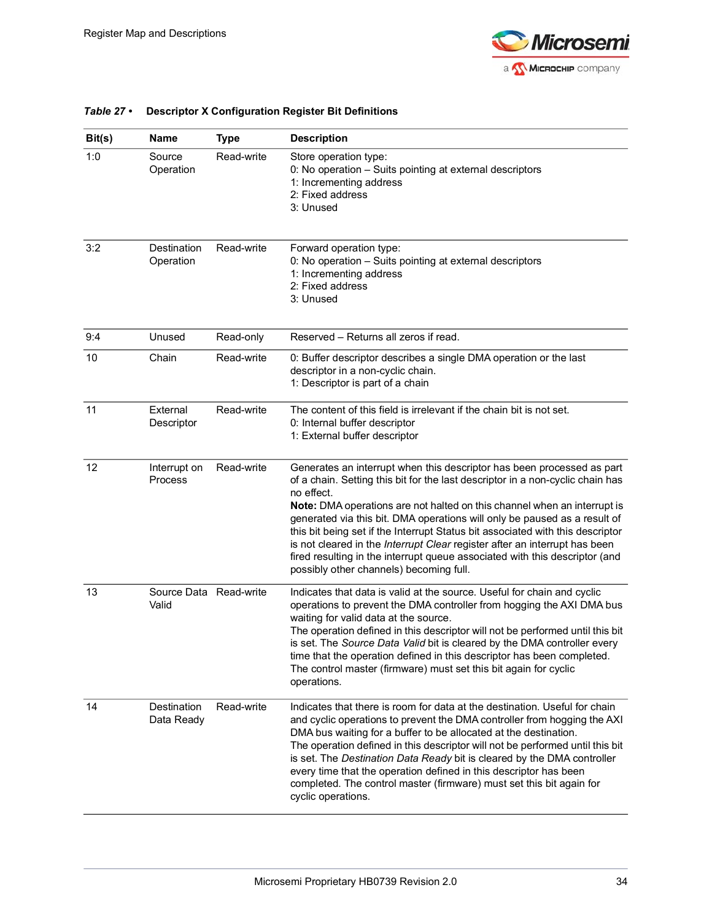*Table 27 •* **Descriptor X Configuration Register Bit Definitions**

| Bit(s) | Name | Type | Description |
|---|---|---|---|
| 1:0 | Source Operation | Read-write | Store operation type:<br>0: No operation – Suits pointing at external descriptors<br>1: Incrementing address<br>2: Fixed address<br>3: Unused |
| 3:2 | Destination Operation | Read-write | Forward operation type:<br>0: No operation – Suits pointing at external descriptors<br>1: Incrementing address<br>2: Fixed address<br>3: Unused |
| 9:4 | Unused | Read-only | Reserved – Returns all zeros if read. |
| 10 | Chain | Read-write | 0: Buffer descriptor describes a single DMA operation or the last descriptor in a non-cyclic chain.<br>1: Descriptor is part of a chain |
| 11 | External Descriptor | Read-write | The content of this field is irrelevant if the chain bit is not set.<br>0: Internal buffer descriptor<br>1: External buffer descriptor |
| 12 | Interrupt on Process | Read-write | Generates an interrupt when this descriptor has been processed as part of a chain. Setting this bit for the last descriptor in a non-cyclic chain has no effect.<br>**Note:** DMA operations are not halted on this channel when an interrupt is generated via this bit. DMA operations will only be paused as a result of this bit being set if the Interrupt Status bit associated with this descriptor is not cleared in the *Interrupt Clear* register after an interrupt has been fired resulting in the interrupt queue associated with this descriptor (and possibly other channels) becoming full. |
| 13 | Source Data Valid | Read-write | Indicates that data is valid at the source. Useful for chain and cyclic operations to prevent the DMA controller from hogging the AXI DMA bus waiting for valid data at the source.<br>The operation defined in this descriptor will not be performed until this bit is set. The *Source Data Valid* bit is cleared by the DMA controller every time that the operation defined in this descriptor has been completed. The control master (firmware) must set this bit again for cyclic operations. |
| 14 | Destination Data Ready | Read-write | Indicates that there is room for data at the destination. Useful for chain and cyclic operations to prevent the DMA controller from hogging the AXI DMA bus waiting for a buffer to be allocated at the destination.<br>The operation defined in this descriptor will not be performed until this bit is set. The *Destination Data Ready* bit is cleared by the DMA controller every time that the operation defined in this descriptor has been completed. The control master (firmware) must set this bit again for cyclic operations. |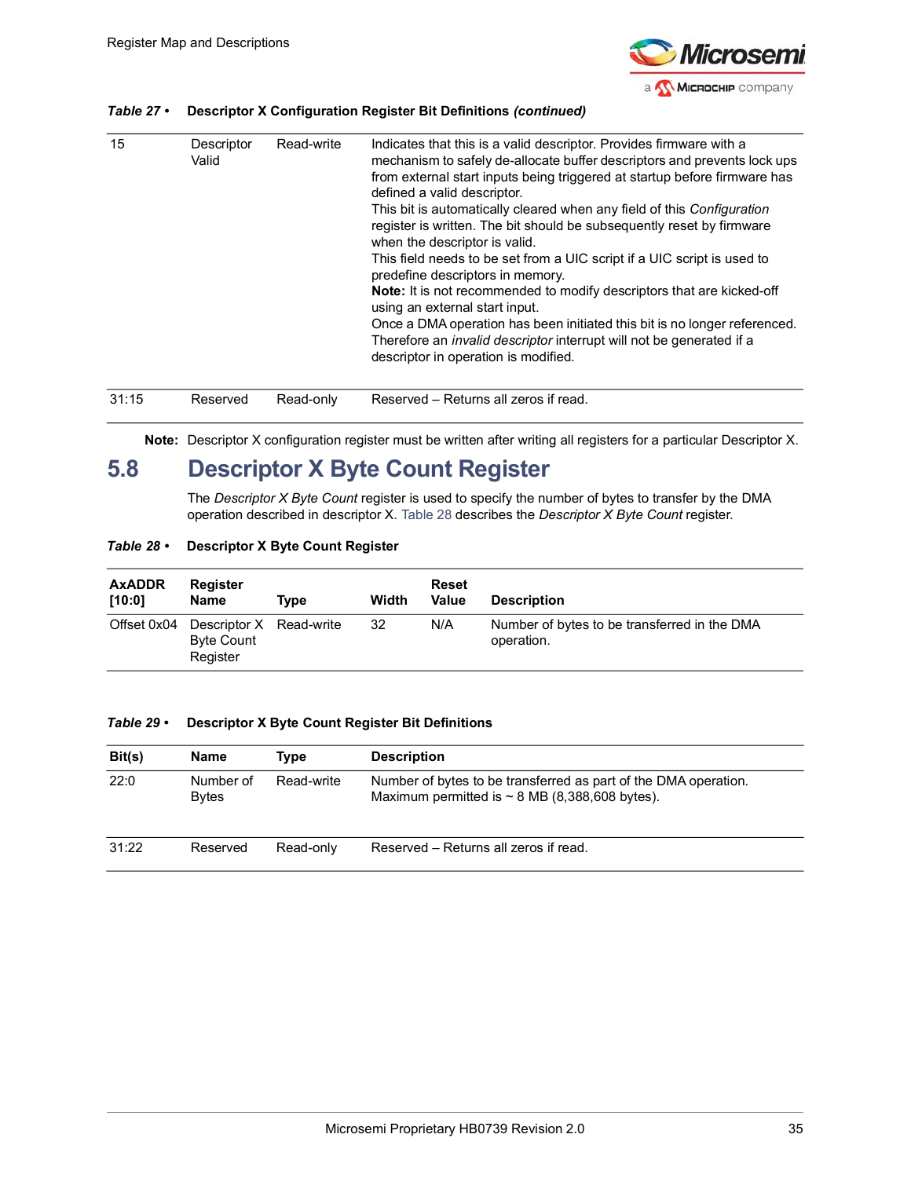*Table 27 •* **Descriptor X Configuration Register Bit Definitions *(continued)***

| | | | |
|---|---|---|---|
| 15 | Descriptor Valid | Read-write | Indicates that this is a valid descriptor. Provides firmware with a mechanism to safely de-allocate buffer descriptors and prevents lock ups from external start inputs being triggered at startup before firmware has defined a valid descriptor.<br>This bit is automatically cleared when any field of this *Configuration* register is written. The bit should be subsequently reset by firmware when the descriptor is valid.<br>This field needs to be set from a UIC script if a UIC script is used to predefine descriptors in memory.<br>**Note:** It is not recommended to modify descriptors that are kicked-off using an external start input.<br>Once a DMA operation has been initiated this bit is no longer referenced. Therefore an *invalid descriptor* interrupt will not be generated if a descriptor in operation is modified. |
| 31:15 | Reserved | Read-only | Reserved – Returns all zeros if read. |

**Note:** Descriptor X configuration register must be written after writing all registers for a particular Descriptor X.

## 5.8 Descriptor X Byte Count Register

The *Descriptor X Byte Count* register is used to specify the number of bytes to transfer by the DMA operation described in descriptor X. Table 28 describes the *Descriptor X Byte Count* register.

*Table 28 •* **Descriptor X Byte Count Register**

| AxADDR [10:0] | Register Name | Type | Width | Reset Value | Description |
|---|---|---|---|---|---|
| Offset 0x04 | Descriptor X Byte Count Register | Read-write | 32 | N/A | Number of bytes to be transferred in the DMA operation. |

*Table 29 •* **Descriptor X Byte Count Register Bit Definitions**

| Bit(s) | Name | Type | Description |
|---|---|---|---|
| 22:0 | Number of Bytes | Read-write | Number of bytes to be transferred as part of the DMA operation. Maximum permitted is ~ 8 MB (8,388,608 bytes). |
| 31:22 | Reserved | Read-only | Reserved – Returns all zeros if read. |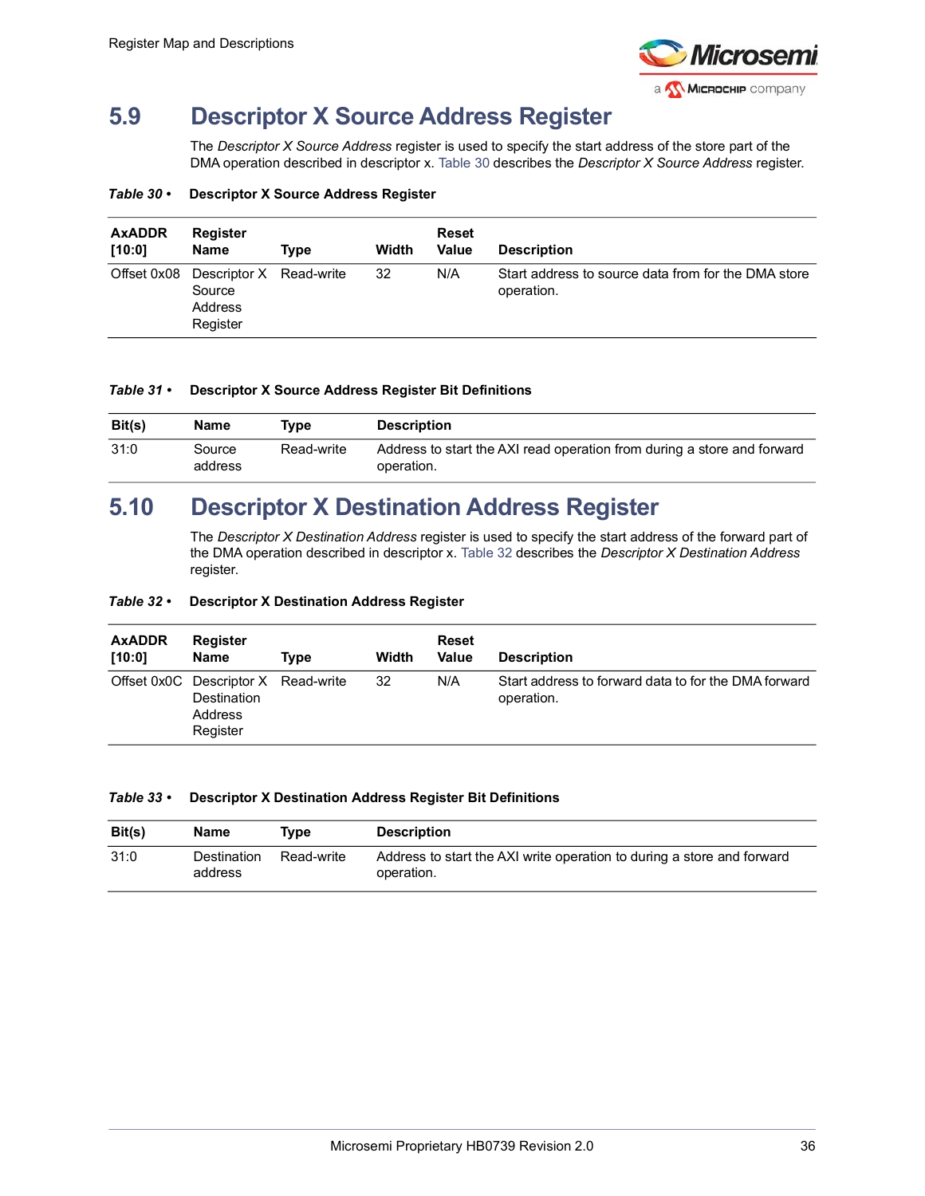## 5.9 Descriptor X Source Address Register

The *Descriptor X Source Address* register is used to specify the start address of the store part of the DMA operation described in descriptor x. Table 30 describes the *Descriptor X Source Address* register.

**Table 30 • Descriptor X Source Address Register**

| AxADDR [10:0] | Register Name | Type | Width | Reset Value | Description |
|---|---|---|---|---|---|
| Offset 0x08 | Descriptor X Source Address Register | Read-write | 32 | N/A | Start address to source data from for the DMA store operation. |

**Table 31 • Descriptor X Source Address Register Bit Definitions**

| Bit(s) | Name | Type | Description |
|---|---|---|---|
| 31:0 | Source address | Read-write | Address to start the AXI read operation from during a store and forward operation. |

## 5.10 Descriptor X Destination Address Register

The *Descriptor X Destination Address* register is used to specify the start address of the forward part of the DMA operation described in descriptor x. Table 32 describes the *Descriptor X Destination Address* register.

**Table 32 • Descriptor X Destination Address Register**

| AxADDR [10:0] | Register Name | Type | Width | Reset Value | Description |
|---|---|---|---|---|---|
| Offset 0x0C | Descriptor X Destination Address Register | Read-write | 32 | N/A | Start address to forward data to for the DMA forward operation. |

**Table 33 • Descriptor X Destination Address Register Bit Definitions**

| Bit(s) | Name | Type | Description |
|---|---|---|---|
| 31:0 | Destination address | Read-write | Address to start the AXI write operation to during a store and forward operation. |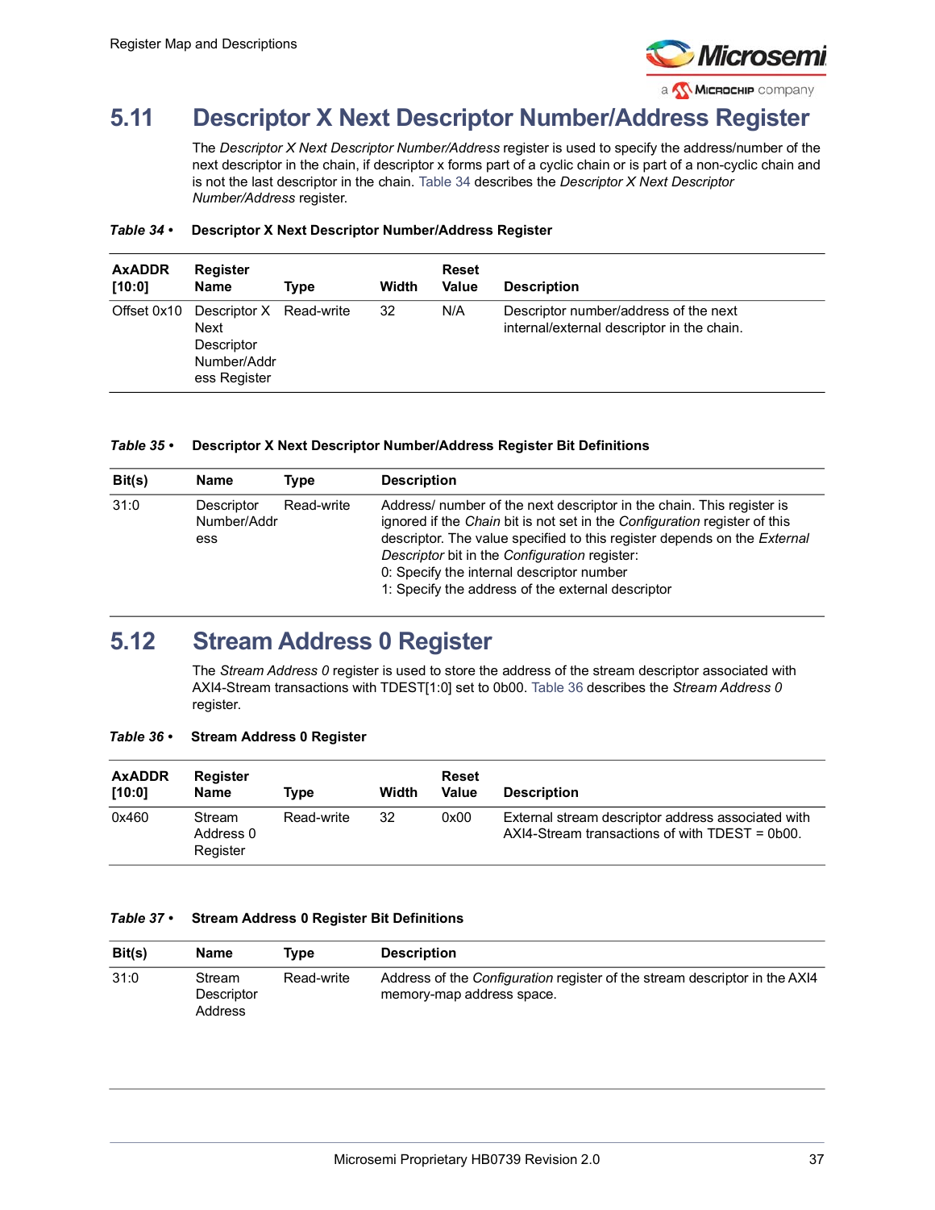## 5.11 Descriptor X Next Descriptor Number/Address Register

The *Descriptor X Next Descriptor Number/Address* register is used to specify the address/number of the next descriptor in the chain, if descriptor x forms part of a cyclic chain or is part of a non-cyclic chain and is not the last descriptor in the chain. Table 34 describes the *Descriptor X Next Descriptor Number/Address* register.

***Table 34 •*** **Descriptor X Next Descriptor Number/Address Register**

| AxADDR [10:0] | Register Name | Type | Width | Reset Value | Description |
|---|---|---|---|---|---|
| Offset 0x10 | Descriptor X Next Descriptor Number/Address Register | Read-write | 32 | N/A | Descriptor number/address of the next internal/external descriptor in the chain. |

***Table 35 •*** **Descriptor X Next Descriptor Number/Address Register Bit Definitions**

| Bit(s) | Name | Type | Description |
|---|---|---|---|
| 31:0 | Descriptor Number/Address | Read-write | Address/ number of the next descriptor in the chain. This register is ignored if the *Chain* bit is not set in the *Configuration* register of this descriptor. The value specified to this register depends on the *External Descriptor* bit in the *Configuration* register:<br>0: Specify the internal descriptor number<br>1: Specify the address of the external descriptor |

## 5.12 Stream Address 0 Register

The *Stream Address 0* register is used to store the address of the stream descriptor associated with AXI4-Stream transactions with TDEST[1:0] set to 0b00. Table 36 describes the *Stream Address 0* register.

***Table 36 •*** **Stream Address 0 Register**

| AxADDR [10:0] | Register Name | Type | Width | Reset Value | Description |
|---|---|---|---|---|---|
| 0x460 | Stream Address 0 Register | Read-write | 32 | 0x00 | External stream descriptor address associated with AXI4-Stream transactions of with TDEST = 0b00. |

***Table 37 •*** **Stream Address 0 Register Bit Definitions**

| Bit(s) | Name | Type | Description |
|---|---|---|---|
| 31:0 | Stream Descriptor Address | Read-write | Address of the *Configuration* register of the stream descriptor in the AXI4 memory-map address space. |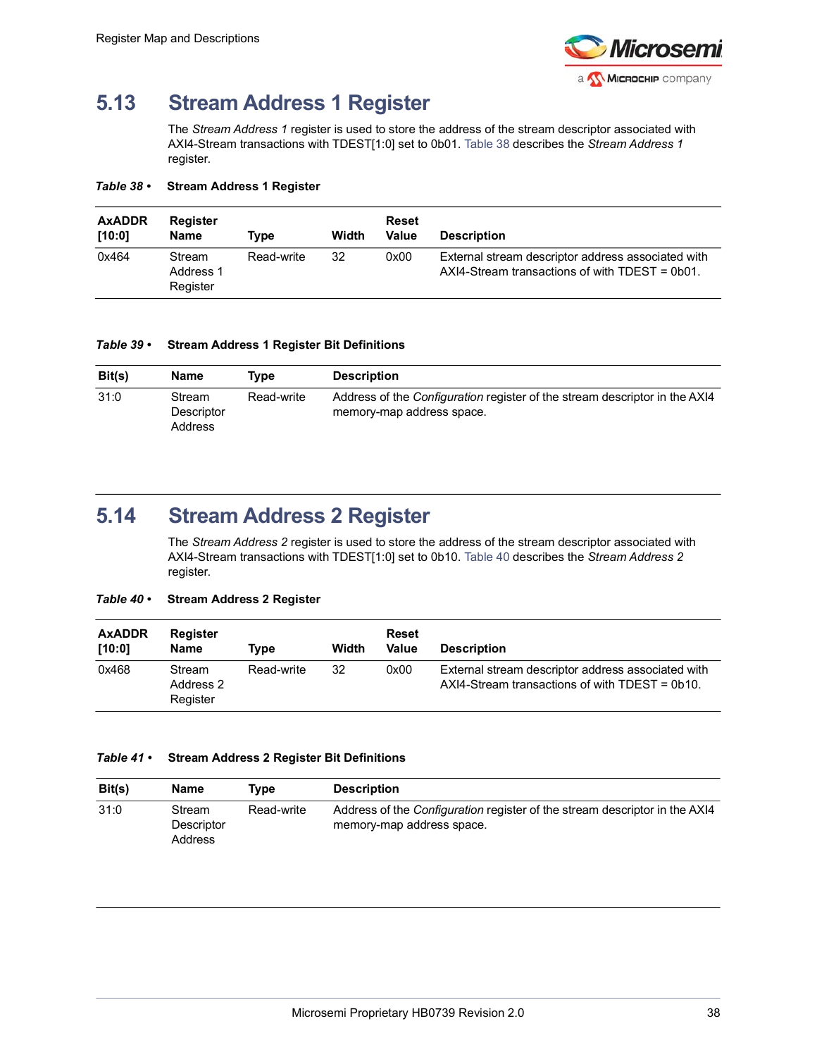## 5.13 Stream Address 1 Register

The *Stream Address 1* register is used to store the address of the stream descriptor associated with AXI4-Stream transactions with TDEST[1:0] set to 0b01. Table 38 describes the *Stream Address 1* register.

*Table 38 •* **Stream Address 1 Register**

| AxADDR [10:0] | Register Name | Type | Width | Reset Value | Description |
|---|---|---|---|---|---|
| 0x464 | Stream Address 1 Register | Read-write | 32 | 0x00 | External stream descriptor address associated with AXI4-Stream transactions of with TDEST = 0b01. |

*Table 39 •* **Stream Address 1 Register Bit Definitions**

| Bit(s) | Name | Type | Description |
|---|---|---|---|
| 31:0 | Stream Descriptor Address | Read-write | Address of the *Configuration* register of the stream descriptor in the AXI4 memory-map address space. |

## 5.14 Stream Address 2 Register

The *Stream Address 2* register is used to store the address of the stream descriptor associated with AXI4-Stream transactions with TDEST[1:0] set to 0b10. Table 40 describes the *Stream Address 2* register.

*Table 40 •* **Stream Address 2 Register**

| AxADDR [10:0] | Register Name | Type | Width | Reset Value | Description |
|---|---|---|---|---|---|
| 0x468 | Stream Address 2 Register | Read-write | 32 | 0x00 | External stream descriptor address associated with AXI4-Stream transactions of with TDEST = 0b10. |

*Table 41 •* **Stream Address 2 Register Bit Definitions**

| Bit(s) | Name | Type | Description |
|---|---|---|---|
| 31:0 | Stream Descriptor Address | Read-write | Address of the *Configuration* register of the stream descriptor in the AXI4 memory-map address space. |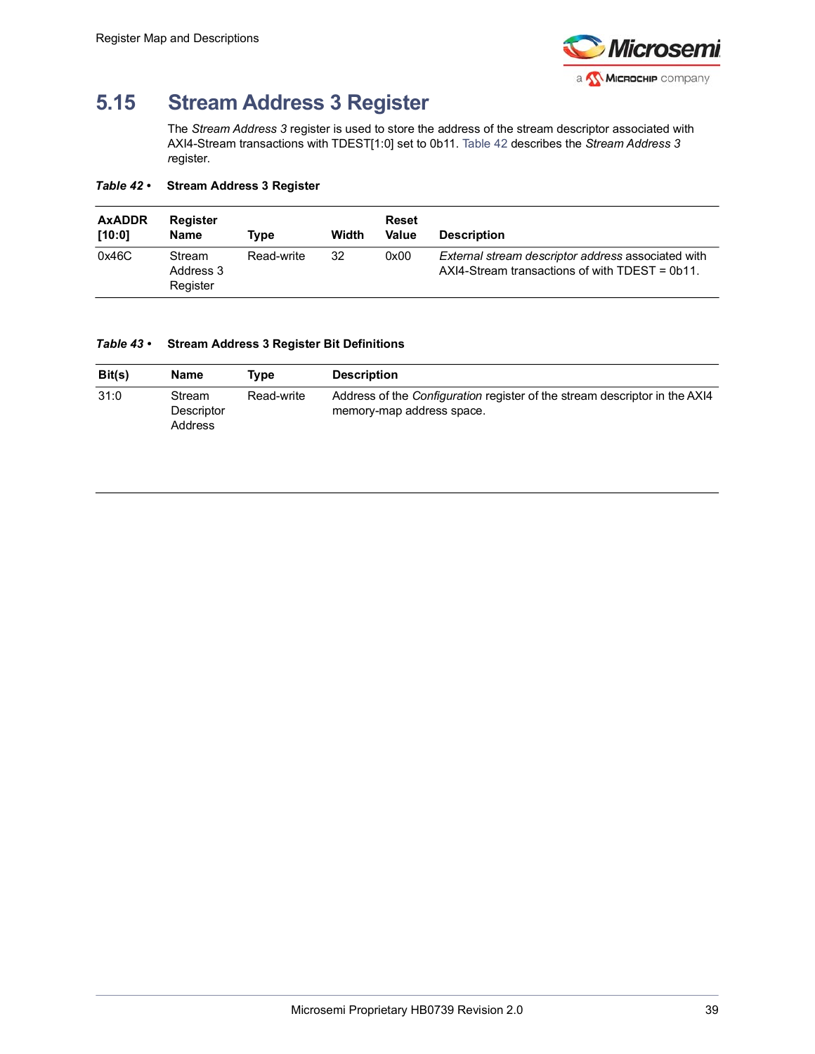## 5.15 Stream Address 3 Register

The *Stream Address 3* register is used to store the address of the stream descriptor associated with AXI4-Stream transactions with TDEST[1:0] set to 0b11. Table 42 describes the *Stream Address 3* *r*egister.

**Table 42 • Stream Address 3 Register**

| AxADDR [10:0] | Register Name | Type | Width | Reset Value | Description |
|---|---|---|---|---|---|
| 0x46C | Stream Address 3 Register | Read-write | 32 | 0x00 | *External stream descriptor address* associated with AXI4-Stream transactions of with TDEST = 0b11. |

**Table 43 • Stream Address 3 Register Bit Definitions**

| Bit(s) | Name | Type | Description |
|---|---|---|---|
| 31:0 | Stream Descriptor Address | Read-write | Address of the *Configuration* register of the stream descriptor in the AXI4 memory-map address space. |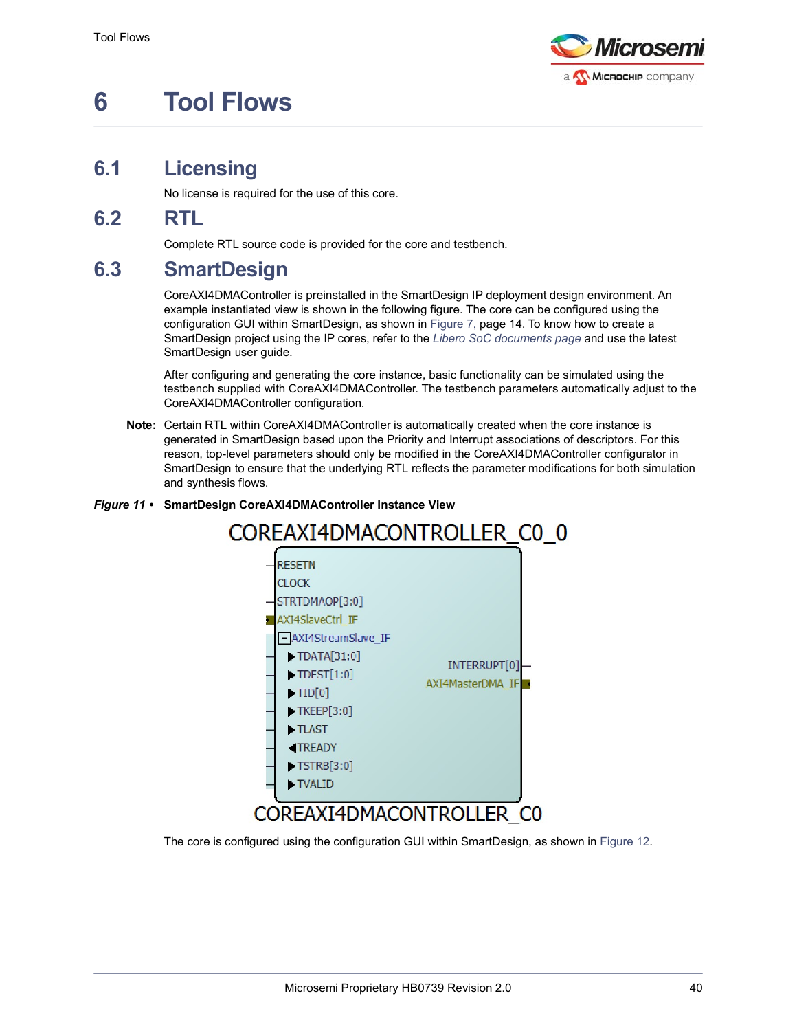# 6 Tool Flows

## 6.1 Licensing

No license is required for the use of this core.

## 6.2 RTL

Complete RTL source code is provided for the core and testbench.

## 6.3 SmartDesign

CoreAXI4DMAController is preinstalled in the SmartDesign IP deployment design environment. An example instantiated view is shown in the following figure. The core can be configured using the configuration GUI within SmartDesign, as shown in Figure 7, page 14. To know how to create a SmartDesign project using the IP cores, refer to the *Libero SoC documents page* and use the latest SmartDesign user guide.

After configuring and generating the core instance, basic functionality can be simulated using the testbench supplied with CoreAXI4DMAController. The testbench parameters automatically adjust to the CoreAXI4DMAController configuration.

**Note:** Certain RTL within CoreAXI4DMAController is automatically created when the core instance is generated in SmartDesign based upon the Priority and Interrupt associations of descriptors. For this reason, top-level parameters should only be modified in the CoreAXI4DMAController configurator in SmartDesign to ensure that the underlying RTL reflects the parameter modifications for both simulation and synthesis flows.

***Figure 11 •*** **SmartDesign CoreAXI4DMAController Instance View**

COREAXI4DMACONTROLLER_C0_0

- RESETN
- CLOCK
- STRTDMAOP[3:0]
- AXI4SlaveCtrl_IF
- AXI4StreamSlave_IF
  - TDATA[31:0]
  - TDEST[1:0]
  - TID[0]
  - TKEEP[3:0]
  - TLAST
  - TREADY
  - TSTRB[3:0]
  - TVALID
- INTERRUPT[0]
- AXI4MasterDMA_IF

COREAXI4DMACONTROLLER_C0

The core is configured using the configuration GUI within SmartDesign, as shown in Figure 12.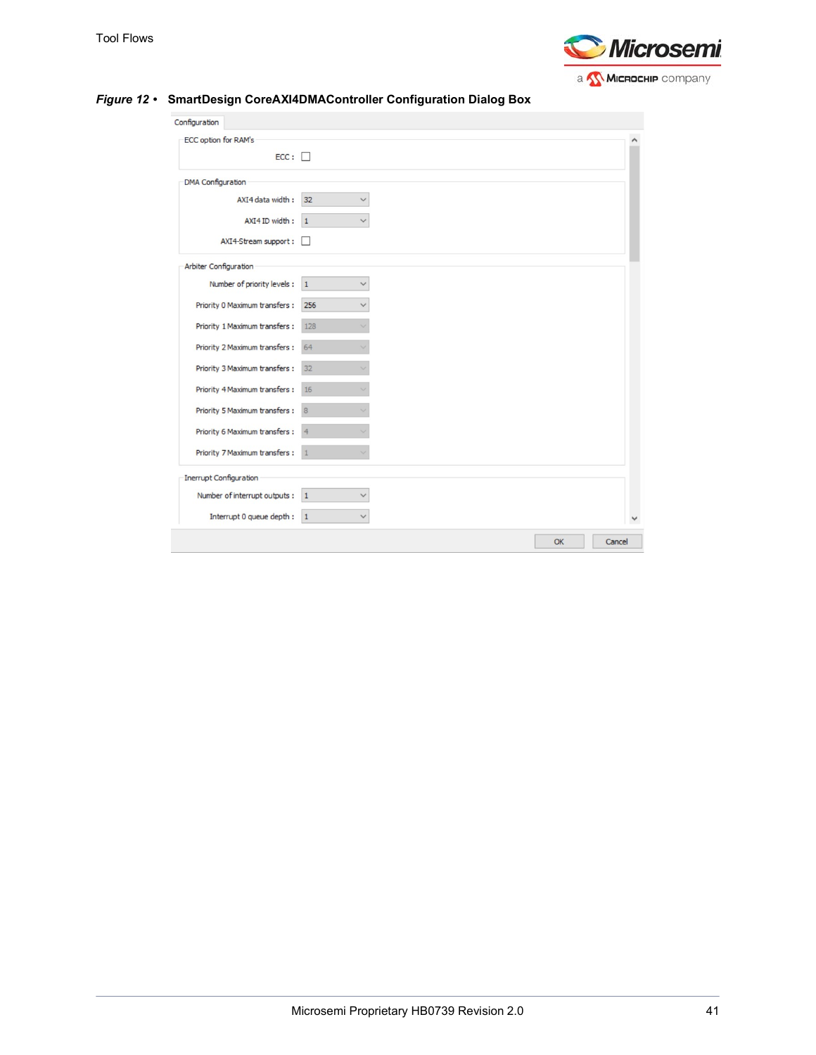*Figure 12 •* **SmartDesign CoreAXI4DMAController Configuration Dialog Box**

Configuration

ECC option for RAM's

ECC :

DMA Configuration

AXI4 data width : 32

AXI4 ID width : 1

AXI4-Stream support :

Arbiter Configuration

Number of priority levels : 1

Priority 0 Maximum transfers : 256

Priority 1 Maximum transfers : 128

Priority 2 Maximum transfers : 64

Priority 3 Maximum transfers : 32

Priority 4 Maximum transfers : 16

Priority 5 Maximum transfers : 8

Priority 6 Maximum transfers : 4

Priority 7 Maximum transfers : 1

Inerrupt Configuration

Number of interrupt outputs : 1

Interrupt 0 queue depth : 1

OK Cancel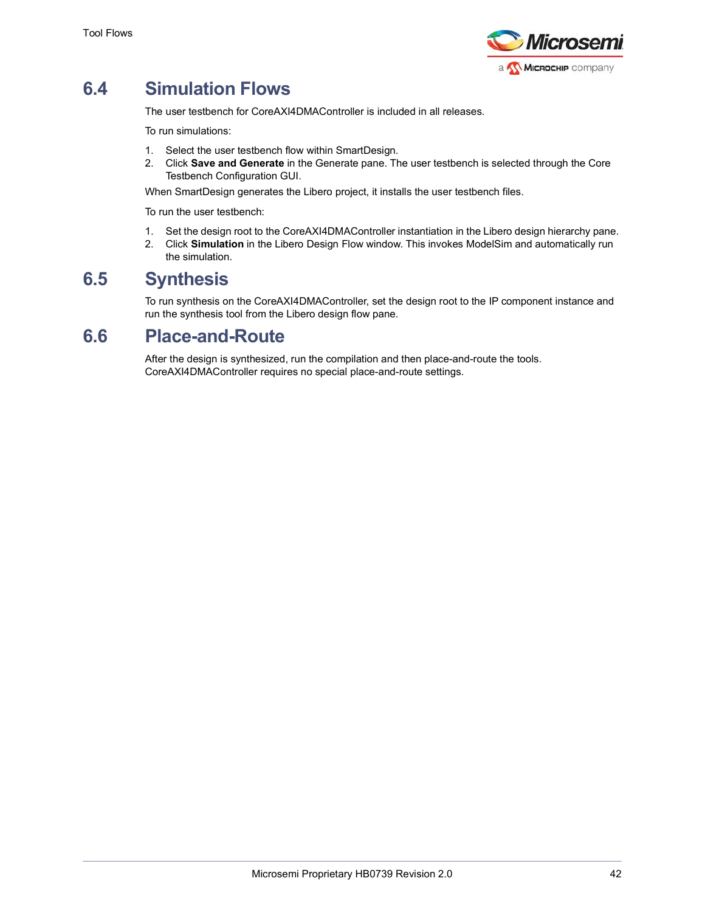## 6.4 Simulation Flows

The user testbench for CoreAXI4DMAController is included in all releases.

To run simulations:

1. Select the user testbench flow within SmartDesign.
2. Click **Save and Generate** in the Generate pane. The user testbench is selected through the Core Testbench Configuration GUI.

When SmartDesign generates the Libero project, it installs the user testbench files.

To run the user testbench:

1. Set the design root to the CoreAXI4DMAController instantiation in the Libero design hierarchy pane.
2. Click **Simulation** in the Libero Design Flow window. This invokes ModelSim and automatically run the simulation.

## 6.5 Synthesis

To run synthesis on the CoreAXI4DMAController, set the design root to the IP component instance and run the synthesis tool from the Libero design flow pane.

## 6.6 Place-and-Route

After the design is synthesized, run the compilation and then place-and-route the tools. CoreAXI4DMAController requires no special place-and-route settings.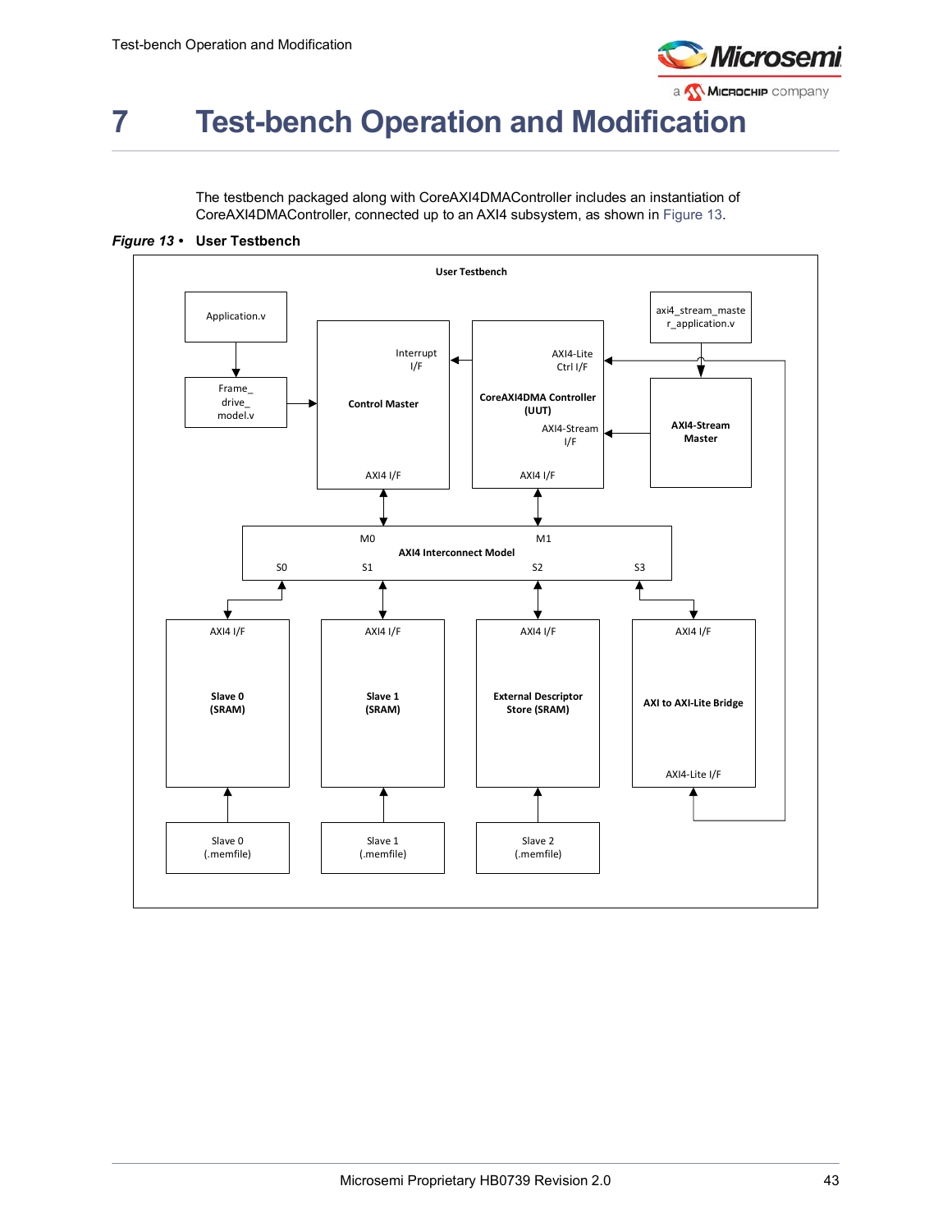# 7 Test-bench Operation and Modification

The testbench packaged along with CoreAXI4DMAController includes an instantiation of CoreAXI4DMAController, connected up to an AXI4 subsystem, as shown in Figure 13.

***Figure 13 •*** **User Testbench**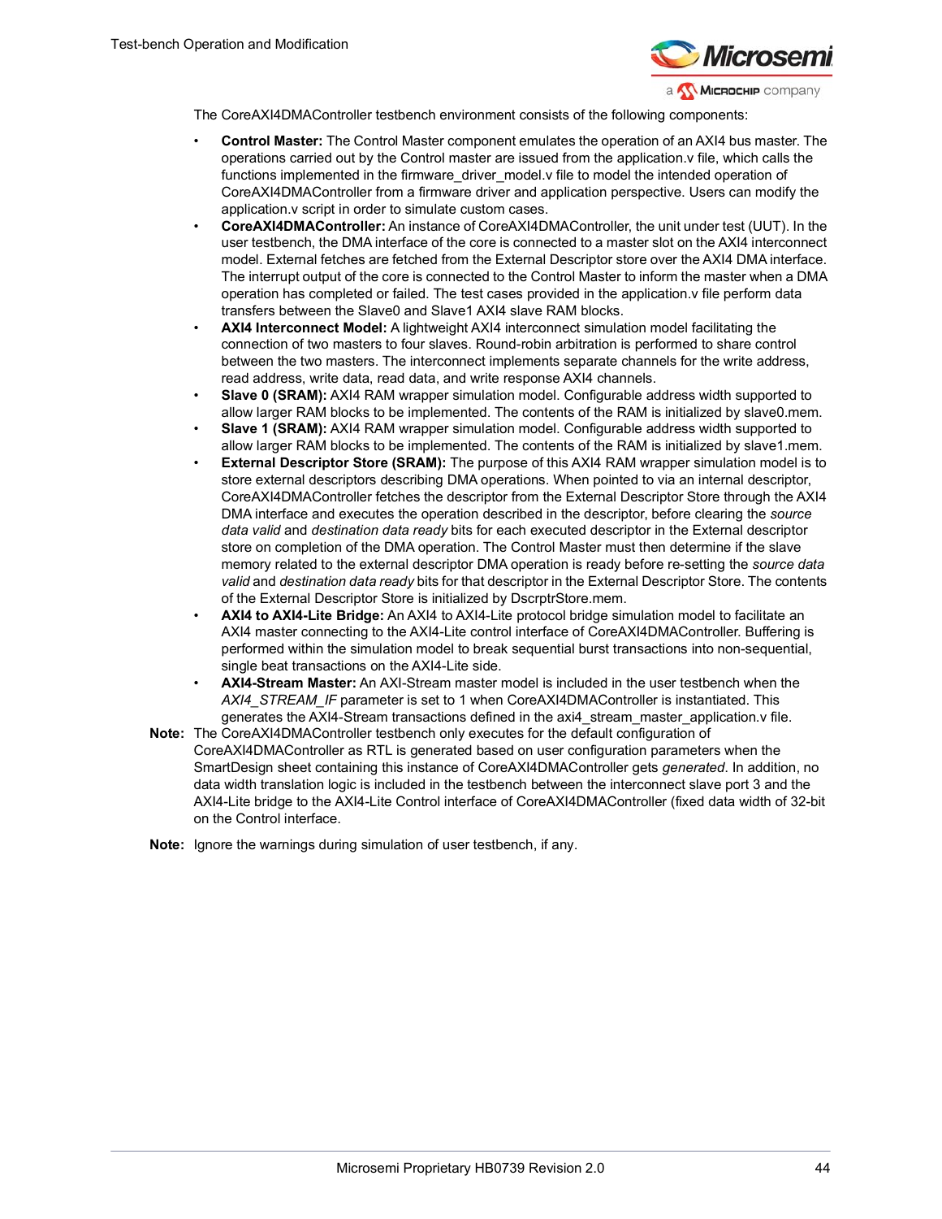The CoreAXI4DMAController testbench environment consists of the following components:

- **Control Master:** The Control Master component emulates the operation of an AXI4 bus master. The operations carried out by the Control master are issued from the application.v file, which calls the functions implemented in the firmware_driver_model.v file to model the intended operation of CoreAXI4DMAController from a firmware driver and application perspective. Users can modify the application.v script in order to simulate custom cases.
- **CoreAXI4DMAController:** An instance of CoreAXI4DMAController, the unit under test (UUT). In the user testbench, the DMA interface of the core is connected to a master slot on the AXI4 interconnect model. External fetches are fetched from the External Descriptor store over the AXI4 DMA interface. The interrupt output of the core is connected to the Control Master to inform the master when a DMA operation has completed or failed. The test cases provided in the application.v file perform data transfers between the Slave0 and Slave1 AXI4 slave RAM blocks.
- **AXI4 Interconnect Model:** A lightweight AXI4 interconnect simulation model facilitating the connection of two masters to four slaves. Round-robin arbitration is performed to share control between the two masters. The interconnect implements separate channels for the write address, read address, write data, read data, and write response AXI4 channels.
- **Slave 0 (SRAM):** AXI4 RAM wrapper simulation model. Configurable address width supported to allow larger RAM blocks to be implemented. The contents of the RAM is initialized by slave0.mem.
- **Slave 1 (SRAM):** AXI4 RAM wrapper simulation model. Configurable address width supported to allow larger RAM blocks to be implemented. The contents of the RAM is initialized by slave1.mem.
- **External Descriptor Store (SRAM):** The purpose of this AXI4 RAM wrapper simulation model is to store external descriptors describing DMA operations. When pointed to via an internal descriptor, CoreAXI4DMAController fetches the descriptor from the External Descriptor Store through the AXI4 DMA interface and executes the operation described in the descriptor, before clearing the *source data valid* and *destination data ready* bits for each executed descriptor in the External descriptor store on completion of the DMA operation. The Control Master must then determine if the slave memory related to the external descriptor DMA operation is ready before re-setting the *source data valid* and *destination data ready* bits for that descriptor in the External Descriptor Store. The contents of the External Descriptor Store is initialized by DscrptrStore.mem.
- **AXI4 to AXI4-Lite Bridge:** An AXI4 to AXI4-Lite protocol bridge simulation model to facilitate an AXI4 master connecting to the AXI4-Lite control interface of CoreAXI4DMAController. Buffering is performed within the simulation model to break sequential burst transactions into non-sequential, single beat transactions on the AXI4-Lite side.
- **AXI4-Stream Master:** An AXI-Stream master model is included in the user testbench when the *AXI4_STREAM_IF* parameter is set to 1 when CoreAXI4DMAController is instantiated. This generates the AXI4-Stream transactions defined in the axi4_stream_master_application.v file.

**Note:** The CoreAXI4DMAController testbench only executes for the default configuration of CoreAXI4DMAController as RTL is generated based on user configuration parameters when the SmartDesign sheet containing this instance of CoreAXI4DMAController gets *generated*. In addition, no data width translation logic is included in the testbench between the interconnect slave port 3 and the AXI4-Lite bridge to the AXI4-Lite Control interface of CoreAXI4DMAController (fixed data width of 32-bit on the Control interface.

**Note:** Ignore the warnings during simulation of user testbench, if any.